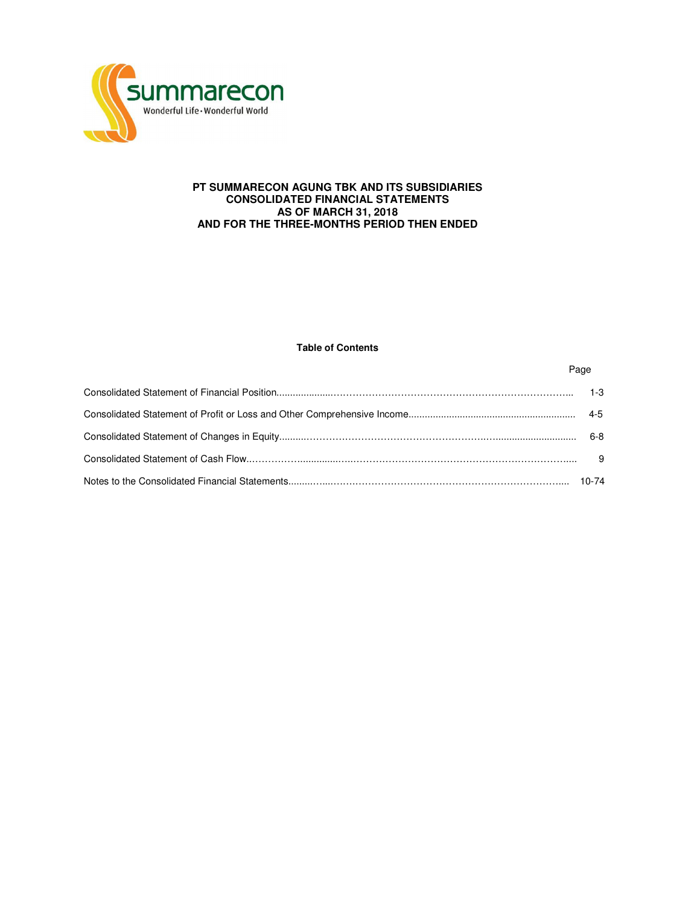summarecon

Wonderful Life • Wonderful World

# PT SUMMARECON AGUNG TBK AND ITS SUBSIDIARIES
# CONSOLIDATED FINANCIAL STATEMENTS
# AS OF MARCH 31, 2018
# AND FOR THE THREE-MONTHS PERIOD THEN ENDED

**Table of Contents**

| | Page |
|---|---|
| Consolidated Statement of Financial Position | 1-3 |
| Consolidated Statement of Profit or Loss and Other Comprehensive Income | 4-5 |
| Consolidated Statement of Changes in Equity | 6-8 |
| Consolidated Statement of Cash Flow | 9 |
| Notes to the Consolidated Financial Statements | 10-74 |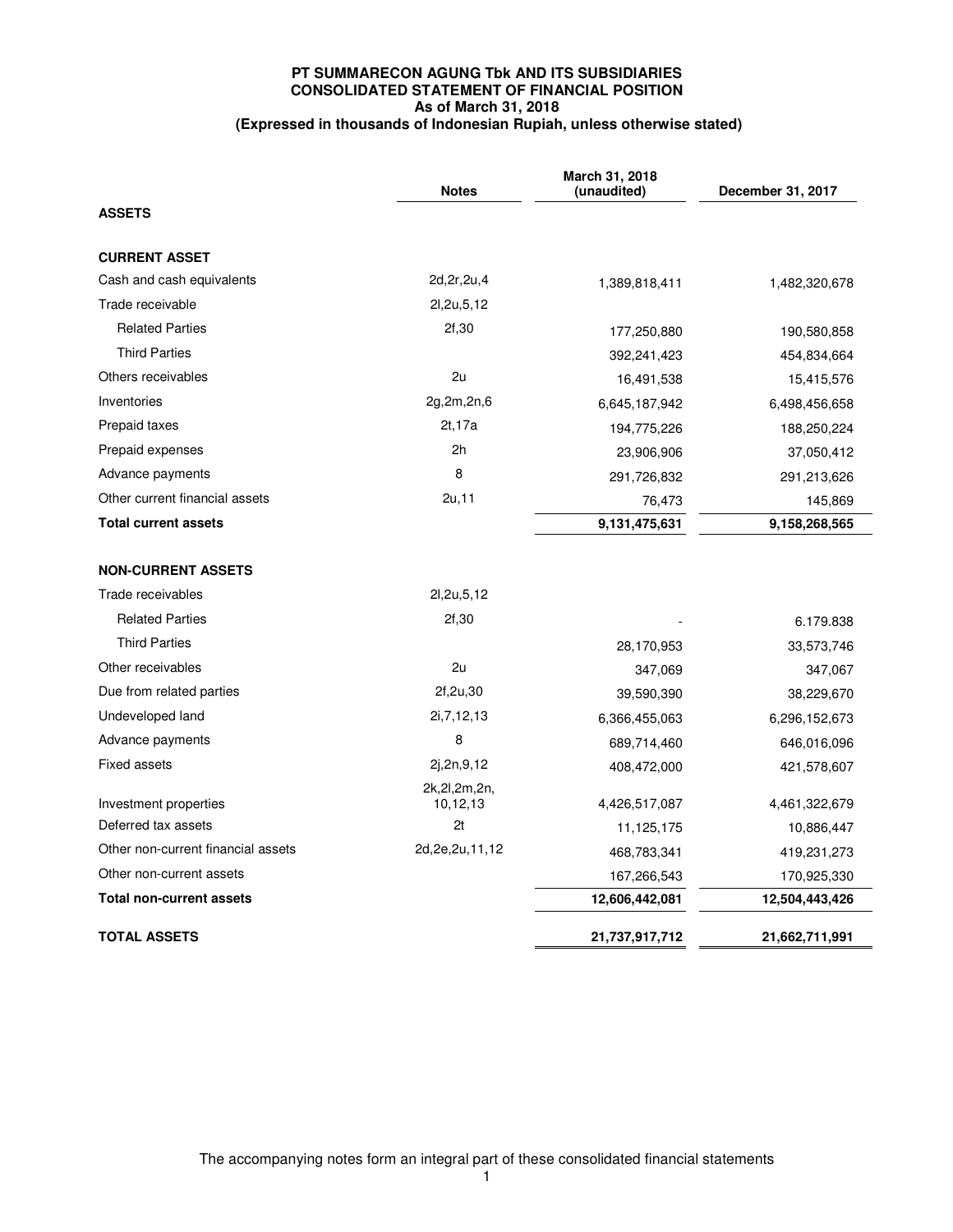**PT SUMMARECON AGUNG Tbk AND ITS SUBSIDIARIES**
**CONSOLIDATED STATEMENT OF FINANCIAL POSITION**
**As of March 31, 2018**
**(Expressed in thousands of Indonesian Rupiah, unless otherwise stated)**

| | Notes | March 31, 2018 (unaudited) | December 31, 2017 |
|---|---|---|---|
| **ASSETS** | | | |
| **CURRENT ASSET** | | | |
| Cash and cash equivalents | 2d,2r,2u,4 | 1,389,818,411 | 1,482,320,678 |
| Trade receivable | 2l,2u,5,12 | | |
| Related Parties | 2f,30 | 177,250,880 | 190,580,858 |
| Third Parties | | 392,241,423 | 454,834,664 |
| Others receivables | 2u | 16,491,538 | 15,415,576 |
| Inventories | 2g,2m,2n,6 | 6,645,187,942 | 6,498,456,658 |
| Prepaid taxes | 2t,17a | 194,775,226 | 188,250,224 |
| Prepaid expenses | 2h | 23,906,906 | 37,050,412 |
| Advance payments | 8 | 291,726,832 | 291,213,626 |
| Other current financial assets | 2u,11 | 76,473 | 145,869 |
| **Total current assets** | | **9,131,475,631** | **9,158,268,565** |
| **NON-CURRENT ASSETS** | | | |
| Trade receivables | 2l,2u,5,12 | | |
| Related Parties | 2f,30 | - | 6.179.838 |
| Third Parties | | 28,170,953 | 33,573,746 |
| Other receivables | 2u | 347,069 | 347,067 |
| Due from related parties | 2f,2u,30 | 39,590,390 | 38,229,670 |
| Undeveloped land | 2i,7,12,13 | 6,366,455,063 | 6,296,152,673 |
| Advance payments | 8 | 689,714,460 | 646,016,096 |
| Fixed assets | 2j,2n,9,12 | 408,472,000 | 421,578,607 |
| Investment properties | 2k,2l,2m,2n, 10,12,13 | 4,426,517,087 | 4,461,322,679 |
| Deferred tax assets | 2t | 11,125,175 | 10,886,447 |
| Other non-current financial assets | 2d,2e,2u,11,12 | 468,783,341 | 419,231,273 |
| Other non-current assets | | 167,266,543 | 170,925,330 |
| **Total non-current assets** | | **12,606,442,081** | **12,504,443,426** |
| **TOTAL ASSETS** | | **21,737,917,712** | **21,662,711,991** |

The accompanying notes form an integral part of these consolidated financial statements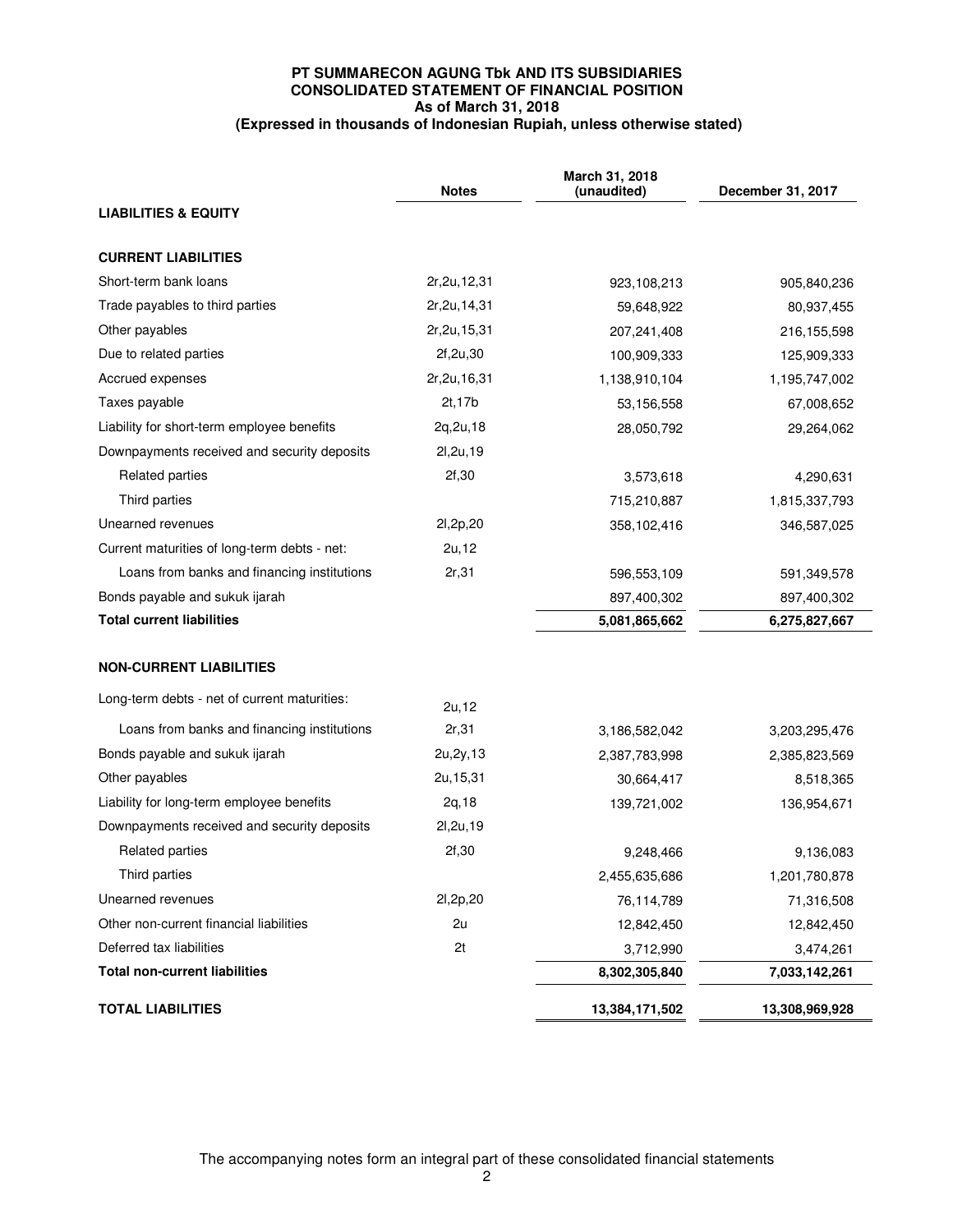**PT SUMMARECON AGUNG Tbk AND ITS SUBSIDIARIES**
**CONSOLIDATED STATEMENT OF FINANCIAL POSITION**
**As of March 31, 2018**
**(Expressed in thousands of Indonesian Rupiah, unless otherwise stated)**

| | Notes | March 31, 2018 (unaudited) | December 31, 2017 |
|---|---|---|---|
| **LIABILITIES & EQUITY** | | | |
| **CURRENT LIABILITIES** | | | |
| Short-term bank loans | 2r,2u,12,31 | 923,108,213 | 905,840,236 |
| Trade payables to third parties | 2r,2u,14,31 | 59,648,922 | 80,937,455 |
| Other payables | 2r,2u,15,31 | 207,241,408 | 216,155,598 |
| Due to related parties | 2f,2u,30 | 100,909,333 | 125,909,333 |
| Accrued expenses | 2r,2u,16,31 | 1,138,910,104 | 1,195,747,002 |
| Taxes payable | 2t,17b | 53,156,558 | 67,008,652 |
| Liability for short-term employee benefits | 2q,2u,18 | 28,050,792 | 29,264,062 |
| Downpayments received and security deposits | 2l,2u,19 | | |
| Related parties | 2f,30 | 3,573,618 | 4,290,631 |
| Third parties | | 715,210,887 | 1,815,337,793 |
| Unearned revenues | 2l,2p,20 | 358,102,416 | 346,587,025 |
| Current maturities of long-term debts - net: | 2u,12 | | |
| Loans from banks and financing institutions | 2r,31 | 596,553,109 | 591,349,578 |
| Bonds payable and sukuk ijarah | | 897,400,302 | 897,400,302 |
| **Total current liabilities** | | **5,081,865,662** | **6,275,827,667** |
| **NON-CURRENT LIABILITIES** | | | |
| Long-term debts - net of current maturities: | 2u,12 | | |
| Loans from banks and financing institutions | 2r,31 | 3,186,582,042 | 3,203,295,476 |
| Bonds payable and sukuk ijarah | 2u,2y,13 | 2,387,783,998 | 2,385,823,569 |
| Other payables | 2u,15,31 | 30,664,417 | 8,518,365 |
| Liability for long-term employee benefits | 2q,18 | 139,721,002 | 136,954,671 |
| Downpayments received and security deposits | 2l,2u,19 | | |
| Related parties | 2f,30 | 9,248,466 | 9,136,083 |
| Third parties | | 2,455,635,686 | 1,201,780,878 |
| Unearned revenues | 2l,2p,20 | 76,114,789 | 71,316,508 |
| Other non-current financial liabilities | 2u | 12,842,450 | 12,842,450 |
| Deferred tax liabilities | 2t | 3,712,990 | 3,474,261 |
| **Total non-current liabilities** | | **8,302,305,840** | **7,033,142,261** |
| **TOTAL LIABILITIES** | | **13,384,171,502** | **13,308,969,928** |

The accompanying notes form an integral part of these consolidated financial statements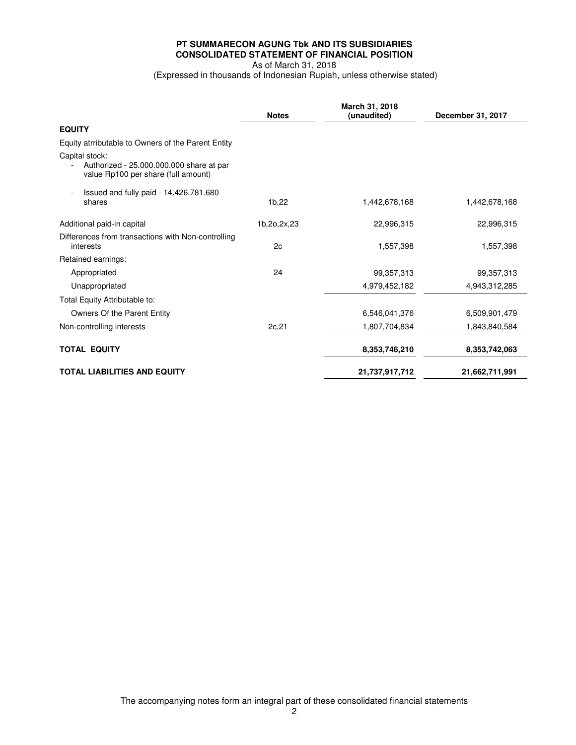**PT SUMMARECON AGUNG Tbk AND ITS SUBSIDIARIES**
**CONSOLIDATED STATEMENT OF FINANCIAL POSITION**
As of March 31, 2018
(Expressed in thousands of Indonesian Rupiah, unless otherwise stated)

| | Notes | March 31, 2018 (unaudited) | December 31, 2017 |
|---|---|---|---|
| **EQUITY** | | | |
| Equity atrributable to Owners of the Parent Entity | | | |
| Capital stock: | | | |
| - Authorized - 25.000.000.000 share at par value Rp100 per share (full amount) | | | |
| - Issued and fully paid - 14.426.781.680 shares | 1b,22 | 1,442,678,168 | 1,442,678,168 |
| Additional paid-in capital | 1b,2o,2x,23 | 22,996,315 | 22,996,315 |
| Differences from transactions with Non-controlling interests | 2c | 1,557,398 | 1,557,398 |
| Retained earnings: | | | |
| Appropriated | 24 | 99,357,313 | 99,357,313 |
| Unappropriated | | 4,979,452,182 | 4,943,312,285 |
| Total Equity Attributable to: | | | |
| Owners Of the Parent Entity | | 6,546,041,376 | 6,509,901,479 |
| Non-controlling interests | 2c,21 | 1,807,704,834 | 1,843,840,584 |
| **TOTAL EQUITY** | | **8,353,746,210** | **8,353,742,063** |
| **TOTAL LIABILITIES AND EQUITY** | | **21,737,917,712** | **21,662,711,991** |

The accompanying notes form an integral part of these consolidated financial statements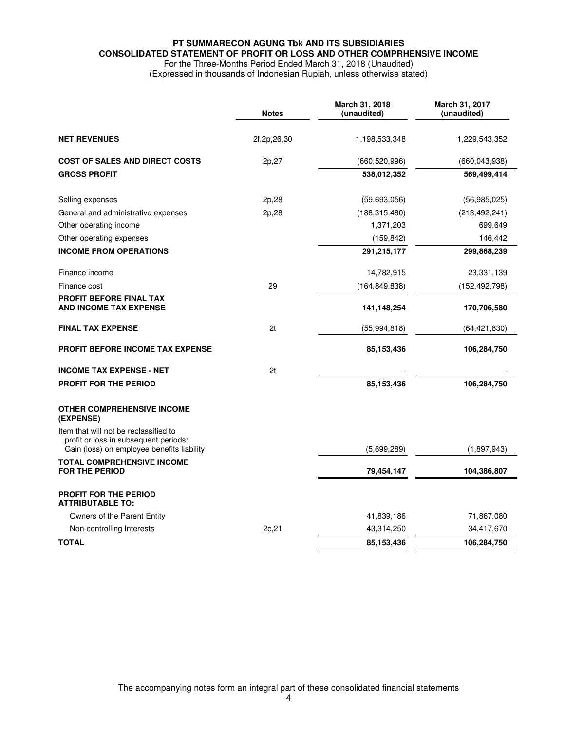**PT SUMMARECON AGUNG Tbk AND ITS SUBSIDIARIES**
**CONSOLIDATED STATEMENT OF PROFIT OR LOSS AND OTHER COMPRHENSIVE INCOME**
For the Three-Months Period Ended March 31, 2018 (Unaudited)
(Expressed in thousands of Indonesian Rupiah, unless otherwise stated)

| | Notes | March 31, 2018 (unaudited) | March 31, 2017 (unaudited) |
|---|---|---|---|
| **NET REVENUES** | 2f,2p,26,30 | 1,198,533,348 | 1,229,543,352 |
| **COST OF SALES AND DIRECT COSTS** | 2p,27 | (660,520,996) | (660,043,938) |
| **GROSS PROFIT** | | **538,012,352** | **569,499,414** |
| Selling expenses | 2p,28 | (59,693,056) | (56,985,025) |
| General and administrative expenses | 2p,28 | (188,315,480) | (213,492,241) |
| Other operating income | | 1,371,203 | 699,649 |
| Other operating expenses | | (159,842) | 146,442 |
| **INCOME FROM OPERATIONS** | | **291,215,177** | **299,868,239** |
| Finance income | | 14,782,915 | 23,331,139 |
| Finance cost | 29 | (164,849,838) | (152,492,798) |
| **PROFIT BEFORE FINAL TAX AND INCOME TAX EXPENSE** | | **141,148,254** | **170,706,580** |
| **FINAL TAX EXPENSE** | 2t | (55,994,818) | (64,421,830) |
| **PROFIT BEFORE INCOME TAX EXPENSE** | | **85,153,436** | **106,284,750** |
| **INCOME TAX EXPENSE - NET** | 2t | - | - |
| **PROFIT FOR THE PERIOD** | | **85,153,436** | **106,284,750** |
| **OTHER COMPREHENSIVE INCOME (EXPENSE)** | | | |
| Item that will not be reclassified to profit or loss in subsequent periods: Gain (loss) on employee benefits liability | | (5,699,289) | (1,897,943) |
| **TOTAL COMPREHENSIVE INCOME FOR THE PERIOD** | | **79,454,147** | **104,386,807** |
| **PROFIT FOR THE PERIOD ATTRIBUTABLE TO:** | | | |
| Owners of the Parent Entity | | 41,839,186 | 71,867,080 |
| Non-controlling Interests | 2c,21 | 43,314,250 | 34,417,670 |
| **TOTAL** | | **85,153,436** | **106,284,750** |

The accompanying notes form an integral part of these consolidated financial statements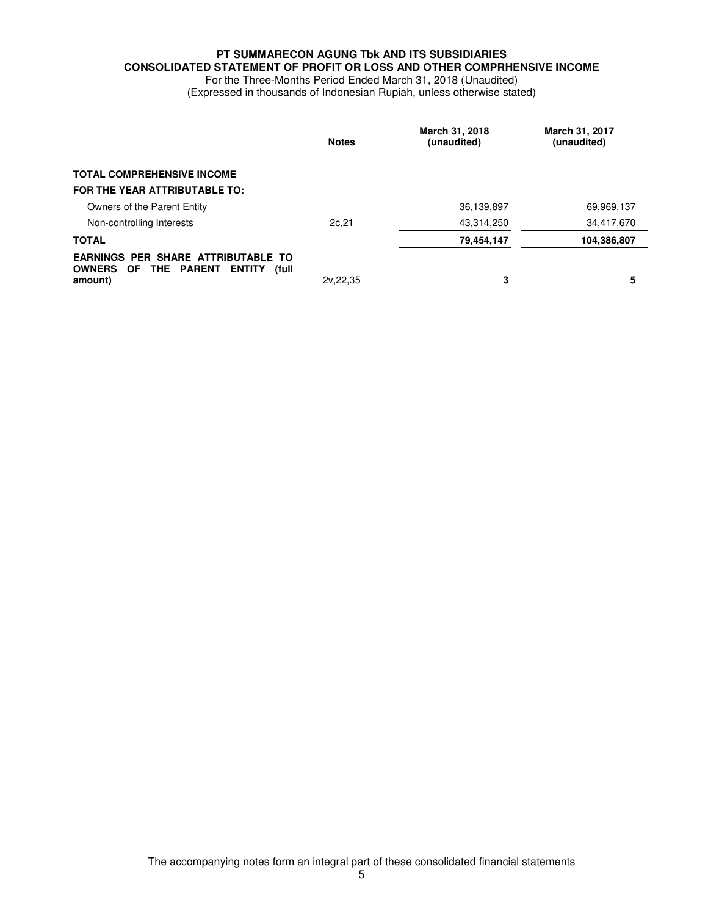**PT SUMMARECON AGUNG Tbk AND ITS SUBSIDIARIES**
**CONSOLIDATED STATEMENT OF PROFIT OR LOSS AND OTHER COMPRHENSIVE INCOME**
For the Three-Months Period Ended March 31, 2018 (Unaudited)
(Expressed in thousands of Indonesian Rupiah, unless otherwise stated)

| | Notes | March 31, 2018 (unaudited) | March 31, 2017 (unaudited) |
|---|---|---|---|
| **TOTAL COMPREHENSIVE INCOME** | | | |
| **FOR THE YEAR ATTRIBUTABLE TO:** | | | |
| Owners of the Parent Entity | | 36,139,897 | 69,969,137 |
| Non-controlling Interests | 2c,21 | 43,314,250 | 34,417,670 |
| **TOTAL** | | **79,454,147** | **104,386,807** |
| **EARNINGS PER SHARE ATTRIBUTABLE TO OWNERS OF THE PARENT ENTITY (full amount)** | 2v,22,35 | **3** | **5** |

The accompanying notes form an integral part of these consolidated financial statements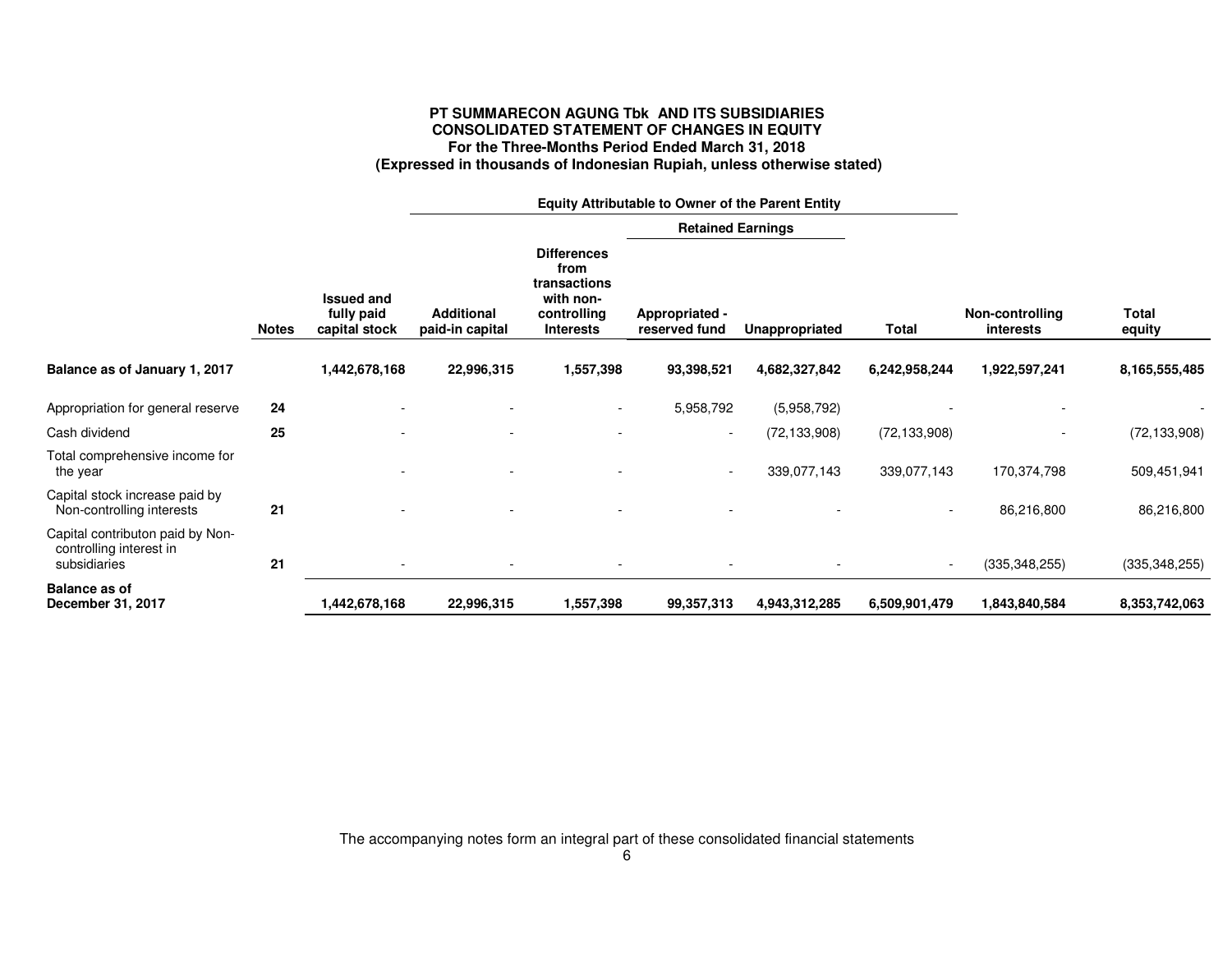**PT SUMMARECON AGUNG Tbk AND ITS SUBSIDIARIES**
**CONSOLIDATED STATEMENT OF CHANGES IN EQUITY**
**For the Three-Months Period Ended March 31, 2018**
**(Expressed in thousands of Indonesian Rupiah, unless otherwise stated)**

| | | Equity Attributable to Owner of the Parent Entity | | | | | | | |
|---|---|---|---|---|---|---|---|---|---|
| | | | | | Retained Earnings | | | | |
| | Notes | Issued and fully paid capital stock | Additional paid-in capital | Differences from transactions with non-controlling Interests | Appropriated - reserved fund | Unappropriated | Total | Non-controlling interests | Total equity |
| **Balance as of January 1, 2017** | | **1,442,678,168** | **22,996,315** | **1,557,398** | **93,398,521** | **4,682,327,842** | **6,242,958,244** | **1,922,597,241** | **8,165,555,485** |
| Appropriation for general reserve | **24** | - | - | - | 5,958,792 | (5,958,792) | - | - | - |
| Cash dividend | **25** | - | - | - | - | (72,133,908) | (72,133,908) | - | (72,133,908) |
| Total comprehensive income for the year | | - | - | - | - | 339,077,143 | 339,077,143 | 170,374,798 | 509,451,941 |
| Capital stock increase paid by Non-controlling interests | **21** | - | - | - | - | - | - | 86,216,800 | 86,216,800 |
| Capital contributon paid by Non-controlling interest in subsidiaries | **21** | - | - | - | - | - | - | (335,348,255) | (335,348,255) |
| **Balance as of December 31, 2017** | | **1,442,678,168** | **22,996,315** | **1,557,398** | **99,357,313** | **4,943,312,285** | **6,509,901,479** | **1,843,840,584** | **8,353,742,063** |

The accompanying notes form an integral part of these consolidated financial statements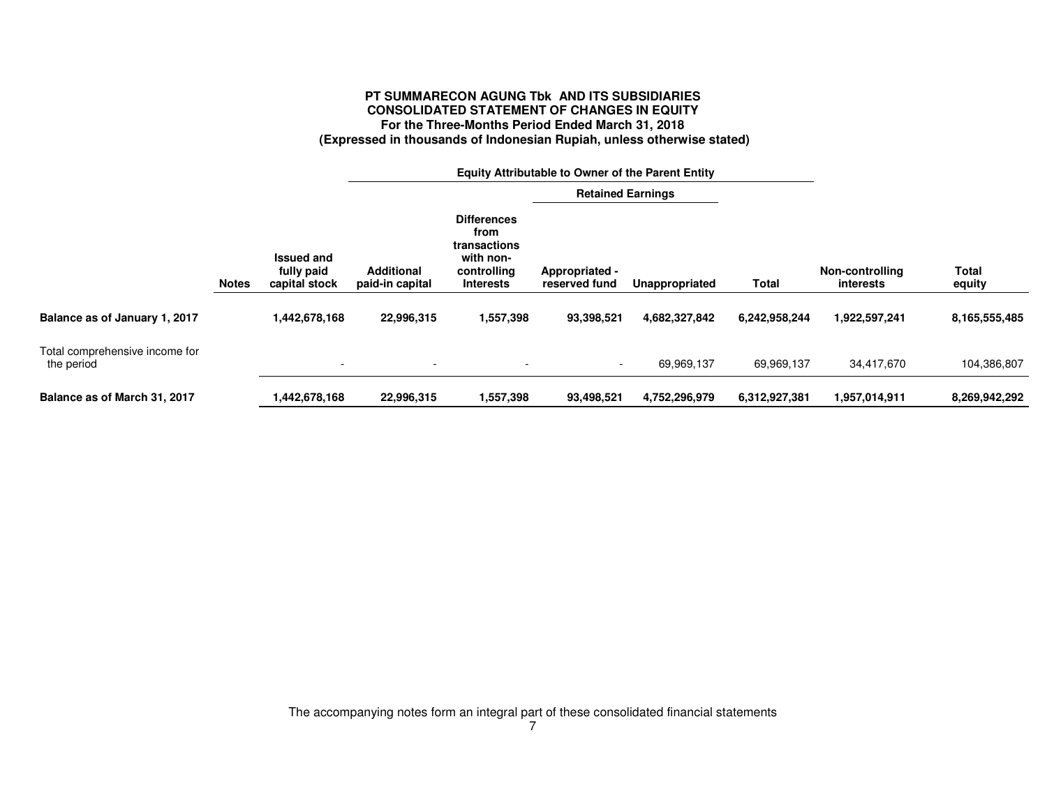**PT SUMMARECON AGUNG Tbk AND ITS SUBSIDIARIES**
**CONSOLIDATED STATEMENT OF CHANGES IN EQUITY**
**For the Three-Months Period Ended March 31, 2018**
**(Expressed in thousands of Indonesian Rupiah, unless otherwise stated)**

| | | Equity Attributable to Owner of the Parent Entity | | | | | | | |
|---|---|---|---|---|---|---|---|---|---|
| | | | | | Retained Earnings | | | | |
| | Notes | Issued and fully paid capital stock | Additional paid-in capital | Differences from transactions with non-controlling Interests | Appropriated - reserved fund | Unappropriated | Total | Non-controlling interests | Total equity |
| **Balance as of January 1, 2017** | | **1,442,678,168** | **22,996,315** | **1,557,398** | **93,398,521** | **4,682,327,842** | **6,242,958,244** | **1,922,597,241** | **8,165,555,485** |
| Total comprehensive income for the period | | - | - | - | - | 69,969,137 | 69,969,137 | 34,417,670 | 104,386,807 |
| **Balance as of March 31, 2017** | | **1,442,678,168** | **22,996,315** | **1,557,398** | **93,498,521** | **4,752,296,979** | **6,312,927,381** | **1,957,014,911** | **8,269,942,292** |

The accompanying notes form an integral part of these consolidated financial statements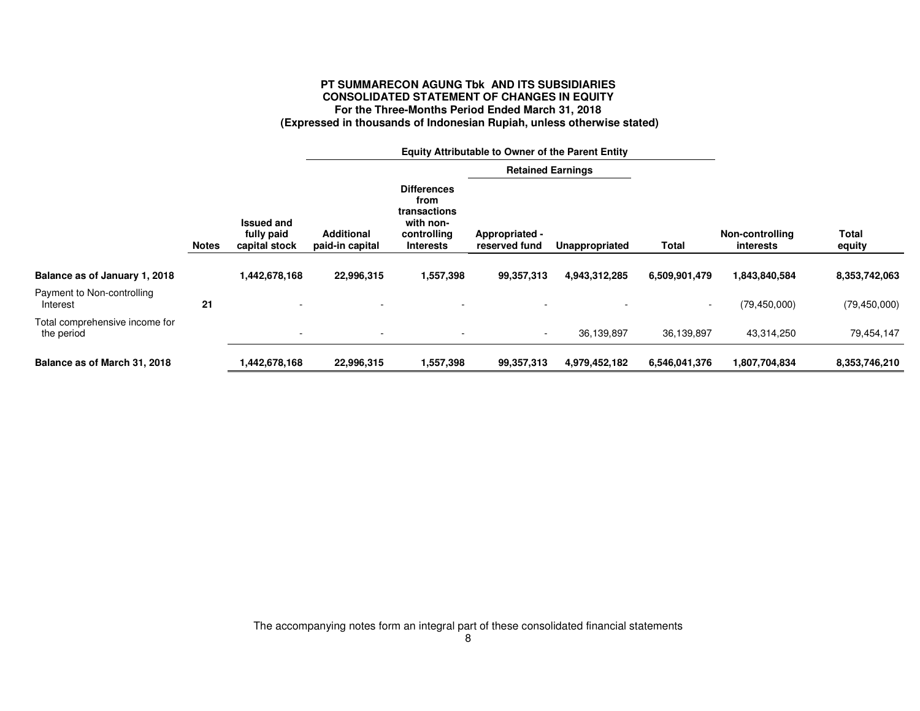**PT SUMMARECON AGUNG Tbk AND ITS SUBSIDIARIES**
**CONSOLIDATED STATEMENT OF CHANGES IN EQUITY**
**For the Three-Months Period Ended March 31, 2018**
**(Expressed in thousands of Indonesian Rupiah, unless otherwise stated)**

| | | Equity Attributable to Owner of the Parent Entity | | | | | | | |
|---|---|---|---|---|---|---|---|---|---|
| | | | | | Retained Earnings | | | | |
| | Notes | Issued and fully paid capital stock | Additional paid-in capital | Differences from transactions with non-controlling Interests | Appropriated - reserved fund | Unappropriated | Total | Non-controlling interests | Total equity |
| **Balance as of January 1, 2018** | | **1,442,678,168** | **22,996,315** | **1,557,398** | **99,357,313** | **4,943,312,285** | **6,509,901,479** | **1,843,840,584** | **8,353,742,063** |
| Payment to Non-controlling Interest | **21** | - | - | - | - | - | - | (79,450,000) | (79,450,000) |
| Total comprehensive income for the period | | - | - | - | - | 36,139,897 | 36,139,897 | 43,314,250 | 79,454,147 |
| **Balance as of March 31, 2018** | | **1,442,678,168** | **22,996,315** | **1,557,398** | **99,357,313** | **4,979,452,182** | **6,546,041,376** | **1,807,704,834** | **8,353,746,210** |

The accompanying notes form an integral part of these consolidated financial statements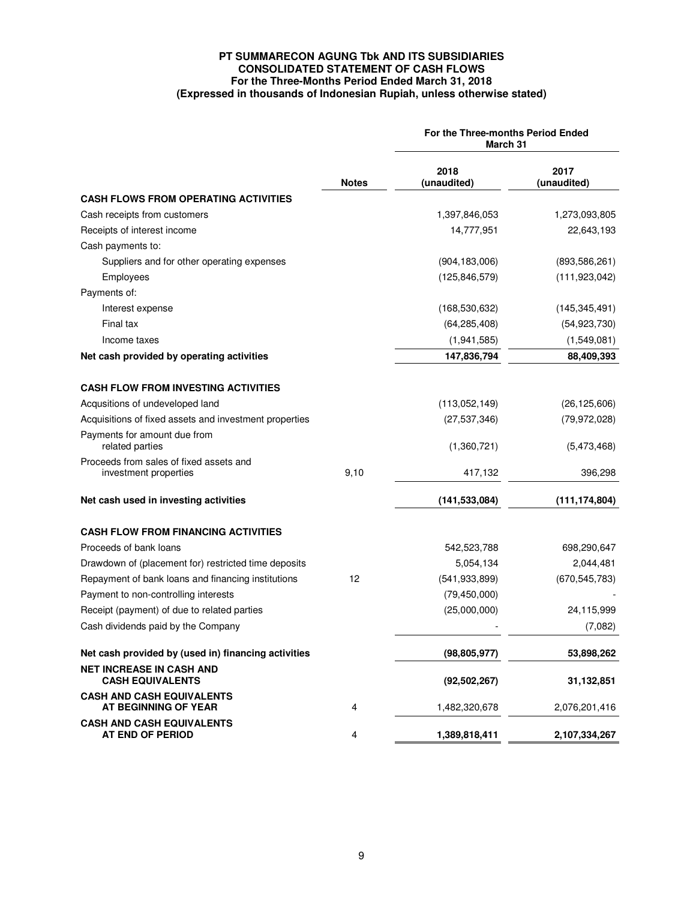**PT SUMMARECON AGUNG Tbk AND ITS SUBSIDIARIES**
**CONSOLIDATED STATEMENT OF CASH FLOWS**
**For the Three-Months Period Ended March 31, 2018**
**(Expressed in thousands of Indonesian Rupiah, unless otherwise stated)**

| | Notes | For the Three-months Period Ended March 31 | |
|---|---|---|---|
| | | 2018 (unaudited) | 2017 (unaudited) |
| **CASH FLOWS FROM OPERATING ACTIVITIES** | | | |
| Cash receipts from customers | | 1,397,846,053 | 1,273,093,805 |
| Receipts of interest income | | 14,777,951 | 22,643,193 |
| Cash payments to: | | | |
| Suppliers and for other operating expenses | | (904,183,006) | (893,586,261) |
| Employees | | (125,846,579) | (111,923,042) |
| Payments of: | | | |
| Interest expense | | (168,530,632) | (145,345,491) |
| Final tax | | (64,285,408) | (54,923,730) |
| Income taxes | | (1,941,585) | (1,549,081) |
| **Net cash provided by operating activities** | | **147,836,794** | **88,409,393** |
| **CASH FLOW FROM INVESTING ACTIVITIES** | | | |
| Acqusitions of undeveloped land | | (113,052,149) | (26,125,606) |
| Acquisitions of fixed assets and investment properties | | (27,537,346) | (79,972,028) |
| Payments for amount due from related parties | | (1,360,721) | (5,473,468) |
| Proceeds from sales of fixed assets and investment properties | 9,10 | 417,132 | 396,298 |
| **Net cash used in investing activities** | | **(141,533,084)** | **(111,174,804)** |
| **CASH FLOW FROM FINANCING ACTIVITIES** | | | |
| Proceeds of bank loans | | 542,523,788 | 698,290,647 |
| Drawdown of (placement for) restricted time deposits | | 5,054,134 | 2,044,481 |
| Repayment of bank loans and financing institutions | 12 | (541,933,899) | (670,545,783) |
| Payment to non-controlling interests | | (79,450,000) | - |
| Receipt (payment) of due to related parties | | (25,000,000) | 24,115,999 |
| Cash dividends paid by the Company | | - | (7,082) |
| **Net cash provided by (used in) financing activities** | | **(98,805,977)** | **53,898,262** |
| **NET INCREASE IN CASH AND CASH EQUIVALENTS** | | **(92,502,267)** | **31,132,851** |
| **CASH AND CASH EQUIVALENTS AT BEGINNING OF YEAR** | 4 | 1,482,320,678 | 2,076,201,416 |
| **CASH AND CASH EQUIVALENTS AT END OF PERIOD** | 4 | **1,389,818,411** | **2,107,334,267** |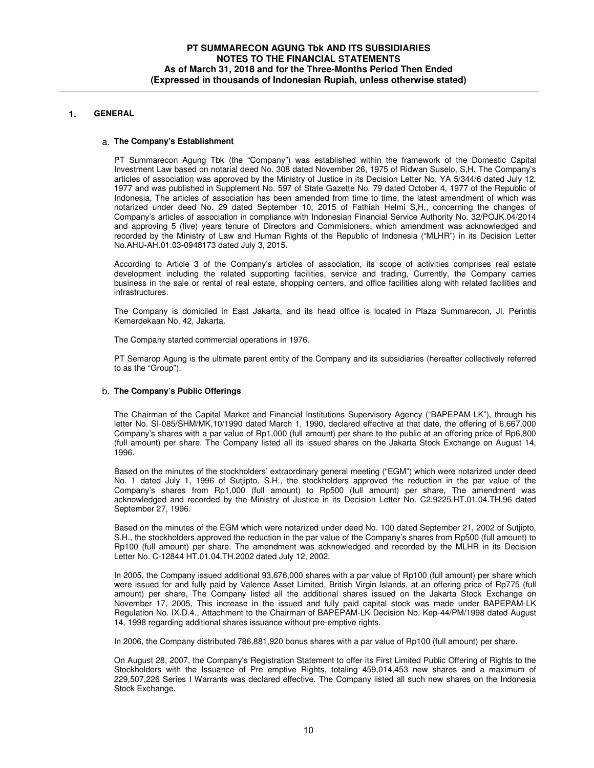## 1. GENERAL

### a. The Company's Establishment

PT Summarecon Agung Tbk (the "Company") was established within the framework of the Domestic Capital Investment Law based on notarial deed No. 308 dated November 26, 1975 of Ridwan Suselo, S,H, The Company's articles of association was approved by the Ministry of Justice in its Decision Letter No, YA 5/344/6 dated July 12, 1977 and was published in Supplement No. 597 of State Gazette No. 79 dated October 4, 1977 of the Republic of Indonesia, The articles of association has been amended from time to time, the latest amendment of which was notarized under deed No. 29 dated September 10, 2015 of Fathiah Helmi S,H,, concerning the changes of Company's articles of association in compliance with Indonesian Financial Service Authority No. 32/POJK.04/2014 and approving 5 (five) years tenure of Directors and Commisioners, which amendment was acknowledged and recorded by the Ministry of Law and Human Rights of the Republic of Indonesia ("MLHR") in its Decision Letter No.AHU-AH.01.03-0948173 dated July 3, 2015.

According to Article 3 of the Company's articles of association, its scope of activities comprises real estate development including the related supporting facilities, service and trading, Currently, the Company carries business in the sale or rental of real estate, shopping centers, and office facilities along with related facilities and infrastructures.

The Company is domiciled in East Jakarta, and its head office is located in Plaza Summarecon, Jl. Perintis Kemerdekaan No. 42, Jakarta.

The Company started commercial operations in 1976.

PT Semarop Agung is the ultimate parent entity of the Company and its subsidiaries (hereafter collectively referred to as the "Group").

### b. The Company's Public Offerings

The Chairman of the Capital Market and Financial Institutions Supervisory Agency ("BAPEPAM-LK"), through his letter No. SI-085/SHM/MK,10/1990 dated March 1, 1990, declared effective at that date, the offering of 6,667,000 Company's shares with a par value of Rp1,000 (full amount) per share to the public at an offering price of Rp6,800 (full amount) per share. The Company listed all its issued shares on the Jakarta Stock Exchange on August 14, 1996.

Based on the minutes of the stockholders' extraordinary general meeting ("EGM") which were notarized under deed No. 1 dated July 1, 1996 of Sutjipto, S.H., the stockholders approved the reduction in the par value of the Company's shares from Rp1,000 (full amount) to Rp500 (full amount) per share, The amendment was acknowledged and recorded by the Ministry of Justice in its Decision Letter No. C2.9225.HT.01.04.TH.96 dated September 27, 1996.

Based on the minutes of the EGM which were notarized under deed No. 100 dated September 21, 2002 of Sutjipto, S.H., the stockholders approved the reduction in the par value of the Company's shares from Rp500 (full amount) to Rp100 (full amount) per share. The amendment was acknowledged and recorded by the MLHR in its Decision Letter No. C-12844 HT.01.04.TH.2002 dated July 12, 2002.

In 2005, the Company issued additional 93,676,000 shares with a par value of Rp100 (full amount) per share which were issued for and fully paid by Valence Asset Limited, British Virgin Islands, at an offering price of Rp775 (full amount) per share, The Company listed all the additional shares issued on the Jakarta Stock Exchange on November 17, 2005, This increase in the issued and fully paid capital stock was made under BAPEPAM-LK Regulation No. IX.D.4., Attachment to the Chairman of BAPEPAM-LK Decision No. Kep-44/PM/1998 dated August 14, 1998 regarding additional shares issuance without pre-emptive rights.

In 2006, the Company distributed 786,881,920 bonus shares with a par value of Rp100 (full amount) per share.

On August 28, 2007, the Company's Registration Statement to offer its First Limited Public Offering of Rights to the Stockholders with the Issuance of Pre emptive Rights, totaling 459,014,453 new shares and a maximum of 229,507,226 Series I Warrants was declared effective. The Company listed all such new shares on the Indonesia Stock Exchange.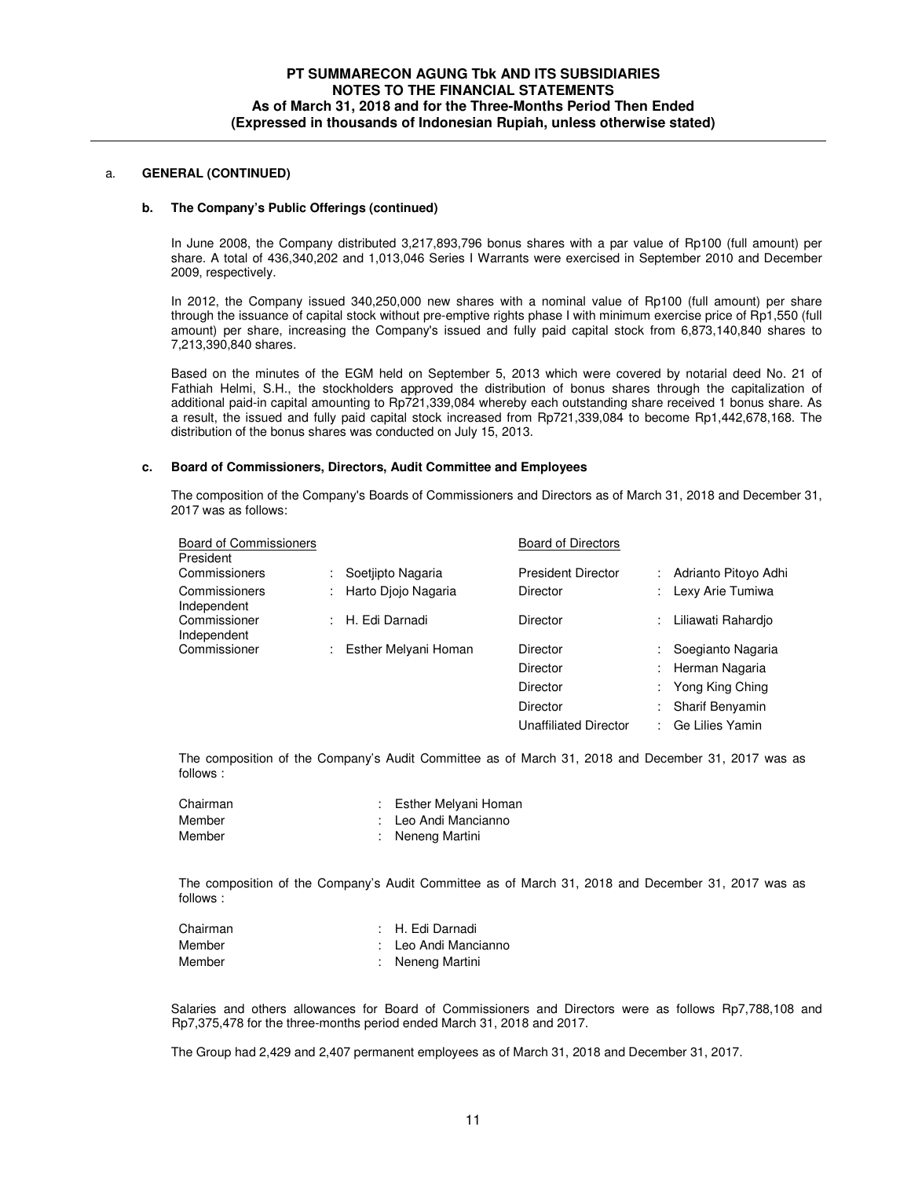a. **GENERAL (CONTINUED)**

**b. The Company's Public Offerings (continued)**

In June 2008, the Company distributed 3,217,893,796 bonus shares with a par value of Rp100 (full amount) per share. A total of 436,340,202 and 1,013,046 Series I Warrants were exercised in September 2010 and December 2009, respectively.

In 2012, the Company issued 340,250,000 new shares with a nominal value of Rp100 (full amount) per share through the issuance of capital stock without pre-emptive rights phase I with minimum exercise price of Rp1,550 (full amount) per share, increasing the Company's issued and fully paid capital stock from 6,873,140,840 shares to 7,213,390,840 shares.

Based on the minutes of the EGM held on September 5, 2013 which were covered by notarial deed No. 21 of Fathiah Helmi, S.H., the stockholders approved the distribution of bonus shares through the capitalization of additional paid-in capital amounting to Rp721,339,084 whereby each outstanding share received 1 bonus share. As a result, the issued and fully paid capital stock increased from Rp721,339,084 to become Rp1,442,678,168. The distribution of the bonus shares was conducted on July 15, 2013.

**c. Board of Commissioners, Directors, Audit Committee and Employees**

The composition of the Company's Boards of Commissioners and Directors as of March 31, 2018 and December 31, 2017 was as follows:

| Board of Commissioners | | Board of Directors | |
|---|---|---|---|
| President Commissioners | : Soetjipto Nagaria | President Director | : Adrianto Pitoyo Adhi |
| Commissioners | : Harto Djojo Nagaria | Director | : Lexy Arie Tumiwa |
| Independent Commissioner | : H. Edi Darnadi | Director | : Liliawati Rahardjo |
| Independent Commissioner | : Esther Melyani Homan | Director | : Soegianto Nagaria |
| | | Director | : Herman Nagaria |
| | | Director | : Yong King Ching |
| | | Director | : Sharif Benyamin |
| | | Unaffiliated Director | : Ge Lilies Yamin |

The composition of the Company's Audit Committee as of March 31, 2018 and December 31, 2017 was as follows :

| | |
|---|---|
| Chairman | : Esther Melyani Homan |
| Member | : Leo Andi Mancianno |
| Member | : Neneng Martini |

The composition of the Company's Audit Committee as of March 31, 2018 and December 31, 2017 was as follows :

| | |
|---|---|
| Chairman | : H. Edi Darnadi |
| Member | : Leo Andi Mancianno |
| Member | : Neneng Martini |

Salaries and others allowances for Board of Commissioners and Directors were as follows Rp7,788,108 and Rp7,375,478 for the three-months period ended March 31, 2018 and 2017.

The Group had 2,429 and 2,407 permanent employees as of March 31, 2018 and December 31, 2017.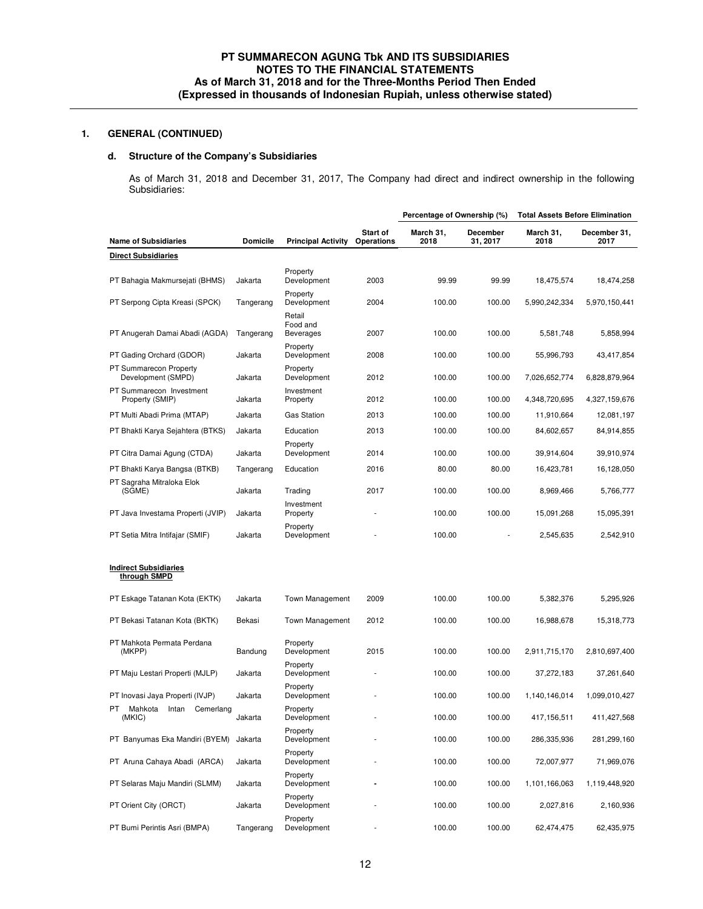## 1. GENERAL (CONTINUED)

### d. Structure of the Company's Subsidiaries

As of March 31, 2018 and December 31, 2017, The Company had direct and indirect ownership in the following Subsidiaries:

| | | | | Percentage of Ownership (%) | | Total Assets Before Elimination | |
|---|---|---|---|---|---|---|---|
| **Name of Subsidiaries** | **Domicile** | **Principal Activity** | **Start of Operations** | **March 31, 2018** | **December 31, 2017** | **March 31, 2018** | **December 31, 2017** |
| **Direct Subsidiaries** | | | | | | | |
| PT Bahagia Makmursejati (BHMS) | Jakarta | Property Development | 2003 | 99.99 | 99.99 | 18,475,574 | 18,474,258 |
| PT Serpong Cipta Kreasi (SPCK) | Tangerang | Property Development | 2004 | 100.00 | 100.00 | 5,990,242,334 | 5,970,150,441 |
| PT Anugerah Damai Abadi (AGDA) | Tangerang | Retail Food and Beverages | 2007 | 100.00 | 100.00 | 5,581,748 | 5,858,994 |
| PT Gading Orchard (GDOR) | Jakarta | Property Development | 2008 | 100.00 | 100.00 | 55,996,793 | 43,417,854 |
| PT Summarecon Property Development (SMPD) | Jakarta | Property Development | 2012 | 100.00 | 100.00 | 7,026,652,774 | 6,828,879,964 |
| PT Summarecon Investment Property (SMIP) | Jakarta | Investment Property | 2012 | 100.00 | 100.00 | 4,348,720,695 | 4,327,159,676 |
| PT Multi Abadi Prima (MTAP) | Jakarta | Gas Station | 2013 | 100.00 | 100.00 | 11,910,664 | 12,081,197 |
| PT Bhakti Karya Sejahtera (BTKS) | Jakarta | Education | 2013 | 100.00 | 100.00 | 84,602,657 | 84,914,855 |
| PT Citra Damai Agung (CTDA) | Jakarta | Property Development | 2014 | 100.00 | 100.00 | 39,914,604 | 39,910,974 |
| PT Bhakti Karya Bangsa (BTKB) | Tangerang | Education | 2016 | 80.00 | 80.00 | 16,423,781 | 16,128,050 |
| PT Sagraha Mitraloka Elok (SGME) | Jakarta | Trading | 2017 | 100.00 | 100.00 | 8,969,466 | 5,766,777 |
| PT Java Investama Properti (JVIP) | Jakarta | Investment Property | - | 100.00 | 100.00 | 15,091,268 | 15,095,391 |
| PT Setia Mitra Intifajar (SMIF) | Jakarta | Property Development | - | 100.00 | - | 2,545,635 | 2,542,910 |
| **Indirect Subsidiaries through SMPD** | | | | | | | |
| PT Eskage Tatanan Kota (EKTK) | Jakarta | Town Management | 2009 | 100.00 | 100.00 | 5,382,376 | 5,295,926 |
| PT Bekasi Tatanan Kota (BKTK) | Bekasi | Town Management | 2012 | 100.00 | 100.00 | 16,988,678 | 15,318,773 |
| PT Mahkota Permata Perdana (MKPP) | Bandung | Property Development | 2015 | 100.00 | 100.00 | 2,911,715,170 | 2,810,697,400 |
| PT Maju Lestari Properti (MJLP) | Jakarta | Property Development | - | 100.00 | 100.00 | 37,272,183 | 37,261,640 |
| PT Inovasi Jaya Properti (IVJP) | Jakarta | Property Development | - | 100.00 | 100.00 | 1,140,146,014 | 1,099,010,427 |
| PT Mahkota Intan Cemerlang (MKIC) | Jakarta | Property Development | - | 100.00 | 100.00 | 417,156,511 | 411,427,568 |
| PT Banyumas Eka Mandiri (BYEM) | Jakarta | Property Development | - | 100.00 | 100.00 | 286,335,936 | 281,299,160 |
| PT Aruna Cahaya Abadi (ARCA) | Jakarta | Property Development | - | 100.00 | 100.00 | 72,007,977 | 71,969,076 |
| PT Selaras Maju Mandiri (SLMM) | Jakarta | Property Development | - | 100.00 | 100.00 | 1,101,166,063 | 1,119,448,920 |
| PT Orient City (ORCT) | Jakarta | Property Development | - | 100.00 | 100.00 | 2,027,816 | 2,160,936 |
| PT Bumi Perintis Asri (BMPA) | Tangerang | Property Development | - | 100.00 | 100.00 | 62,474,475 | 62,435,975 |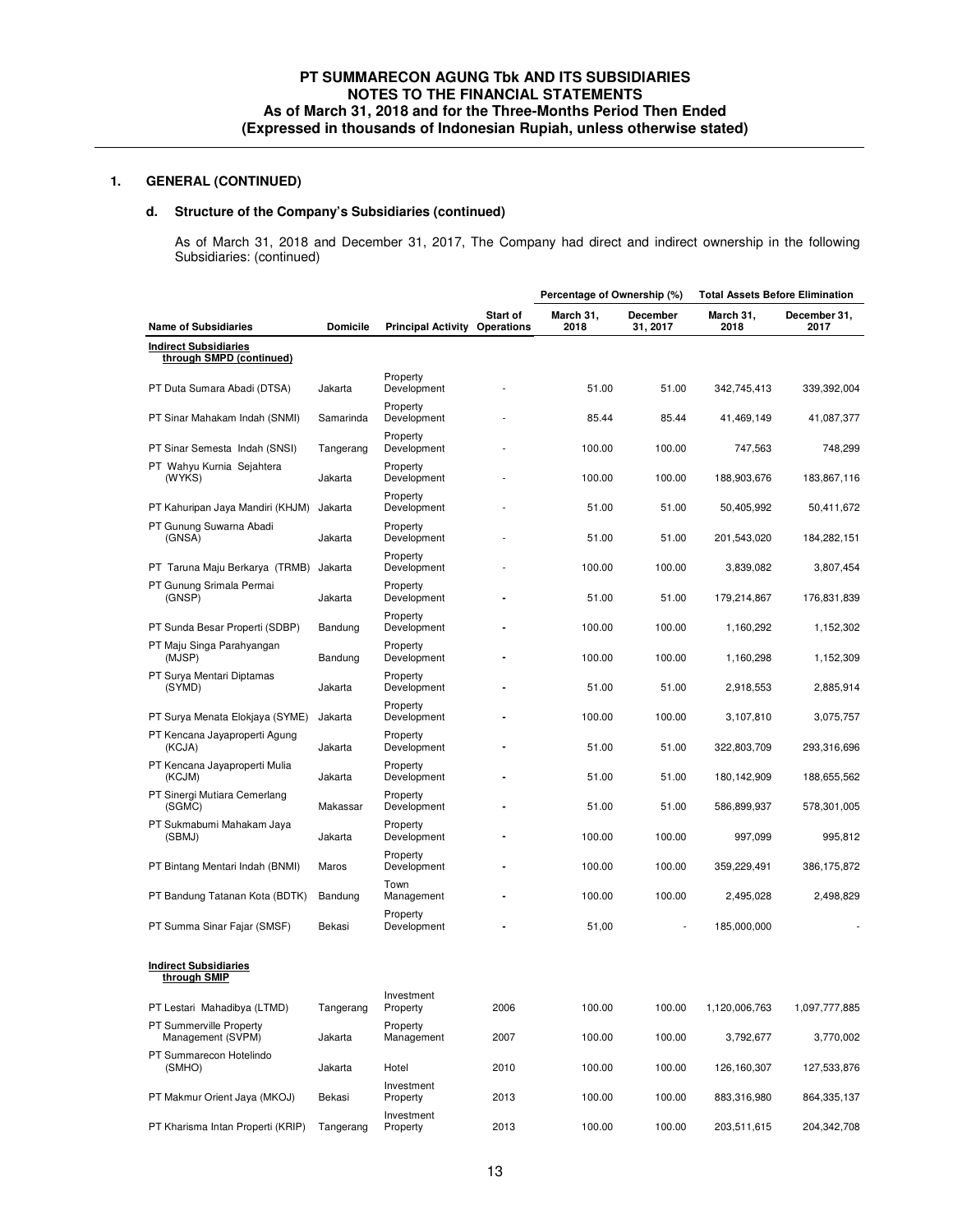## 1. GENERAL (CONTINUED)

### d. Structure of the Company's Subsidiaries (continued)

As of March 31, 2018 and December 31, 2017, The Company had direct and indirect ownership in the following Subsidiaries: (continued)

| Name of Subsidiaries | Domicile | Principal Activity | Start of Operations | Percentage of Ownership (%) | | Total Assets Before Elimination | |
|---|---|---|---|---|---|---|---|
| | | | | March 31, 2018 | December 31, 2017 | March 31, 2018 | December 31, 2017 |
| **Indirect Subsidiaries through SMPD (continued)** | | | | | | | |
| PT Duta Sumara Abadi (DTSA) | Jakarta | Property Development | - | 51.00 | 51.00 | 342,745,413 | 339,392,004 |
| PT Sinar Mahakam Indah (SNMI) | Samarinda | Property Development | - | 85.44 | 85.44 | 41,469,149 | 41,087,377 |
| PT Sinar Semesta Indah (SNSI) | Tangerang | Property Development | - | 100.00 | 100.00 | 747,563 | 748,299 |
| PT Wahyu Kurnia Sejahtera (WYKS) | Jakarta | Property Development | - | 100.00 | 100.00 | 188,903,676 | 183,867,116 |
| PT Kahuripan Jaya Mandiri (KHJM) | Jakarta | Property Development | - | 51.00 | 51.00 | 50,405,992 | 50,411,672 |
| PT Gunung Suwarna Abadi (GNSA) | Jakarta | Property Development | - | 51.00 | 51.00 | 201,543,020 | 184,282,151 |
| PT Taruna Maju Berkarya (TRMB) | Jakarta | Property Development | - | 100.00 | 100.00 | 3,839,082 | 3,807,454 |
| PT Gunung Srimala Permai (GNSP) | Jakarta | Property Development | - | 51.00 | 51.00 | 179,214,867 | 176,831,839 |
| PT Sunda Besar Properti (SDBP) | Bandung | Property Development | - | 100.00 | 100.00 | 1,160,292 | 1,152,302 |
| PT Maju Singa Parahyangan (MJSP) | Bandung | Property Development | - | 100.00 | 100.00 | 1,160,298 | 1,152,309 |
| PT Surya Mentari Diptamas (SYMD) | Jakarta | Property Development | - | 51.00 | 51.00 | 2,918,553 | 2,885,914 |
| PT Surya Menata Elokjaya (SYME) | Jakarta | Property Development | - | 100.00 | 100.00 | 3,107,810 | 3,075,757 |
| PT Kencana Jayaproperti Agung (KCJA) | Jakarta | Property Development | - | 51.00 | 51.00 | 322,803,709 | 293,316,696 |
| PT Kencana Jayaproperti Mulia (KCJM) | Jakarta | Property Development | - | 51.00 | 51.00 | 180,142,909 | 188,655,562 |
| PT Sinergi Mutiara Cemerlang (SGMC) | Makassar | Property Development | - | 51.00 | 51.00 | 586,899,937 | 578,301,005 |
| PT Sukmabumi Mahakam Jaya (SBMJ) | Jakarta | Property Development | - | 100.00 | 100.00 | 997,099 | 995,812 |
| PT Bintang Mentari Indah (BNMI) | Maros | Property Development | - | 100.00 | 100.00 | 359,229,491 | 386,175,872 |
| PT Bandung Tatanan Kota (BDTK) | Bandung | Town Management | - | 100.00 | 100.00 | 2,495,028 | 2,498,829 |
| PT Summa Sinar Fajar (SMSF) | Bekasi | Property Development | - | 51,00 | - | 185,000,000 | - |
| **Indirect Subsidiaries through SMIP** | | | | | | | |
| PT Lestari Mahadibya (LTMD) | Tangerang | Investment Property | 2006 | 100.00 | 100.00 | 1,120,006,763 | 1,097,777,885 |
| PT Summerville Property Management (SVPM) | Jakarta | Property Management | 2007 | 100.00 | 100.00 | 3,792,677 | 3,770,002 |
| PT Summarecon Hotelindo (SMHO) | Jakarta | Hotel | 2010 | 100.00 | 100.00 | 126,160,307 | 127,533,876 |
| PT Makmur Orient Jaya (MKOJ) | Bekasi | Investment Property | 2013 | 100.00 | 100.00 | 883,316,980 | 864,335,137 |
| PT Kharisma Intan Properti (KRIP) | Tangerang | Investment Property | 2013 | 100.00 | 100.00 | 203,511,615 | 204,342,708 |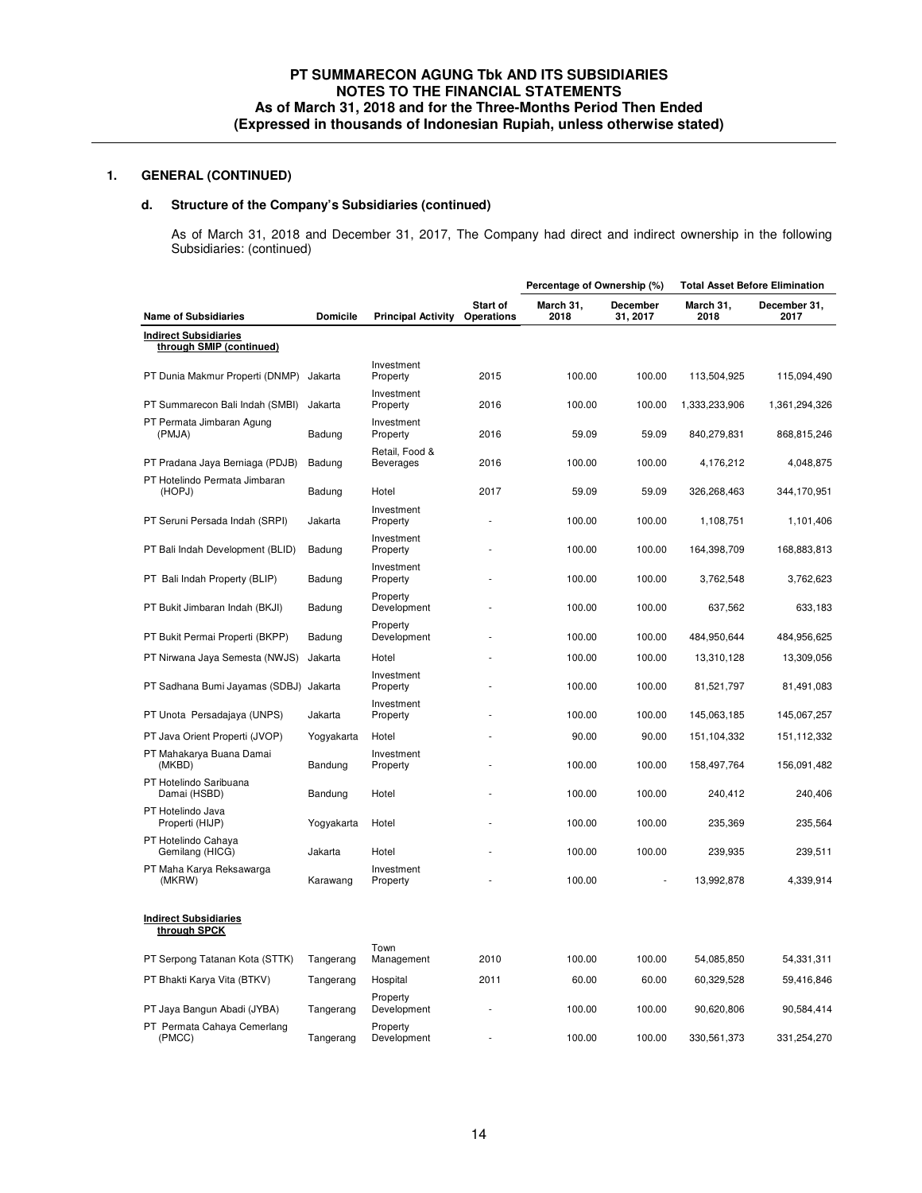## 1. GENERAL (CONTINUED)

### d. Structure of the Company's Subsidiaries (continued)

As of March 31, 2018 and December 31, 2017, The Company had direct and indirect ownership in the following Subsidiaries: (continued)

| Name of Subsidiaries | Domicile | Principal Activity | Start of Operations | Percentage of Ownership (%) | | Total Asset Before Elimination | |
|---|---|---|---|---|---|---|---|
| | | | | March 31, 2018 | December 31, 2017 | March 31, 2018 | December 31, 2017 |
| **Indirect Subsidiaries through SMIP (continued)** | | | | | | | |
| PT Dunia Makmur Properti (DNMP) | Jakarta | Investment Property | 2015 | 100.00 | 100.00 | 113,504,925 | 115,094,490 |
| PT Summarecon Bali Indah (SMBI) | Jakarta | Investment Property | 2016 | 100.00 | 100.00 | 1,333,233,906 | 1,361,294,326 |
| PT Permata Jimbaran Agung (PMJA) | Badung | Investment Property | 2016 | 59.09 | 59.09 | 840,279,831 | 868,815,246 |
| PT Pradana Jaya Berniaga (PDJB) | Badung | Retail, Food & Beverages | 2016 | 100.00 | 100.00 | 4,176,212 | 4,048,875 |
| PT Hotelindo Permata Jimbaran (HOPJ) | Badung | Hotel | 2017 | 59.09 | 59.09 | 326,268,463 | 344,170,951 |
| PT Seruni Persada Indah (SRPI) | Jakarta | Investment Property | - | 100.00 | 100.00 | 1,108,751 | 1,101,406 |
| PT Bali Indah Development (BLID) | Badung | Investment Property | - | 100.00 | 100.00 | 164,398,709 | 168,883,813 |
| PT Bali Indah Property (BLIP) | Badung | Investment Property | - | 100.00 | 100.00 | 3,762,548 | 3,762,623 |
| PT Bukit Jimbaran Indah (BKJI) | Badung | Property Development | - | 100.00 | 100.00 | 637,562 | 633,183 |
| PT Bukit Permai Properti (BKPP) | Badung | Property Development | - | 100.00 | 100.00 | 484,950,644 | 484,956,625 |
| PT Nirwana Jaya Semesta (NWJS) | Jakarta | Hotel | - | 100.00 | 100.00 | 13,310,128 | 13,309,056 |
| PT Sadhana Bumi Jayamas (SDBJ) | Jakarta | Investment Property | - | 100.00 | 100.00 | 81,521,797 | 81,491,083 |
| PT Unota Persadajaya (UNPS) | Jakarta | Investment Property | - | 100.00 | 100.00 | 145,063,185 | 145,067,257 |
| PT Java Orient Properti (JVOP) | Yogyakarta | Hotel | - | 90.00 | 90.00 | 151,104,332 | 151,112,332 |
| PT Mahakarya Buana Damai (MKBD) | Bandung | Investment Property | - | 100.00 | 100.00 | 158,497,764 | 156,091,482 |
| PT Hotelindo Saribuana Damai (HSBD) | Bandung | Hotel | - | 100.00 | 100.00 | 240,412 | 240,406 |
| PT Hotelindo Java Properti (HIJP) | Yogyakarta | Hotel | - | 100.00 | 100.00 | 235,369 | 235,564 |
| PT Hotelindo Cahaya Gemilang (HICG) | Jakarta | Hotel | - | 100.00 | 100.00 | 239,935 | 239,511 |
| PT Maha Karya Reksawarga (MKRW) | Karawang | Investment Property | - | 100.00 | - | 13,992,878 | 4,339,914 |
| **Indirect Subsidiaries through SPCK** | | | | | | | |
| PT Serpong Tatanan Kota (STTK) | Tangerang | Town Management | 2010 | 100.00 | 100.00 | 54,085,850 | 54,331,311 |
| PT Bhakti Karya Vita (BTKV) | Tangerang | Hospital | 2011 | 60.00 | 60.00 | 60,329,528 | 59,416,846 |
| PT Jaya Bangun Abadi (JYBA) | Tangerang | Property Development | - | 100.00 | 100.00 | 90,620,806 | 90,584,414 |
| PT Permata Cahaya Cemerlang (PMCC) | Tangerang | Property Development | - | 100.00 | 100.00 | 330,561,373 | 331,254,270 |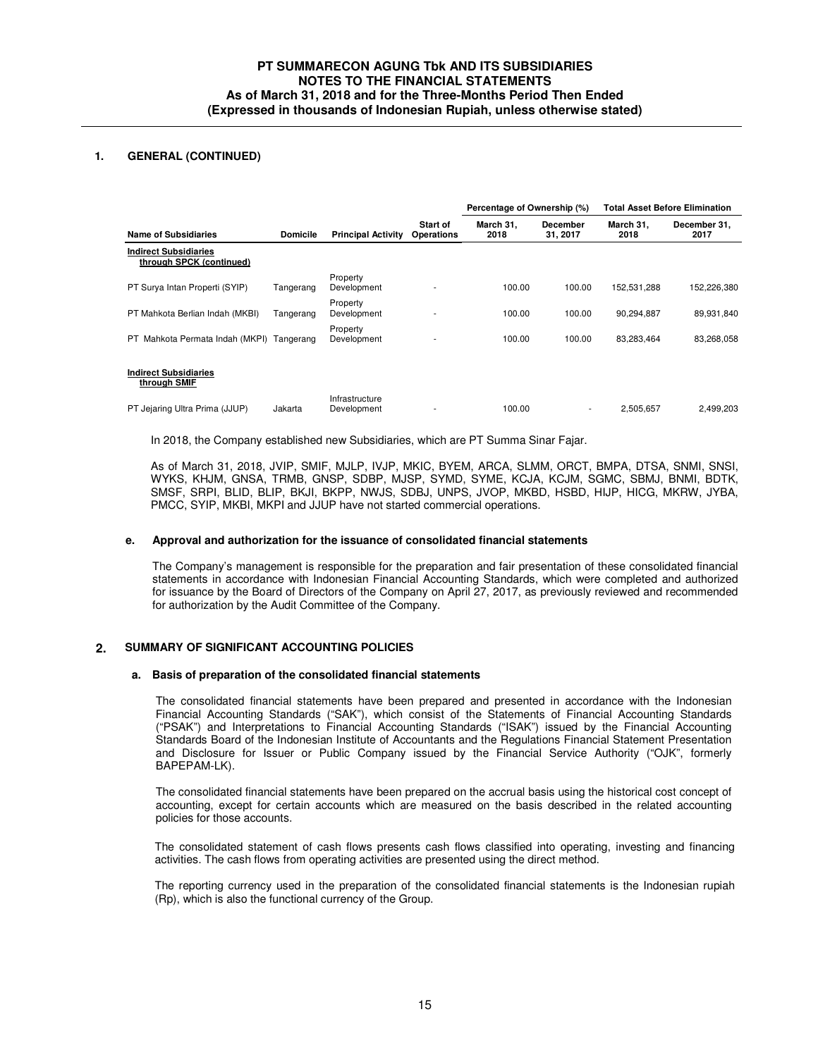## 1. GENERAL (CONTINUED)

| Name of Subsidiaries | Domicile | Principal Activity | Start of Operations | Percentage of Ownership (%) | | Total Asset Before Elimination | |
|---|---|---|---|---|---|---|---|
| | | | | March 31, 2018 | December 31, 2017 | March 31, 2018 | December 31, 2017 |
| **Indirect Subsidiaries through SPCK (continued)** | | | | | | | |
| PT Surya Intan Properti (SYIP) | Tangerang | Property Development | - | 100.00 | 100.00 | 152,531,288 | 152,226,380 |
| PT Mahkota Berlian Indah (MKBI) | Tangerang | Property Development | - | 100.00 | 100.00 | 90,294,887 | 89,931,840 |
| PT Mahkota Permata Indah (MKPI) | Tangerang | Property Development | - | 100.00 | 100.00 | 83,283,464 | 83,268,058 |
| **Indirect Subsidiaries through SMIF** | | | | | | | |
| PT Jejaring Ultra Prima (JJUP) | Jakarta | Infrastructure Development | - | 100.00 | - | 2,505,657 | 2,499,203 |

In 2018, the Company established new Subsidiaries, which are PT Summa Sinar Fajar.

As of March 31, 2018, JVIP, SMIF, MJLP, IVJP, MKIC, BYEM, ARCA, SLMM, ORCT, BMPA, DTSA, SNMI, SNSI, WYKS, KHJM, GNSA, TRMB, GNSP, SDBP, MJSP, SYMD, SYME, KCJA, KCJM, SGMC, SBMJ, BNMI, BDTK, SMSF, SRPI, BLID, BLIP, BKJI, BKPP, NWJS, SDBJ, UNPS, JVOP, MKBD, HSBD, HIJP, HICG, MKRW, JYBA, PMCC, SYIP, MKBI, MKPI and JJUP have not started commercial operations.

### e. Approval and authorization for the issuance of consolidated financial statements

The Company's management is responsible for the preparation and fair presentation of these consolidated financial statements in accordance with Indonesian Financial Accounting Standards, which were completed and authorized for issuance by the Board of Directors of the Company on April 27, 2017, as previously reviewed and recommended for authorization by the Audit Committee of the Company.

## 2. SUMMARY OF SIGNIFICANT ACCOUNTING POLICIES

### a. Basis of preparation of the consolidated financial statements

The consolidated financial statements have been prepared and presented in accordance with the Indonesian Financial Accounting Standards ("SAK"), which consist of the Statements of Financial Accounting Standards ("PSAK") and Interpretations to Financial Accounting Standards ("ISAK") issued by the Financial Accounting Standards Board of the Indonesian Institute of Accountants and the Regulations Financial Statement Presentation and Disclosure for Issuer or Public Company issued by the Financial Service Authority ("OJK", formerly BAPEPAM-LK).

The consolidated financial statements have been prepared on the accrual basis using the historical cost concept of accounting, except for certain accounts which are measured on the basis described in the related accounting policies for those accounts.

The consolidated statement of cash flows presents cash flows classified into operating, investing and financing activities. The cash flows from operating activities are presented using the direct method.

The reporting currency used in the preparation of the consolidated financial statements is the Indonesian rupiah (Rp), which is also the functional currency of the Group.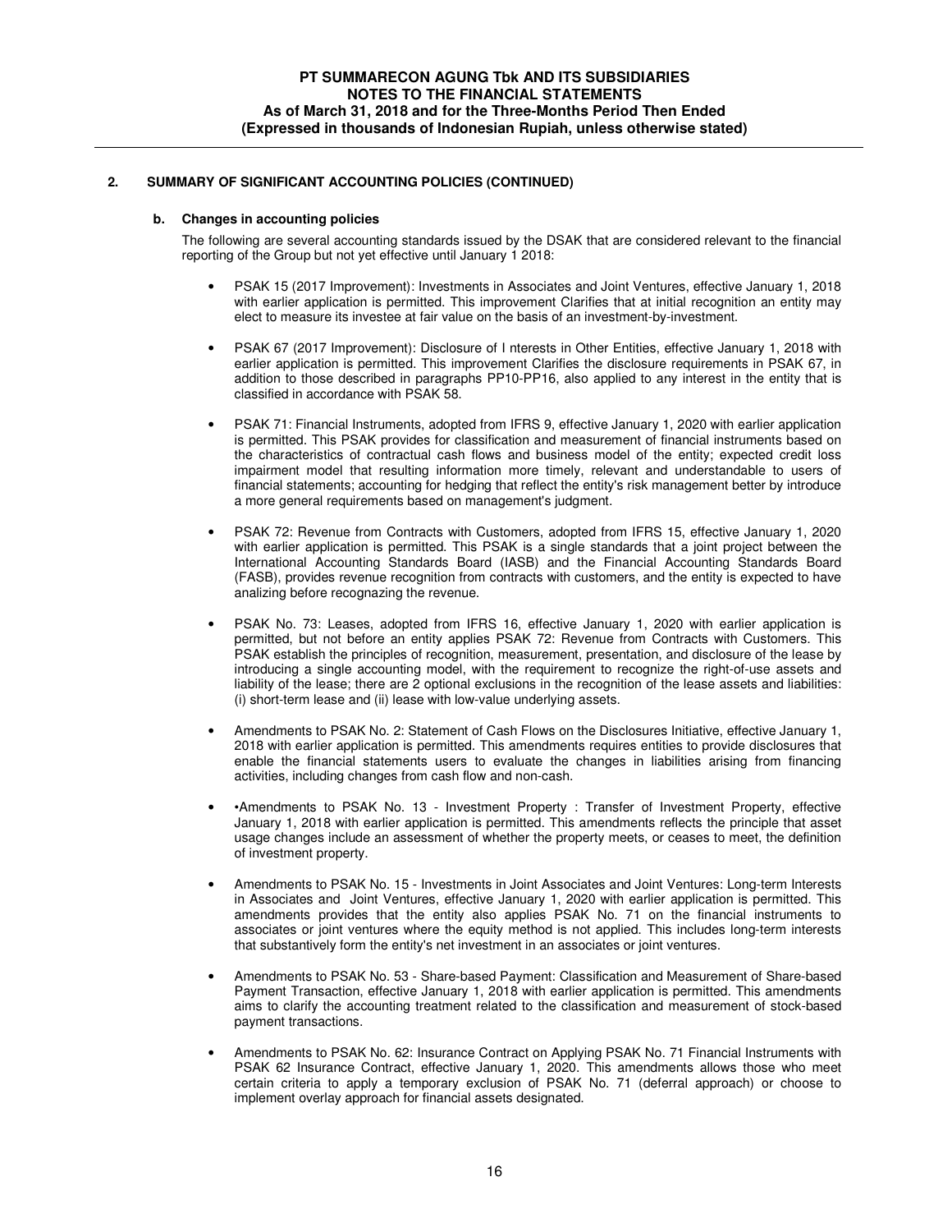## 2. SUMMARY OF SIGNIFICANT ACCOUNTING POLICIES (CONTINUED)

### b. Changes in accounting policies

The following are several accounting standards issued by the DSAK that are considered relevant to the financial reporting of the Group but not yet effective until January 1 2018:

- PSAK 15 (2017 Improvement): Investments in Associates and Joint Ventures, effective January 1, 2018 with earlier application is permitted. This improvement Clarifies that at initial recognition an entity may elect to measure its investee at fair value on the basis of an investment-by-investment.

- PSAK 67 (2017 Improvement): Disclosure of I nterests in Other Entities, effective January 1, 2018 with earlier application is permitted. This improvement Clarifies the disclosure requirements in PSAK 67, in addition to those described in paragraphs PP10-PP16, also applied to any interest in the entity that is classified in accordance with PSAK 58.

- PSAK 71: Financial Instruments, adopted from IFRS 9, effective January 1, 2020 with earlier application is permitted. This PSAK provides for classification and measurement of financial instruments based on the characteristics of contractual cash flows and business model of the entity; expected credit loss impairment model that resulting information more timely, relevant and understandable to users of financial statements; accounting for hedging that reflect the entity's risk management better by introduce a more general requirements based on management's judgment.

- PSAK 72: Revenue from Contracts with Customers, adopted from IFRS 15, effective January 1, 2020 with earlier application is permitted. This PSAK is a single standards that a joint project between the International Accounting Standards Board (IASB) and the Financial Accounting Standards Board (FASB), provides revenue recognition from contracts with customers, and the entity is expected to have analizing before recognazing the revenue.

- PSAK No. 73: Leases, adopted from IFRS 16, effective January 1, 2020 with earlier application is permitted, but not before an entity applies PSAK 72: Revenue from Contracts with Customers. This PSAK establish the principles of recognition, measurement, presentation, and disclosure of the lease by introducing a single accounting model, with the requirement to recognize the right-of-use assets and liability of the lease; there are 2 optional exclusions in the recognition of the lease assets and liabilities: (i) short-term lease and (ii) lease with low-value underlying assets.

- Amendments to PSAK No. 2: Statement of Cash Flows on the Disclosures Initiative, effective January 1, 2018 with earlier application is permitted. This amendments requires entities to provide disclosures that enable the financial statements users to evaluate the changes in liabilities arising from financing activities, including changes from cash flow and non-cash.

- •Amendments to PSAK No. 13 - Investment Property : Transfer of Investment Property, effective January 1, 2018 with earlier application is permitted. This amendments reflects the principle that asset usage changes include an assessment of whether the property meets, or ceases to meet, the definition of investment property.

- Amendments to PSAK No. 15 - Investments in Joint Associates and Joint Ventures: Long-term Interests in Associates and Joint Ventures, effective January 1, 2020 with earlier application is permitted. This amendments provides that the entity also applies PSAK No. 71 on the financial instruments to associates or joint ventures where the equity method is not applied. This includes long-term interests that substantively form the entity's net investment in an associates or joint ventures.

- Amendments to PSAK No. 53 - Share-based Payment: Classification and Measurement of Share-based Payment Transaction, effective January 1, 2018 with earlier application is permitted. This amendments aims to clarify the accounting treatment related to the classification and measurement of stock-based payment transactions.

- Amendments to PSAK No. 62: Insurance Contract on Applying PSAK No. 71 Financial Instruments with PSAK 62 Insurance Contract, effective January 1, 2020. This amendments allows those who meet certain criteria to apply a temporary exclusion of PSAK No. 71 (deferral approach) or choose to implement overlay approach for financial assets designated.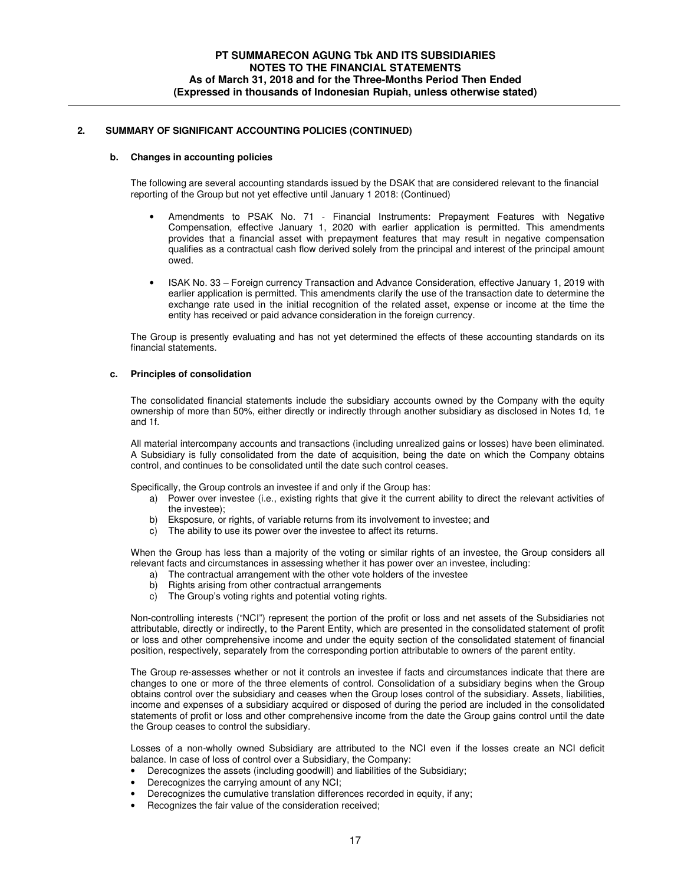## 2. SUMMARY OF SIGNIFICANT ACCOUNTING POLICIES (CONTINUED)

### b. Changes in accounting policies

The following are several accounting standards issued by the DSAK that are considered relevant to the financial reporting of the Group but not yet effective until January 1 2018: (Continued)

- Amendments to PSAK No. 71 - Financial Instruments: Prepayment Features with Negative Compensation, effective January 1, 2020 with earlier application is permitted. This amendments provides that a financial asset with prepayment features that may result in negative compensation qualifies as a contractual cash flow derived solely from the principal and interest of the principal amount owed.

- ISAK No. 33 – Foreign currency Transaction and Advance Consideration, effective January 1, 2019 with earlier application is permitted. This amendments clarify the use of the transaction date to determine the exchange rate used in the initial recognition of the related asset, expense or income at the time the entity has received or paid advance consideration in the foreign currency.

The Group is presently evaluating and has not yet determined the effects of these accounting standards on its financial statements.

### c. Principles of consolidation

The consolidated financial statements include the subsidiary accounts owned by the Company with the equity ownership of more than 50%, either directly or indirectly through another subsidiary as disclosed in Notes 1d, 1e and 1f.

All material intercompany accounts and transactions (including unrealized gains or losses) have been eliminated. A Subsidiary is fully consolidated from the date of acquisition, being the date on which the Company obtains control, and continues to be consolidated until the date such control ceases.

Specifically, the Group controls an investee if and only if the Group has:

a) Power over investee (i.e., existing rights that give it the current ability to direct the relevant activities of the investee);
b) Eksposure, or rights, of variable returns from its involvement to investee; and
c) The ability to use its power over the investee to affect its returns.

When the Group has less than a majority of the voting or similar rights of an investee, the Group considers all relevant facts and circumstances in assessing whether it has power over an investee, including:

a) The contractual arrangement with the other vote holders of the investee
b) Rights arising from other contractual arrangements
c) The Group's voting rights and potential voting rights.

Non-controlling interests ("NCI") represent the portion of the profit or loss and net assets of the Subsidiaries not attributable, directly or indirectly, to the Parent Entity, which are presented in the consolidated statement of profit or loss and other comprehensive income and under the equity section of the consolidated statement of financial position, respectively, separately from the corresponding portion attributable to owners of the parent entity.

The Group re-assesses whether or not it controls an investee if facts and circumstances indicate that there are changes to one or more of the three elements of control. Consolidation of a subsidiary begins when the Group obtains control over the subsidiary and ceases when the Group loses control of the subsidiary. Assets, liabilities, income and expenses of a subsidiary acquired or disposed of during the period are included in the consolidated statements of profit or loss and other comprehensive income from the date the Group gains control until the date the Group ceases to control the subsidiary.

Losses of a non-wholly owned Subsidiary are attributed to the NCI even if the losses create an NCI deficit balance. In case of loss of control over a Subsidiary, the Company:

- Derecognizes the assets (including goodwill) and liabilities of the Subsidiary;
- Derecognizes the carrying amount of any NCI;
- Derecognizes the cumulative translation differences recorded in equity, if any;
- Recognizes the fair value of the consideration received;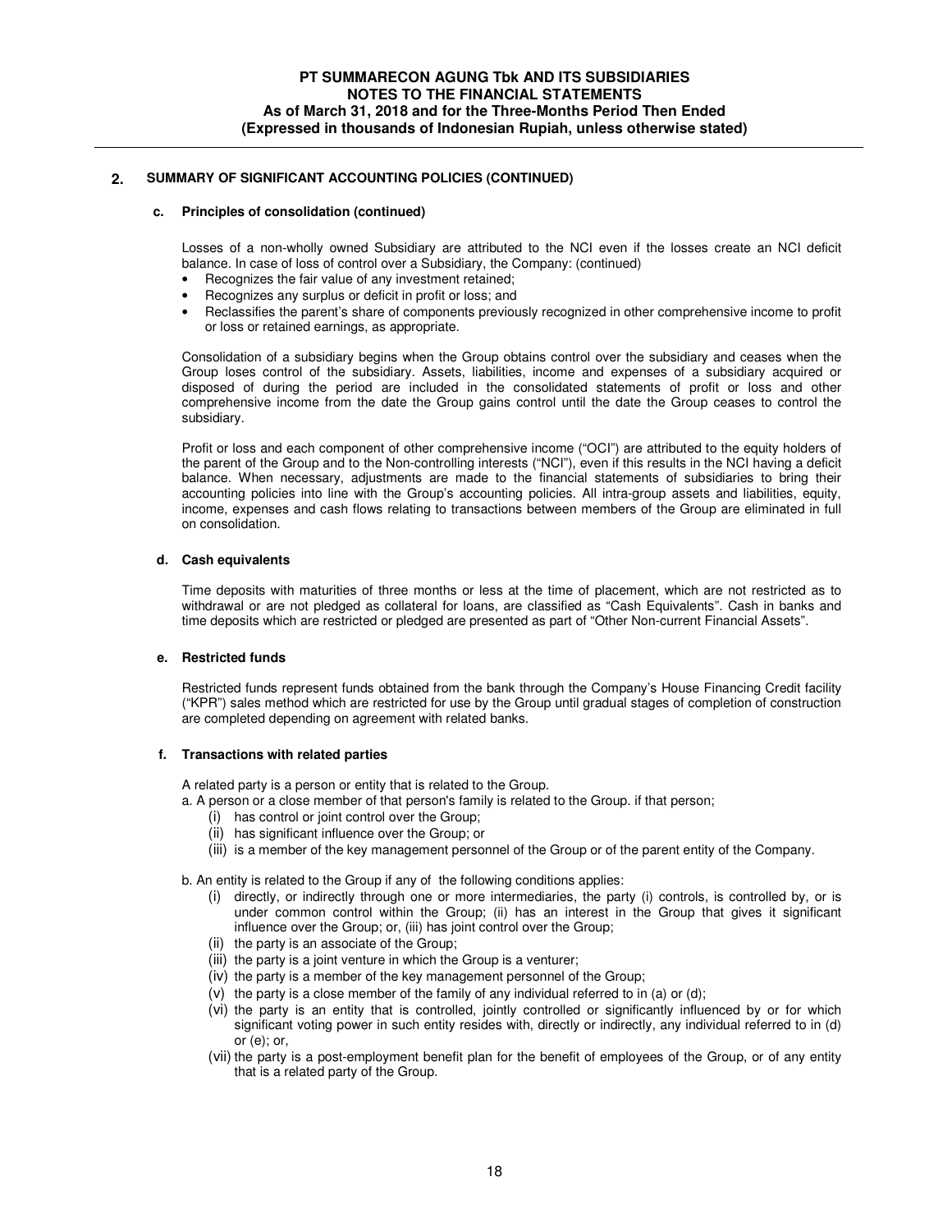## 2. SUMMARY OF SIGNIFICANT ACCOUNTING POLICIES (CONTINUED)

### c. Principles of consolidation (continued)

Losses of a non-wholly owned Subsidiary are attributed to the NCI even if the losses create an NCI deficit balance. In case of loss of control over a Subsidiary, the Company: (continued)

- Recognizes the fair value of any investment retained;
- Recognizes any surplus or deficit in profit or loss; and
- Reclassifies the parent's share of components previously recognized in other comprehensive income to profit or loss or retained earnings, as appropriate.

Consolidation of a subsidiary begins when the Group obtains control over the subsidiary and ceases when the Group loses control of the subsidiary. Assets, liabilities, income and expenses of a subsidiary acquired or disposed of during the period are included in the consolidated statements of profit or loss and other comprehensive income from the date the Group gains control until the date the Group ceases to control the subsidiary.

Profit or loss and each component of other comprehensive income ("OCI") are attributed to the equity holders of the parent of the Group and to the Non-controlling interests ("NCI"), even if this results in the NCI having a deficit balance. When necessary, adjustments are made to the financial statements of subsidiaries to bring their accounting policies into line with the Group's accounting policies. All intra-group assets and liabilities, equity, income, expenses and cash flows relating to transactions between members of the Group are eliminated in full on consolidation.

### d. Cash equivalents

Time deposits with maturities of three months or less at the time of placement, which are not restricted as to withdrawal or are not pledged as collateral for loans, are classified as "Cash Equivalents". Cash in banks and time deposits which are restricted or pledged are presented as part of "Other Non-current Financial Assets".

### e. Restricted funds

Restricted funds represent funds obtained from the bank through the Company's House Financing Credit facility ("KPR") sales method which are restricted for use by the Group until gradual stages of completion of construction are completed depending on agreement with related banks.

### f. Transactions with related parties

A related party is a person or entity that is related to the Group.

a. A person or a close member of that person's family is related to the Group. if that person;
   (i) has control or joint control over the Group;
   (ii) has significant influence over the Group; or
   (iii) is a member of the key management personnel of the Group or of the parent entity of the Company.

b. An entity is related to the Group if any of the following conditions applies:
   (i) directly, or indirectly through one or more intermediaries, the party (i) controls, is controlled by, or is under common control within the Group; (ii) has an interest in the Group that gives it significant influence over the Group; or, (iii) has joint control over the Group;
   (ii) the party is an associate of the Group;
   (iii) the party is a joint venture in which the Group is a venturer;
   (iv) the party is a member of the key management personnel of the Group;
   (v) the party is a close member of the family of any individual referred to in (a) or (d);
   (vi) the party is an entity that is controlled, jointly controlled or significantly influenced by or for which significant voting power in such entity resides with, directly or indirectly, any individual referred to in (d) or (e); or,
   (vii) the party is a post-employment benefit plan for the benefit of employees of the Group, or of any entity that is a related party of the Group.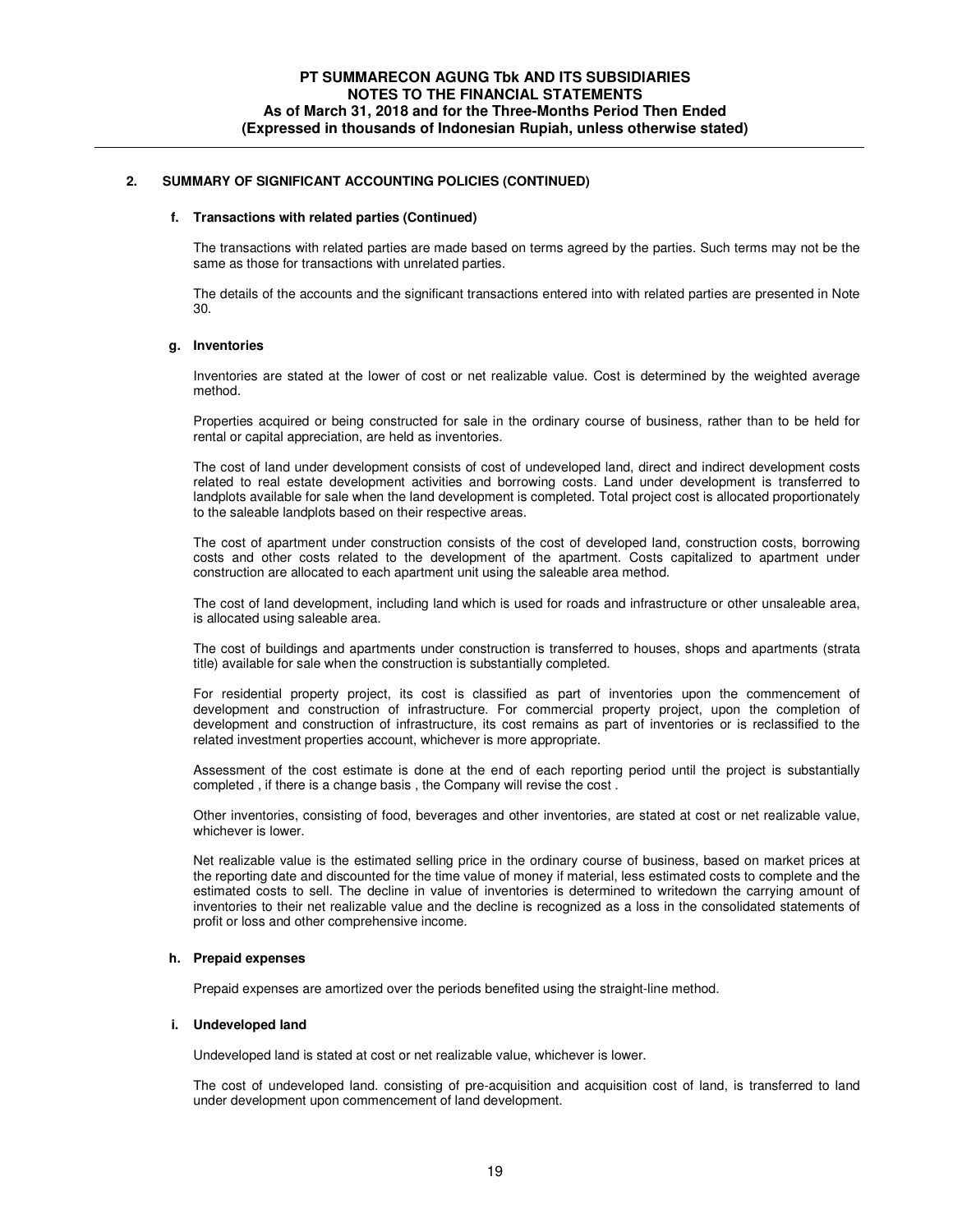## 2. SUMMARY OF SIGNIFICANT ACCOUNTING POLICIES (CONTINUED)

### f. Transactions with related parties (Continued)

The transactions with related parties are made based on terms agreed by the parties. Such terms may not be the same as those for transactions with unrelated parties.

The details of the accounts and the significant transactions entered into with related parties are presented in Note 30.

### g. Inventories

Inventories are stated at the lower of cost or net realizable value. Cost is determined by the weighted average method.

Properties acquired or being constructed for sale in the ordinary course of business, rather than to be held for rental or capital appreciation, are held as inventories.

The cost of land under development consists of cost of undeveloped land, direct and indirect development costs related to real estate development activities and borrowing costs. Land under development is transferred to landplots available for sale when the land development is completed. Total project cost is allocated proportionately to the saleable landplots based on their respective areas.

The cost of apartment under construction consists of the cost of developed land, construction costs, borrowing costs and other costs related to the development of the apartment. Costs capitalized to apartment under construction are allocated to each apartment unit using the saleable area method.

The cost of land development, including land which is used for roads and infrastructure or other unsaleable area, is allocated using saleable area.

The cost of buildings and apartments under construction is transferred to houses, shops and apartments (strata title) available for sale when the construction is substantially completed.

For residential property project, its cost is classified as part of inventories upon the commencement of development and construction of infrastructure. For commercial property project, upon the completion of development and construction of infrastructure, its cost remains as part of inventories or is reclassified to the related investment properties account, whichever is more appropriate.

Assessment of the cost estimate is done at the end of each reporting period until the project is substantially completed , if there is a change basis , the Company will revise the cost .

Other inventories, consisting of food, beverages and other inventories, are stated at cost or net realizable value, whichever is lower.

Net realizable value is the estimated selling price in the ordinary course of business, based on market prices at the reporting date and discounted for the time value of money if material, less estimated costs to complete and the estimated costs to sell. The decline in value of inventories is determined to writedown the carrying amount of inventories to their net realizable value and the decline is recognized as a loss in the consolidated statements of profit or loss and other comprehensive income.

### h. Prepaid expenses

Prepaid expenses are amortized over the periods benefited using the straight-line method.

### i. Undeveloped land

Undeveloped land is stated at cost or net realizable value, whichever is lower.

The cost of undeveloped land. consisting of pre-acquisition and acquisition cost of land, is transferred to land under development upon commencement of land development.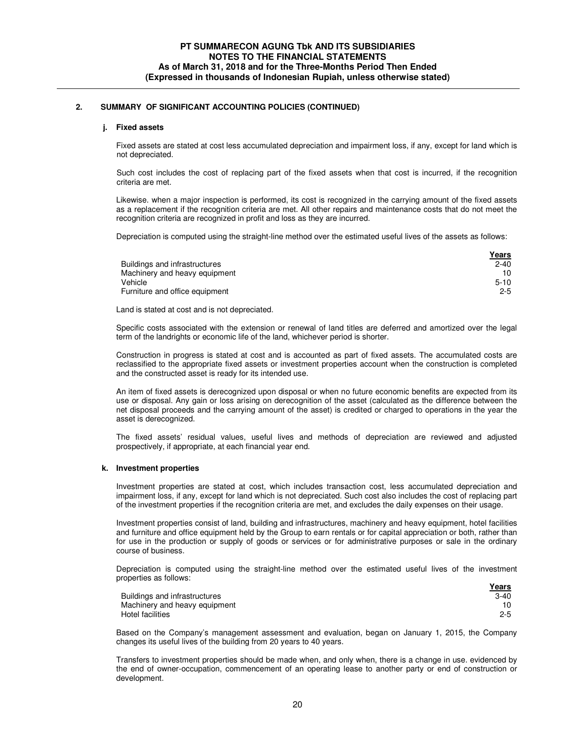## 2. SUMMARY OF SIGNIFICANT ACCOUNTING POLICIES (CONTINUED)

### j. Fixed assets

Fixed assets are stated at cost less accumulated depreciation and impairment loss, if any, except for land which is not depreciated.

Such cost includes the cost of replacing part of the fixed assets when that cost is incurred, if the recognition criteria are met.

Likewise. when a major inspection is performed, its cost is recognized in the carrying amount of the fixed assets as a replacement if the recognition criteria are met. All other repairs and maintenance costs that do not meet the recognition criteria are recognized in profit and loss as they are incurred.

Depreciation is computed using the straight-line method over the estimated useful lives of the assets as follows:

| | Years |
|---|---|
| Buildings and infrastructures | 2-40 |
| Machinery and heavy equipment | 10 |
| Vehicle | 5-10 |
| Furniture and office equipment | 2-5 |

Land is stated at cost and is not depreciated.

Specific costs associated with the extension or renewal of land titles are deferred and amortized over the legal term of the landrights or economic life of the land, whichever period is shorter.

Construction in progress is stated at cost and is accounted as part of fixed assets. The accumulated costs are reclassified to the appropriate fixed assets or investment properties account when the construction is completed and the constructed asset is ready for its intended use.

An item of fixed assets is derecognized upon disposal or when no future economic benefits are expected from its use or disposal. Any gain or loss arising on derecognition of the asset (calculated as the difference between the net disposal proceeds and the carrying amount of the asset) is credited or charged to operations in the year the asset is derecognized.

The fixed assets' residual values, useful lives and methods of depreciation are reviewed and adjusted prospectively, if appropriate, at each financial year end.

### k. Investment properties

Investment properties are stated at cost, which includes transaction cost, less accumulated depreciation and impairment loss, if any, except for land which is not depreciated. Such cost also includes the cost of replacing part of the investment properties if the recognition criteria are met, and excludes the daily expenses on their usage.

Investment properties consist of land, building and infrastructures, machinery and heavy equipment, hotel facilities and furniture and office equipment held by the Group to earn rentals or for capital appreciation or both, rather than for use in the production or supply of goods or services or for administrative purposes or sale in the ordinary course of business.

Depreciation is computed using the straight-line method over the estimated useful lives of the investment properties as follows:

| | Years |
|---|---|
| Buildings and infrastructures | 3-40 |
| Machinery and heavy equipment | 10 |
| Hotel facilities | 2-5 |

Based on the Company's management assessment and evaluation, began on January 1, 2015, the Company changes its useful lives of the building from 20 years to 40 years.

Transfers to investment properties should be made when, and only when, there is a change in use. evidenced by the end of owner-occupation, commencement of an operating lease to another party or end of construction or development.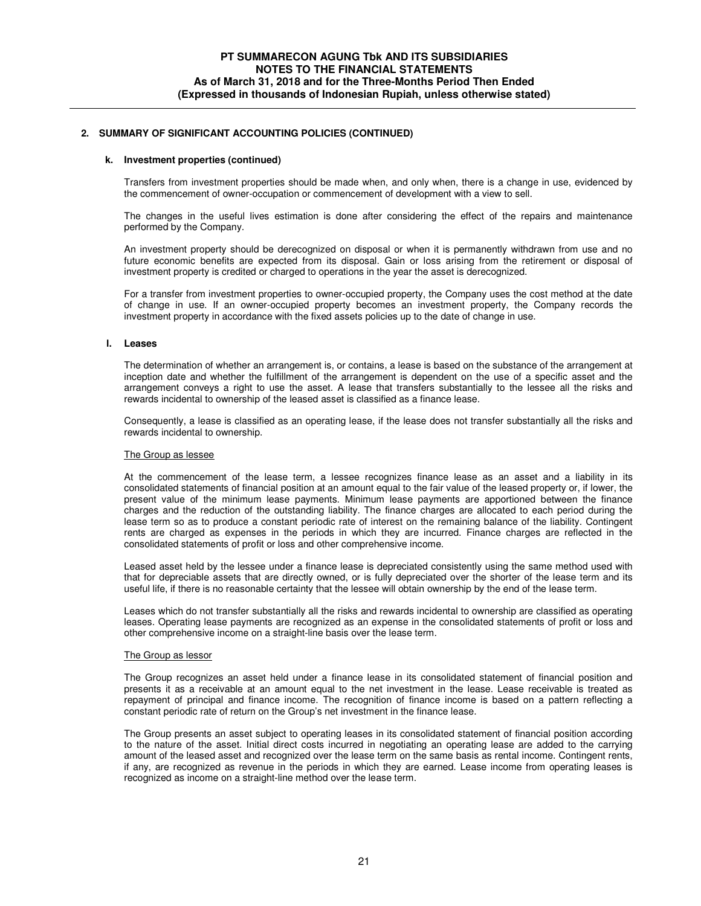## 2. SUMMARY OF SIGNIFICANT ACCOUNTING POLICIES (CONTINUED)

### k. Investment properties (continued)

Transfers from investment properties should be made when, and only when, there is a change in use, evidenced by the commencement of owner-occupation or commencement of development with a view to sell.

The changes in the useful lives estimation is done after considering the effect of the repairs and maintenance performed by the Company.

An investment property should be derecognized on disposal or when it is permanently withdrawn from use and no future economic benefits are expected from its disposal. Gain or loss arising from the retirement or disposal of investment property is credited or charged to operations in the year the asset is derecognized.

For a transfer from investment properties to owner-occupied property, the Company uses the cost method at the date of change in use. If an owner-occupied property becomes an investment property, the Company records the investment property in accordance with the fixed assets policies up to the date of change in use.

### l. Leases

The determination of whether an arrangement is, or contains, a lease is based on the substance of the arrangement at inception date and whether the fulfillment of the arrangement is dependent on the use of a specific asset and the arrangement conveys a right to use the asset. A lease that transfers substantially to the lessee all the risks and rewards incidental to ownership of the leased asset is classified as a finance lease.

Consequently, a lease is classified as an operating lease, if the lease does not transfer substantially all the risks and rewards incidental to ownership.

The Group as lessee

At the commencement of the lease term, a lessee recognizes finance lease as an asset and a liability in its consolidated statements of financial position at an amount equal to the fair value of the leased property or, if lower, the present value of the minimum lease payments. Minimum lease payments are apportioned between the finance charges and the reduction of the outstanding liability. The finance charges are allocated to each period during the lease term so as to produce a constant periodic rate of interest on the remaining balance of the liability. Contingent rents are charged as expenses in the periods in which they are incurred. Finance charges are reflected in the consolidated statements of profit or loss and other comprehensive income.

Leased asset held by the lessee under a finance lease is depreciated consistently using the same method used with that for depreciable assets that are directly owned, or is fully depreciated over the shorter of the lease term and its useful life, if there is no reasonable certainty that the lessee will obtain ownership by the end of the lease term.

Leases which do not transfer substantially all the risks and rewards incidental to ownership are classified as operating leases. Operating lease payments are recognized as an expense in the consolidated statements of profit or loss and other comprehensive income on a straight-line basis over the lease term.

The Group as lessor

The Group recognizes an asset held under a finance lease in its consolidated statement of financial position and presents it as a receivable at an amount equal to the net investment in the lease. Lease receivable is treated as repayment of principal and finance income. The recognition of finance income is based on a pattern reflecting a constant periodic rate of return on the Group's net investment in the finance lease.

The Group presents an asset subject to operating leases in its consolidated statement of financial position according to the nature of the asset. Initial direct costs incurred in negotiating an operating lease are added to the carrying amount of the leased asset and recognized over the lease term on the same basis as rental income. Contingent rents, if any, are recognized as revenue in the periods in which they are earned. Lease income from operating leases is recognized as income on a straight-line method over the lease term.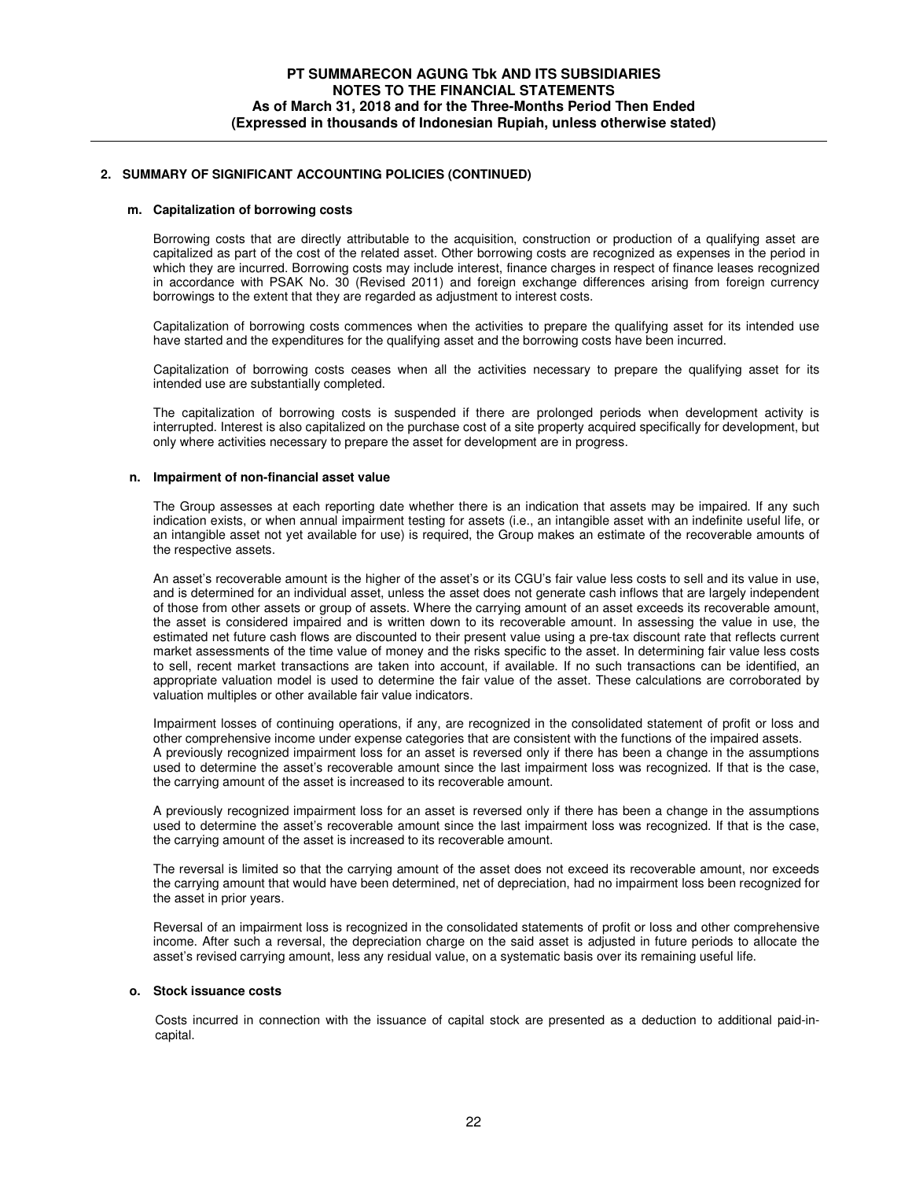## 2. SUMMARY OF SIGNIFICANT ACCOUNTING POLICIES (CONTINUED)

### m. Capitalization of borrowing costs

Borrowing costs that are directly attributable to the acquisition, construction or production of a qualifying asset are capitalized as part of the cost of the related asset. Other borrowing costs are recognized as expenses in the period in which they are incurred. Borrowing costs may include interest, finance charges in respect of finance leases recognized in accordance with PSAK No. 30 (Revised 2011) and foreign exchange differences arising from foreign currency borrowings to the extent that they are regarded as adjustment to interest costs.

Capitalization of borrowing costs commences when the activities to prepare the qualifying asset for its intended use have started and the expenditures for the qualifying asset and the borrowing costs have been incurred.

Capitalization of borrowing costs ceases when all the activities necessary to prepare the qualifying asset for its intended use are substantially completed.

The capitalization of borrowing costs is suspended if there are prolonged periods when development activity is interrupted. Interest is also capitalized on the purchase cost of a site property acquired specifically for development, but only where activities necessary to prepare the asset for development are in progress.

### n. Impairment of non-financial asset value

The Group assesses at each reporting date whether there is an indication that assets may be impaired. If any such indication exists, or when annual impairment testing for assets (i.e., an intangible asset with an indefinite useful life, or an intangible asset not yet available for use) is required, the Group makes an estimate of the recoverable amounts of the respective assets.

An asset's recoverable amount is the higher of the asset's or its CGU's fair value less costs to sell and its value in use, and is determined for an individual asset, unless the asset does not generate cash inflows that are largely independent of those from other assets or group of assets. Where the carrying amount of an asset exceeds its recoverable amount, the asset is considered impaired and is written down to its recoverable amount. In assessing the value in use, the estimated net future cash flows are discounted to their present value using a pre-tax discount rate that reflects current market assessments of the time value of money and the risks specific to the asset. In determining fair value less costs to sell, recent market transactions are taken into account, if available. If no such transactions can be identified, an appropriate valuation model is used to determine the fair value of the asset. These calculations are corroborated by valuation multiples or other available fair value indicators.

Impairment losses of continuing operations, if any, are recognized in the consolidated statement of profit or loss and other comprehensive income under expense categories that are consistent with the functions of the impaired assets.
A previously recognized impairment loss for an asset is reversed only if there has been a change in the assumptions used to determine the asset's recoverable amount since the last impairment loss was recognized. If that is the case, the carrying amount of the asset is increased to its recoverable amount.

A previously recognized impairment loss for an asset is reversed only if there has been a change in the assumptions used to determine the asset's recoverable amount since the last impairment loss was recognized. If that is the case, the carrying amount of the asset is increased to its recoverable amount.

The reversal is limited so that the carrying amount of the asset does not exceed its recoverable amount, nor exceeds the carrying amount that would have been determined, net of depreciation, had no impairment loss been recognized for the asset in prior years.

Reversal of an impairment loss is recognized in the consolidated statements of profit or loss and other comprehensive income. After such a reversal, the depreciation charge on the said asset is adjusted in future periods to allocate the asset's revised carrying amount, less any residual value, on a systematic basis over its remaining useful life.

### o. Stock issuance costs

Costs incurred in connection with the issuance of capital stock are presented as a deduction to additional paid-in-capital.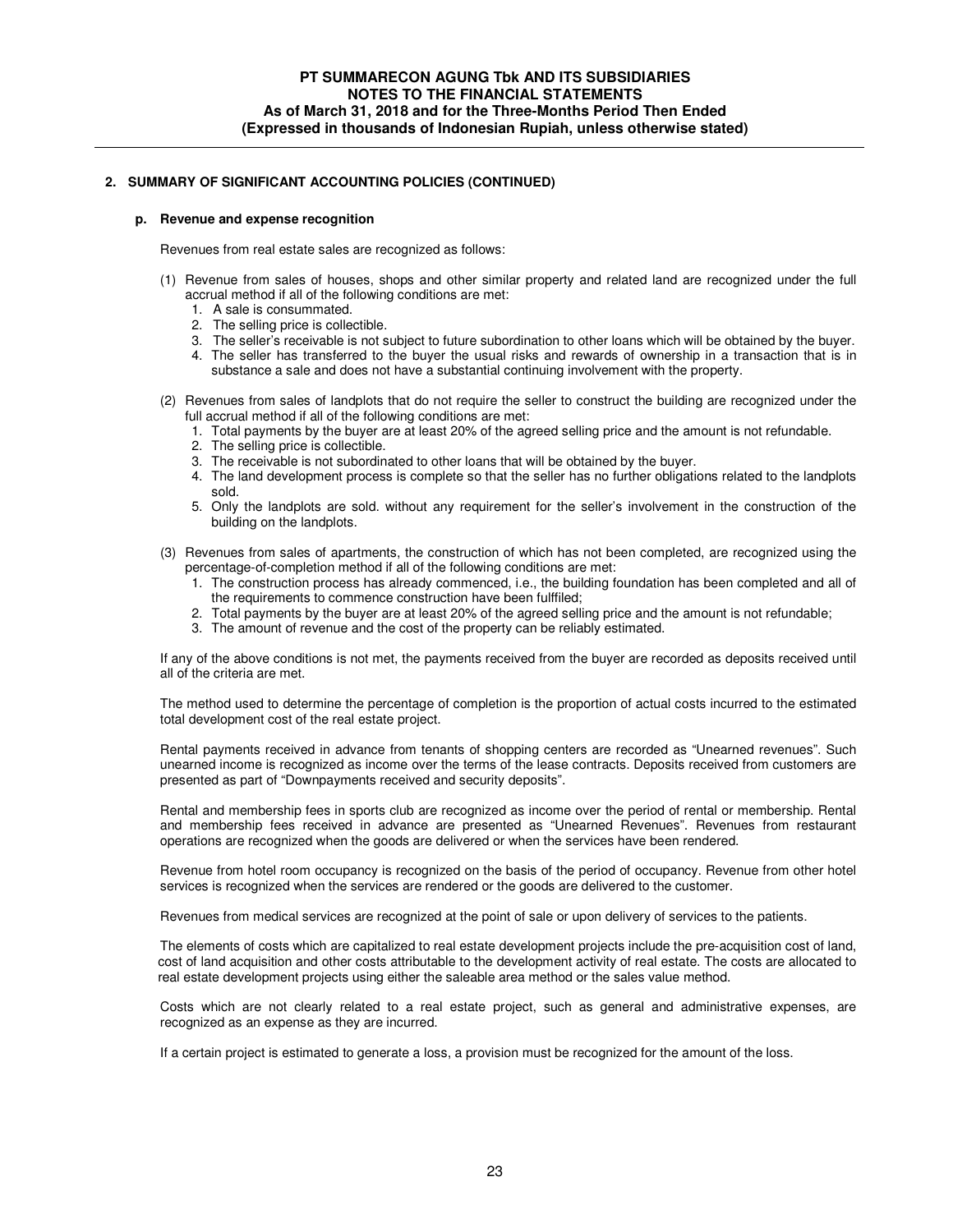## 2. SUMMARY OF SIGNIFICANT ACCOUNTING POLICIES (CONTINUED)

### p. Revenue and expense recognition

Revenues from real estate sales are recognized as follows:

(1) Revenue from sales of houses, shops and other similar property and related land are recognized under the full accrual method if all of the following conditions are met:
   1. A sale is consummated.
   2. The selling price is collectible.
   3. The seller's receivable is not subject to future subordination to other loans which will be obtained by the buyer.
   4. The seller has transferred to the buyer the usual risks and rewards of ownership in a transaction that is in substance a sale and does not have a substantial continuing involvement with the property.

(2) Revenues from sales of landplots that do not require the seller to construct the building are recognized under the full accrual method if all of the following conditions are met:
   1. Total payments by the buyer are at least 20% of the agreed selling price and the amount is not refundable.
   2. The selling price is collectible.
   3. The receivable is not subordinated to other loans that will be obtained by the buyer.
   4. The land development process is complete so that the seller has no further obligations related to the landplots sold.
   5. Only the landplots are sold. without any requirement for the seller's involvement in the construction of the building on the landplots.

(3) Revenues from sales of apartments, the construction of which has not been completed, are recognized using the percentage-of-completion method if all of the following conditions are met:
   1. The construction process has already commenced, i.e., the building foundation has been completed and all of the requirements to commence construction have been fulffiled;
   2. Total payments by the buyer are at least 20% of the agreed selling price and the amount is not refundable;
   3. The amount of revenue and the cost of the property can be reliably estimated.

If any of the above conditions is not met, the payments received from the buyer are recorded as deposits received until all of the criteria are met.

The method used to determine the percentage of completion is the proportion of actual costs incurred to the estimated total development cost of the real estate project.

Rental payments received in advance from tenants of shopping centers are recorded as "Unearned revenues". Such unearned income is recognized as income over the terms of the lease contracts. Deposits received from customers are presented as part of "Downpayments received and security deposits".

Rental and membership fees in sports club are recognized as income over the period of rental or membership. Rental and membership fees received in advance are presented as "Unearned Revenues". Revenues from restaurant operations are recognized when the goods are delivered or when the services have been rendered.

Revenue from hotel room occupancy is recognized on the basis of the period of occupancy. Revenue from other hotel services is recognized when the services are rendered or the goods are delivered to the customer.

Revenues from medical services are recognized at the point of sale or upon delivery of services to the patients.

The elements of costs which are capitalized to real estate development projects include the pre-acquisition cost of land, cost of land acquisition and other costs attributable to the development activity of real estate. The costs are allocated to real estate development projects using either the saleable area method or the sales value method.

Costs which are not clearly related to a real estate project, such as general and administrative expenses, are recognized as an expense as they are incurred.

If a certain project is estimated to generate a loss, a provision must be recognized for the amount of the loss.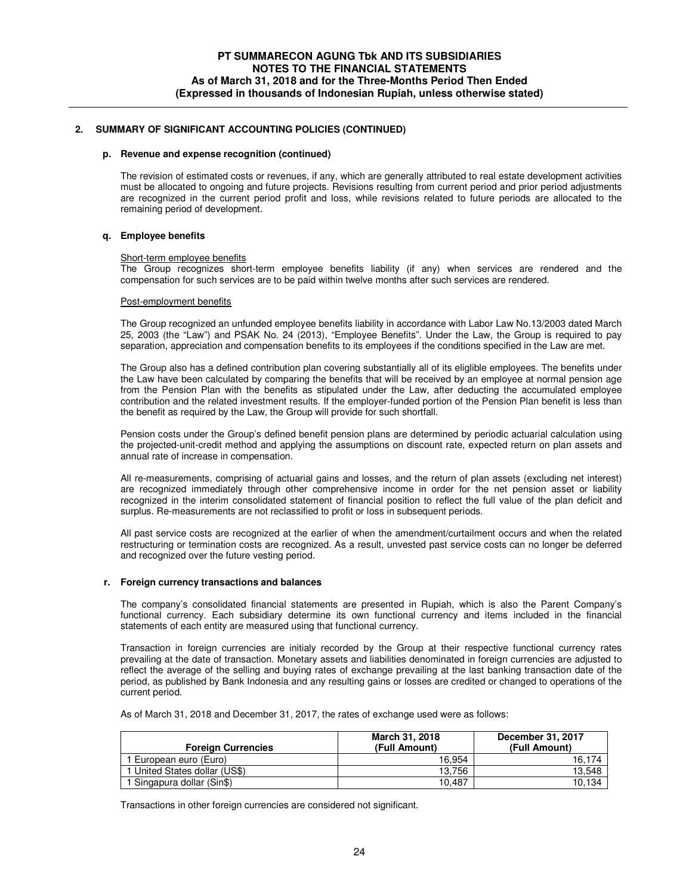## 2. SUMMARY OF SIGNIFICANT ACCOUNTING POLICIES (CONTINUED)

### p. Revenue and expense recognition (continued)

The revision of estimated costs or revenues, if any, which are generally attributed to real estate development activities must be allocated to ongoing and future projects. Revisions resulting from current period and prior period adjustments are recognized in the current period profit and loss, while revisions related to future periods are allocated to the remaining period of development.

### q. Employee benefits

Short-term employee benefits

The Group recognizes short-term employee benefits liability (if any) when services are rendered and the compensation for such services are to be paid within twelve months after such services are rendered.

Post-employment benefits

The Group recognized an unfunded employee benefits liability in accordance with Labor Law No.13/2003 dated March 25, 2003 (the "Law") and PSAK No. 24 (2013), "Employee Benefits". Under the Law, the Group is required to pay separation, appreciation and compensation benefits to its employees if the conditions specified in the Law are met.

The Group also has a defined contribution plan covering substantially all of its eliglible employees. The benefits under the Law have been calculated by comparing the benefits that will be received by an employee at normal pension age from the Pension Plan with the benefits as stipulated under the Law, after deducting the accumulated employee contribution and the related investment results. If the employer-funded portion of the Pension Plan benefit is less than the benefit as required by the Law, the Group will provide for such shortfall.

Pension costs under the Group's defined benefit pension plans are determined by periodic actuarial calculation using the projected-unit-credit method and applying the assumptions on discount rate, expected return on plan assets and annual rate of increase in compensation.

All re-measurements, comprising of actuarial gains and losses, and the return of plan assets (excluding net interest) are recognized immediately through other comprehensive income in order for the net pension asset or liability recognized in the interim consolidated statement of financial position to reflect the full value of the plan deficit and surplus. Re-measurements are not reclassified to profit or loss in subsequent periods.

All past service costs are recognized at the earlier of when the amendment/curtailment occurs and when the related restructuring or termination costs are recognized. As a result, unvested past service costs can no longer be deferred and recognized over the future vesting period.

### r. Foreign currency transactions and balances

The company's consolidated financial statements are presented in Rupiah, which is also the Parent Company's functional currency. Each subsidiary determine its own functional currency and items included in the financial statements of each entity are measured using that functional currency.

Transaction in foreign currencies are initialy recorded by the Group at their respective functional currency rates prevailing at the date of transaction. Monetary assets and liabilities denominated in foreign currencies are adjusted to reflect the average of the selling and buying rates of exchange prevailing at the last banking transaction date of the period, as published by Bank Indonesia and any resulting gains or losses are credited or changed to operations of the current period.

As of March 31, 2018 and December 31, 2017, the rates of exchange used were as follows:

| Foreign Currencies | March 31, 2018 (Full Amount) | December 31, 2017 (Full Amount) |
|---|---|---|
| 1 European euro (Euro) | 16,954 | 16,174 |
| 1 United States dollar (US$) | 13,756 | 13,548 |
| 1 Singapura dollar (Sin$) | 10,487 | 10,134 |

Transactions in other foreign currencies are considered not significant.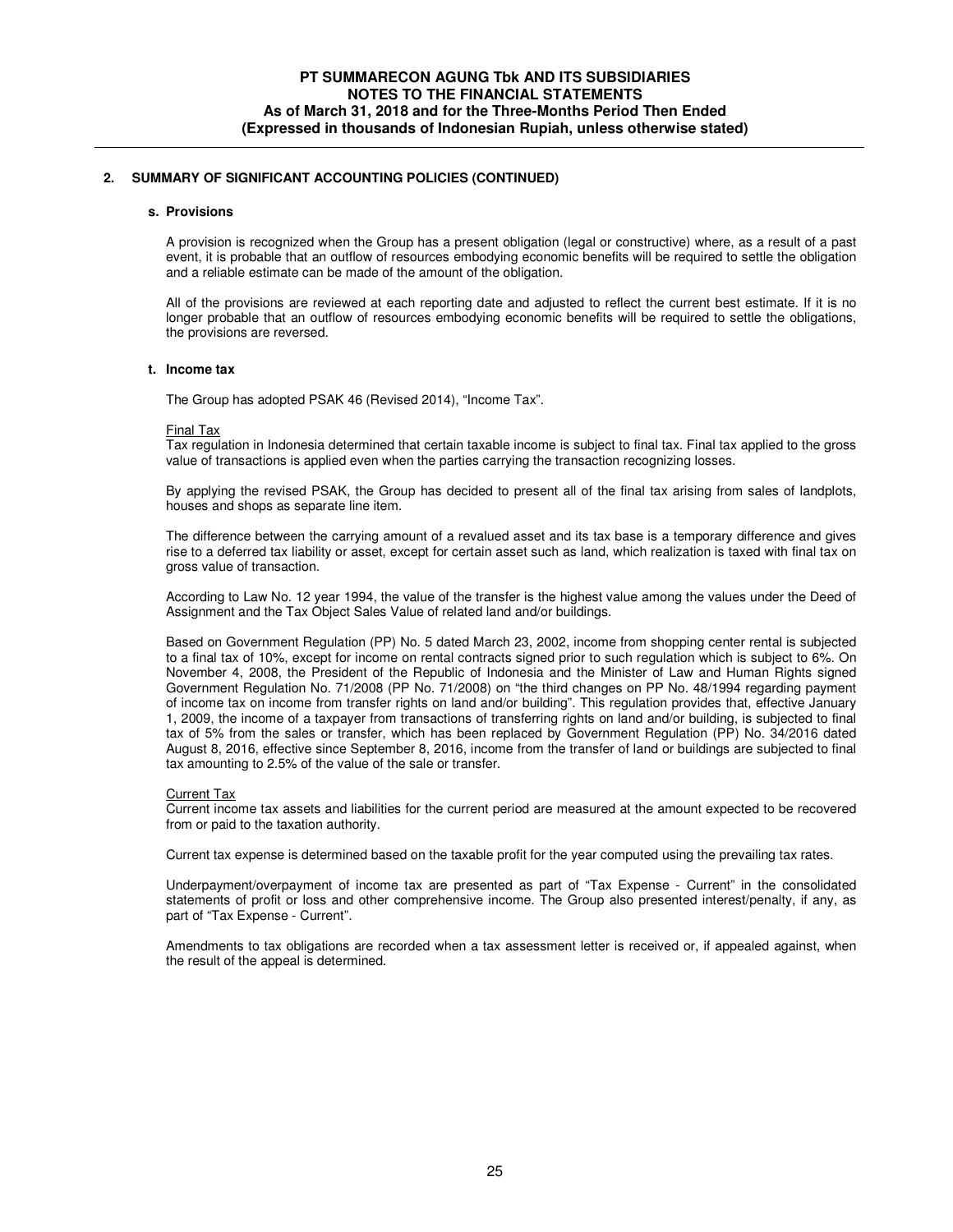## 2. SUMMARY OF SIGNIFICANT ACCOUNTING POLICIES (CONTINUED)

### s. Provisions

A provision is recognized when the Group has a present obligation (legal or constructive) where, as a result of a past event, it is probable that an outflow of resources embodying economic benefits will be required to settle the obligation and a reliable estimate can be made of the amount of the obligation.

All of the provisions are reviewed at each reporting date and adjusted to reflect the current best estimate. If it is no longer probable that an outflow of resources embodying economic benefits will be required to settle the obligations, the provisions are reversed.

### t. Income tax

The Group has adopted PSAK 46 (Revised 2014), "Income Tax".

Final Tax

Tax regulation in Indonesia determined that certain taxable income is subject to final tax. Final tax applied to the gross value of transactions is applied even when the parties carrying the transaction recognizing losses.

By applying the revised PSAK, the Group has decided to present all of the final tax arising from sales of landplots, houses and shops as separate line item.

The difference between the carrying amount of a revalued asset and its tax base is a temporary difference and gives rise to a deferred tax liability or asset, except for certain asset such as land, which realization is taxed with final tax on gross value of transaction.

According to Law No. 12 year 1994, the value of the transfer is the highest value among the values under the Deed of Assignment and the Tax Object Sales Value of related land and/or buildings.

Based on Government Regulation (PP) No. 5 dated March 23, 2002, income from shopping center rental is subjected to a final tax of 10%, except for income on rental contracts signed prior to such regulation which is subject to 6%. On November 4, 2008, the President of the Republic of Indonesia and the Minister of Law and Human Rights signed Government Regulation No. 71/2008 (PP No. 71/2008) on "the third changes on PP No. 48/1994 regarding payment of income tax on income from transfer rights on land and/or building". This regulation provides that, effective January 1, 2009, the income of a taxpayer from transactions of transferring rights on land and/or building, is subjected to final tax of 5% from the sales or transfer, which has been replaced by Government Regulation (PP) No. 34/2016 dated August 8, 2016, effective since September 8, 2016, income from the transfer of land or buildings are subjected to final tax amounting to 2.5% of the value of the sale or transfer.

Current Tax

Current income tax assets and liabilities for the current period are measured at the amount expected to be recovered from or paid to the taxation authority.

Current tax expense is determined based on the taxable profit for the year computed using the prevailing tax rates.

Underpayment/overpayment of income tax are presented as part of "Tax Expense - Current" in the consolidated statements of profit or loss and other comprehensive income. The Group also presented interest/penalty, if any, as part of "Tax Expense - Current".

Amendments to tax obligations are recorded when a tax assessment letter is received or, if appealed against, when the result of the appeal is determined.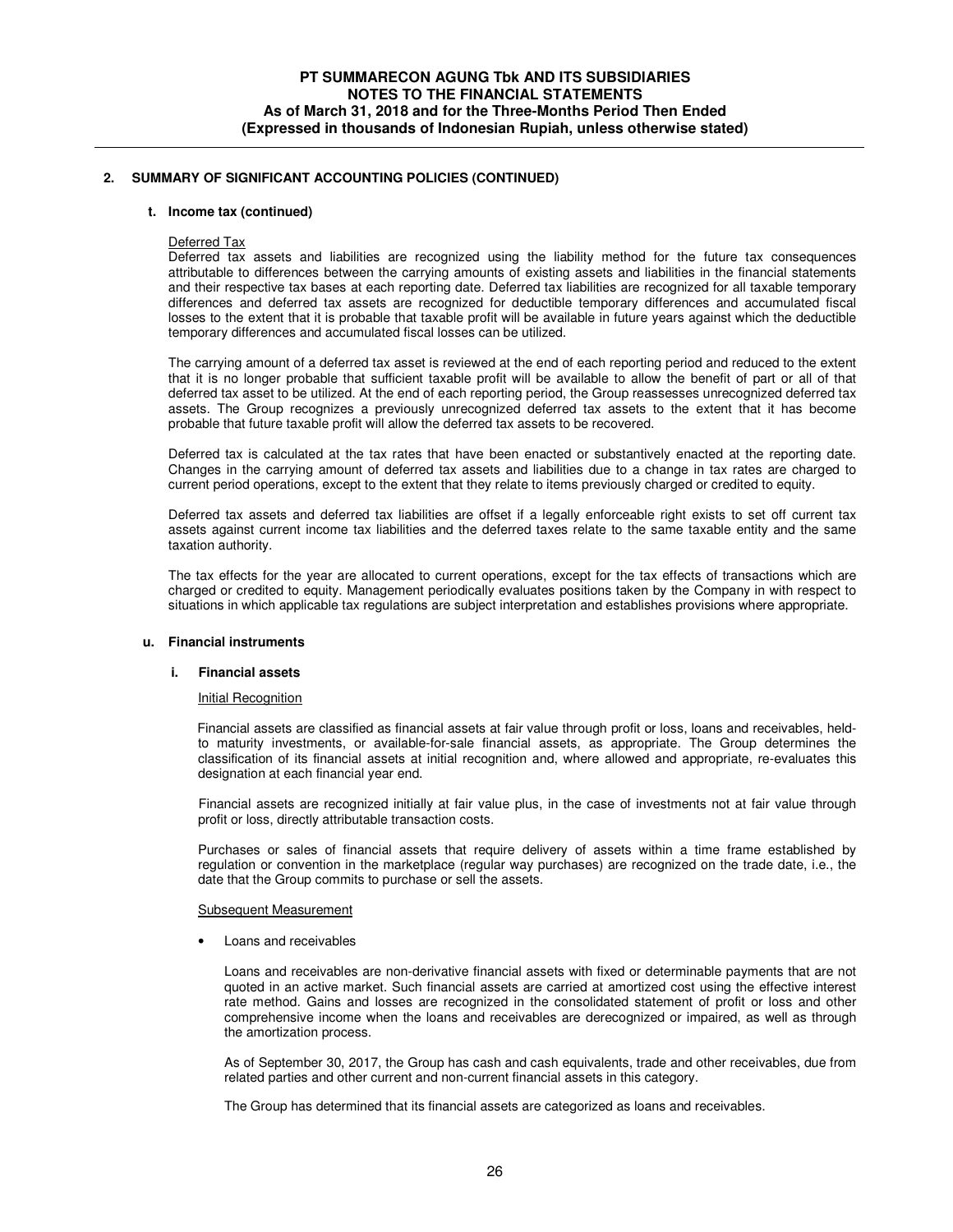## 2. SUMMARY OF SIGNIFICANT ACCOUNTING POLICIES (CONTINUED)

### t. Income tax (continued)

Deferred Tax

Deferred tax assets and liabilities are recognized using the liability method for the future tax consequences attributable to differences between the carrying amounts of existing assets and liabilities in the financial statements and their respective tax bases at each reporting date. Deferred tax liabilities are recognized for all taxable temporary differences and deferred tax assets are recognized for deductible temporary differences and accumulated fiscal losses to the extent that it is probable that taxable profit will be available in future years against which the deductible temporary differences and accumulated fiscal losses can be utilized.

The carrying amount of a deferred tax asset is reviewed at the end of each reporting period and reduced to the extent that it is no longer probable that sufficient taxable profit will be available to allow the benefit of part or all of that deferred tax asset to be utilized. At the end of each reporting period, the Group reassesses unrecognized deferred tax assets. The Group recognizes a previously unrecognized deferred tax assets to the extent that it has become probable that future taxable profit will allow the deferred tax assets to be recovered.

Deferred tax is calculated at the tax rates that have been enacted or substantively enacted at the reporting date. Changes in the carrying amount of deferred tax assets and liabilities due to a change in tax rates are charged to current period operations, except to the extent that they relate to items previously charged or credited to equity.

Deferred tax assets and deferred tax liabilities are offset if a legally enforceable right exists to set off current tax assets against current income tax liabilities and the deferred taxes relate to the same taxable entity and the same taxation authority.

The tax effects for the year are allocated to current operations, except for the tax effects of transactions which are charged or credited to equity. Management periodically evaluates positions taken by the Company in with respect to situations in which applicable tax regulations are subject interpretation and establishes provisions where appropriate.

### u. Financial instruments

#### i. Financial assets

Initial Recognition

Financial assets are classified as financial assets at fair value through profit or loss, loans and receivables, held-to maturity investments, or available-for-sale financial assets, as appropriate. The Group determines the classification of its financial assets at initial recognition and, where allowed and appropriate, re-evaluates this designation at each financial year end.

Financial assets are recognized initially at fair value plus, in the case of investments not at fair value through profit or loss, directly attributable transaction costs.

Purchases or sales of financial assets that require delivery of assets within a time frame established by regulation or convention in the marketplace (regular way purchases) are recognized on the trade date, i.e., the date that the Group commits to purchase or sell the assets.

Subsequent Measurement

- Loans and receivables

  Loans and receivables are non-derivative financial assets with fixed or determinable payments that are not quoted in an active market. Such financial assets are carried at amortized cost using the effective interest rate method. Gains and losses are recognized in the consolidated statement of profit or loss and other comprehensive income when the loans and receivables are derecognized or impaired, as well as through the amortization process.

  As of September 30, 2017, the Group has cash and cash equivalents, trade and other receivables, due from related parties and other current and non-current financial assets in this category.

  The Group has determined that its financial assets are categorized as loans and receivables.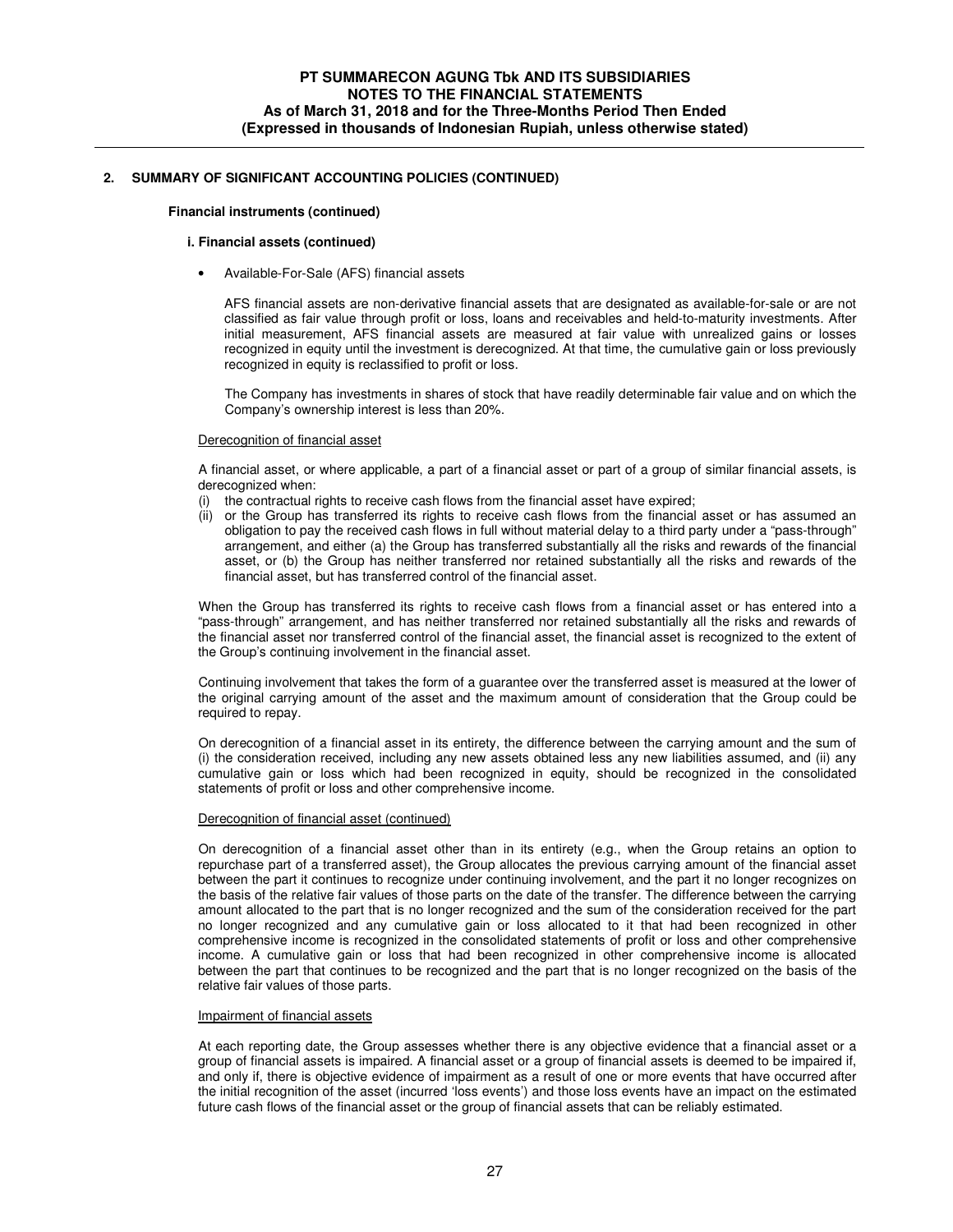## 2. SUMMARY OF SIGNIFICANT ACCOUNTING POLICIES (CONTINUED)

**Financial instruments (continued)**

**i. Financial assets (continued)**

- Available-For-Sale (AFS) financial assets

  AFS financial assets are non-derivative financial assets that are designated as available-for-sale or are not classified as fair value through profit or loss, loans and receivables and held-to-maturity investments. After initial measurement, AFS financial assets are measured at fair value with unrealized gains or losses recognized in equity until the investment is derecognized. At that time, the cumulative gain or loss previously recognized in equity is reclassified to profit or loss.

  The Company has investments in shares of stock that have readily determinable fair value and on which the Company's ownership interest is less than 20%.

Derecognition of financial asset

A financial asset, or where applicable, a part of a financial asset or part of a group of similar financial assets, is derecognized when:

(i) the contractual rights to receive cash flows from the financial asset have expired;

(ii) or the Group has transferred its rights to receive cash flows from the financial asset or has assumed an obligation to pay the received cash flows in full without material delay to a third party under a "pass-through" arrangement, and either (a) the Group has transferred substantially all the risks and rewards of the financial asset, or (b) the Group has neither transferred nor retained substantially all the risks and rewards of the financial asset, but has transferred control of the financial asset.

When the Group has transferred its rights to receive cash flows from a financial asset or has entered into a "pass-through" arrangement, and has neither transferred nor retained substantially all the risks and rewards of the financial asset nor transferred control of the financial asset, the financial asset is recognized to the extent of the Group's continuing involvement in the financial asset.

Continuing involvement that takes the form of a guarantee over the transferred asset is measured at the lower of the original carrying amount of the asset and the maximum amount of consideration that the Group could be required to repay.

On derecognition of a financial asset in its entirety, the difference between the carrying amount and the sum of (i) the consideration received, including any new assets obtained less any new liabilities assumed, and (ii) any cumulative gain or loss which had been recognized in equity, should be recognized in the consolidated statements of profit or loss and other comprehensive income.

Derecognition of financial asset (continued)

On derecognition of a financial asset other than in its entirety (e.g., when the Group retains an option to repurchase part of a transferred asset), the Group allocates the previous carrying amount of the financial asset between the part it continues to recognize under continuing involvement, and the part it no longer recognizes on the basis of the relative fair values of those parts on the date of the transfer. The difference between the carrying amount allocated to the part that is no longer recognized and the sum of the consideration received for the part no longer recognized and any cumulative gain or loss allocated to it that had been recognized in other comprehensive income is recognized in the consolidated statements of profit or loss and other comprehensive income. A cumulative gain or loss that had been recognized in other comprehensive income is allocated between the part that continues to be recognized and the part that is no longer recognized on the basis of the relative fair values of those parts.

Impairment of financial assets

At each reporting date, the Group assesses whether there is any objective evidence that a financial asset or a group of financial assets is impaired. A financial asset or a group of financial assets is deemed to be impaired if, and only if, there is objective evidence of impairment as a result of one or more events that have occurred after the initial recognition of the asset (incurred 'loss events') and those loss events have an impact on the estimated future cash flows of the financial asset or the group of financial assets that can be reliably estimated.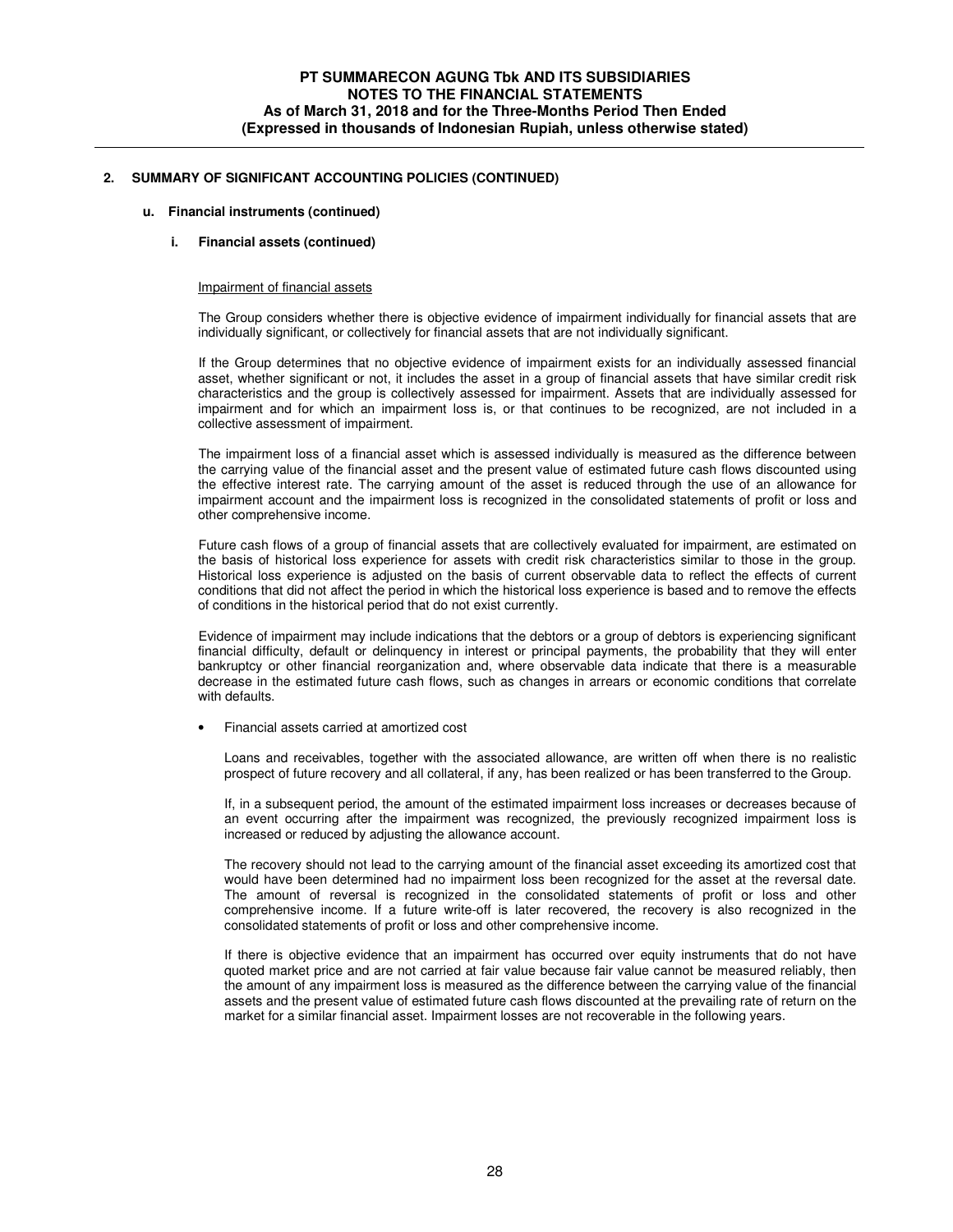## 2. SUMMARY OF SIGNIFICANT ACCOUNTING POLICIES (CONTINUED)

### u. Financial instruments (continued)

#### i. Financial assets (continued)

Impairment of financial assets

The Group considers whether there is objective evidence of impairment individually for financial assets that are individually significant, or collectively for financial assets that are not individually significant.

If the Group determines that no objective evidence of impairment exists for an individually assessed financial asset, whether significant or not, it includes the asset in a group of financial assets that have similar credit risk characteristics and the group is collectively assessed for impairment. Assets that are individually assessed for impairment and for which an impairment loss is, or that continues to be recognized, are not included in a collective assessment of impairment.

The impairment loss of a financial asset which is assessed individually is measured as the difference between the carrying value of the financial asset and the present value of estimated future cash flows discounted using the effective interest rate. The carrying amount of the asset is reduced through the use of an allowance for impairment account and the impairment loss is recognized in the consolidated statements of profit or loss and other comprehensive income.

Future cash flows of a group of financial assets that are collectively evaluated for impairment, are estimated on the basis of historical loss experience for assets with credit risk characteristics similar to those in the group. Historical loss experience is adjusted on the basis of current observable data to reflect the effects of current conditions that did not affect the period in which the historical loss experience is based and to remove the effects of conditions in the historical period that do not exist currently.

Evidence of impairment may include indications that the debtors or a group of debtors is experiencing significant financial difficulty, default or delinquency in interest or principal payments, the probability that they will enter bankruptcy or other financial reorganization and, where observable data indicate that there is a measurable decrease in the estimated future cash flows, such as changes in arrears or economic conditions that correlate with defaults.

- Financial assets carried at amortized cost

  Loans and receivables, together with the associated allowance, are written off when there is no realistic prospect of future recovery and all collateral, if any, has been realized or has been transferred to the Group.

  If, in a subsequent period, the amount of the estimated impairment loss increases or decreases because of an event occurring after the impairment was recognized, the previously recognized impairment loss is increased or reduced by adjusting the allowance account.

  The recovery should not lead to the carrying amount of the financial asset exceeding its amortized cost that would have been determined had no impairment loss been recognized for the asset at the reversal date. The amount of reversal is recognized in the consolidated statements of profit or loss and other comprehensive income. If a future write-off is later recovered, the recovery is also recognized in the consolidated statements of profit or loss and other comprehensive income.

  If there is objective evidence that an impairment has occurred over equity instruments that do not have quoted market price and are not carried at fair value because fair value cannot be measured reliably, then the amount of any impairment loss is measured as the difference between the carrying value of the financial assets and the present value of estimated future cash flows discounted at the prevailing rate of return on the market for a similar financial asset. Impairment losses are not recoverable in the following years.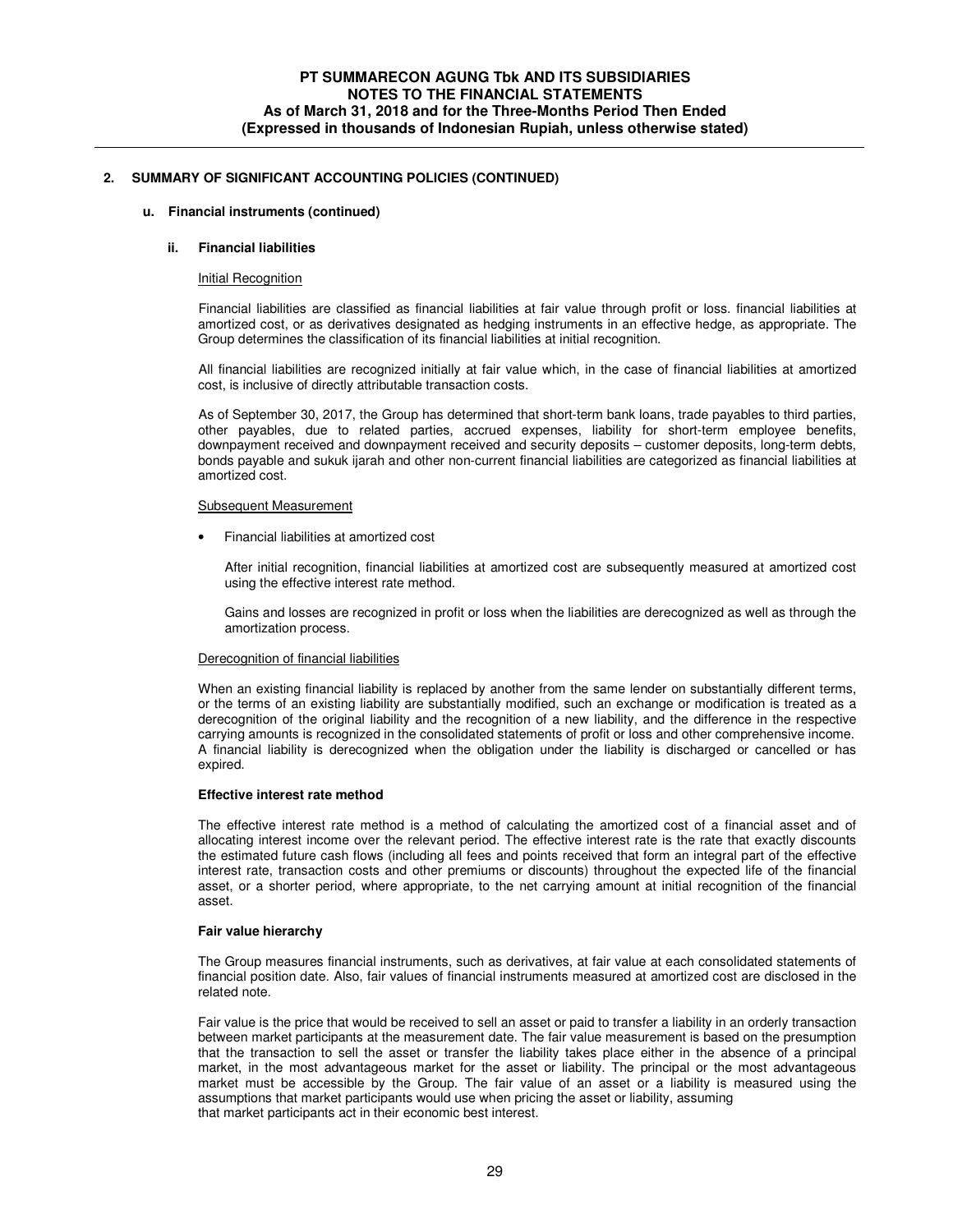## 2. SUMMARY OF SIGNIFICANT ACCOUNTING POLICIES (CONTINUED)

### u. Financial instruments (continued)

#### ii. Financial liabilities

Initial Recognition

Financial liabilities are classified as financial liabilities at fair value through profit or loss. financial liabilities at amortized cost, or as derivatives designated as hedging instruments in an effective hedge, as appropriate. The Group determines the classification of its financial liabilities at initial recognition.

All financial liabilities are recognized initially at fair value which, in the case of financial liabilities at amortized cost, is inclusive of directly attributable transaction costs.

As of September 30, 2017, the Group has determined that short-term bank loans, trade payables to third parties, other payables, due to related parties, accrued expenses, liability for short-term employee benefits, downpayment received and downpayment received and security deposits – customer deposits, long-term debts, bonds payable and sukuk ijarah and other non-current financial liabilities are categorized as financial liabilities at amortized cost.

Subsequent Measurement

- Financial liabilities at amortized cost

  After initial recognition, financial liabilities at amortized cost are subsequently measured at amortized cost using the effective interest rate method.

  Gains and losses are recognized in profit or loss when the liabilities are derecognized as well as through the amortization process.

Derecognition of financial liabilities

When an existing financial liability is replaced by another from the same lender on substantially different terms, or the terms of an existing liability are substantially modified, such an exchange or modification is treated as a derecognition of the original liability and the recognition of a new liability, and the difference in the respective carrying amounts is recognized in the consolidated statements of profit or loss and other comprehensive income. A financial liability is derecognized when the obligation under the liability is discharged or cancelled or has expired.

**Effective interest rate method**

The effective interest rate method is a method of calculating the amortized cost of a financial asset and of allocating interest income over the relevant period. The effective interest rate is the rate that exactly discounts the estimated future cash flows (including all fees and points received that form an integral part of the effective interest rate, transaction costs and other premiums or discounts) throughout the expected life of the financial asset, or a shorter period, where appropriate, to the net carrying amount at initial recognition of the financial asset.

**Fair value hierarchy**

The Group measures financial instruments, such as derivatives, at fair value at each consolidated statements of financial position date. Also, fair values of financial instruments measured at amortized cost are disclosed in the related note.

Fair value is the price that would be received to sell an asset or paid to transfer a liability in an orderly transaction between market participants at the measurement date. The fair value measurement is based on the presumption that the transaction to sell the asset or transfer the liability takes place either in the absence of a principal market, in the most advantageous market for the asset or liability. The principal or the most advantageous market must be accessible by the Group. The fair value of an asset or a liability is measured using the assumptions that market participants would use when pricing the asset or liability, assuming that market participants act in their economic best interest.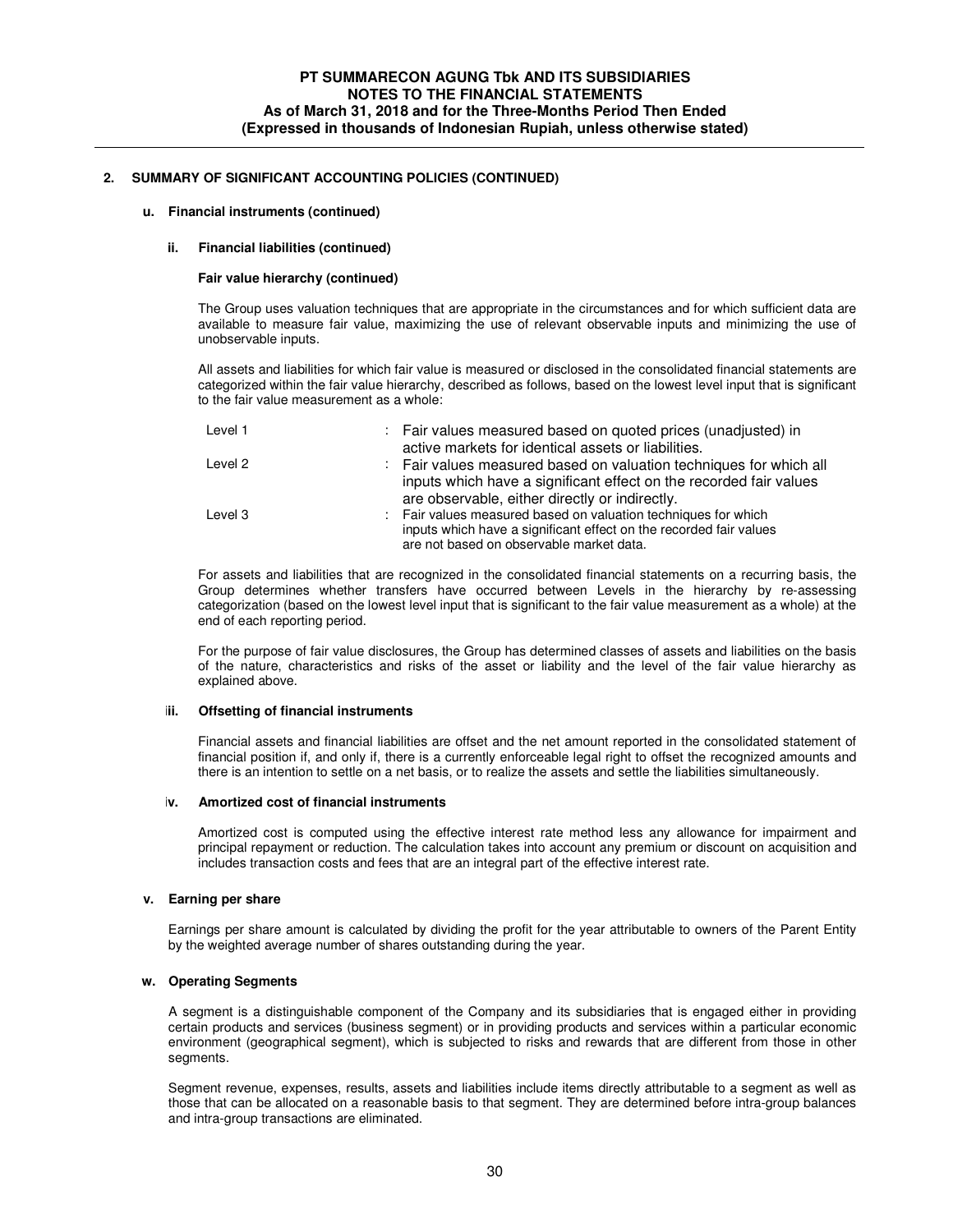## 2. SUMMARY OF SIGNIFICANT ACCOUNTING POLICIES (CONTINUED)

### u. Financial instruments (continued)

#### ii. Financial liabilities (continued)

**Fair value hierarchy (continued)**

The Group uses valuation techniques that are appropriate in the circumstances and for which sufficient data are available to measure fair value, maximizing the use of relevant observable inputs and minimizing the use of unobservable inputs.

All assets and liabilities for which fair value is measured or disclosed in the consolidated financial statements are categorized within the fair value hierarchy, described as follows, based on the lowest level input that is significant to the fair value measurement as a whole:

| | |
|---|---|
| Level 1 | : Fair values measured based on quoted prices (unadjusted) in active markets for identical assets or liabilities. |
| Level 2 | : Fair values measured based on valuation techniques for which all inputs which have a significant effect on the recorded fair values are observable, either directly or indirectly. |
| Level 3 | : Fair values measured based on valuation techniques for which inputs which have a significant effect on the recorded fair values are not based on observable market data. |

For assets and liabilities that are recognized in the consolidated financial statements on a recurring basis, the Group determines whether transfers have occurred between Levels in the hierarchy by re-assessing categorization (based on the lowest level input that is significant to the fair value measurement as a whole) at the end of each reporting period.

For the purpose of fair value disclosures, the Group has determined classes of assets and liabilities on the basis of the nature, characteristics and risks of the asset or liability and the level of the fair value hierarchy as explained above.

#### iii. Offsetting of financial instruments

Financial assets and financial liabilities are offset and the net amount reported in the consolidated statement of financial position if, and only if, there is a currently enforceable legal right to offset the recognized amounts and there is an intention to settle on a net basis, or to realize the assets and settle the liabilities simultaneously.

#### iv. Amortized cost of financial instruments

Amortized cost is computed using the effective interest rate method less any allowance for impairment and principal repayment or reduction. The calculation takes into account any premium or discount on acquisition and includes transaction costs and fees that are an integral part of the effective interest rate.

### v. Earning per share

Earnings per share amount is calculated by dividing the profit for the year attributable to owners of the Parent Entity by the weighted average number of shares outstanding during the year.

### w. Operating Segments

A segment is a distinguishable component of the Company and its subsidiaries that is engaged either in providing certain products and services (business segment) or in providing products and services within a particular economic environment (geographical segment), which is subjected to risks and rewards that are different from those in other segments.

Segment revenue, expenses, results, assets and liabilities include items directly attributable to a segment as well as those that can be allocated on a reasonable basis to that segment. They are determined before intra-group balances and intra-group transactions are eliminated.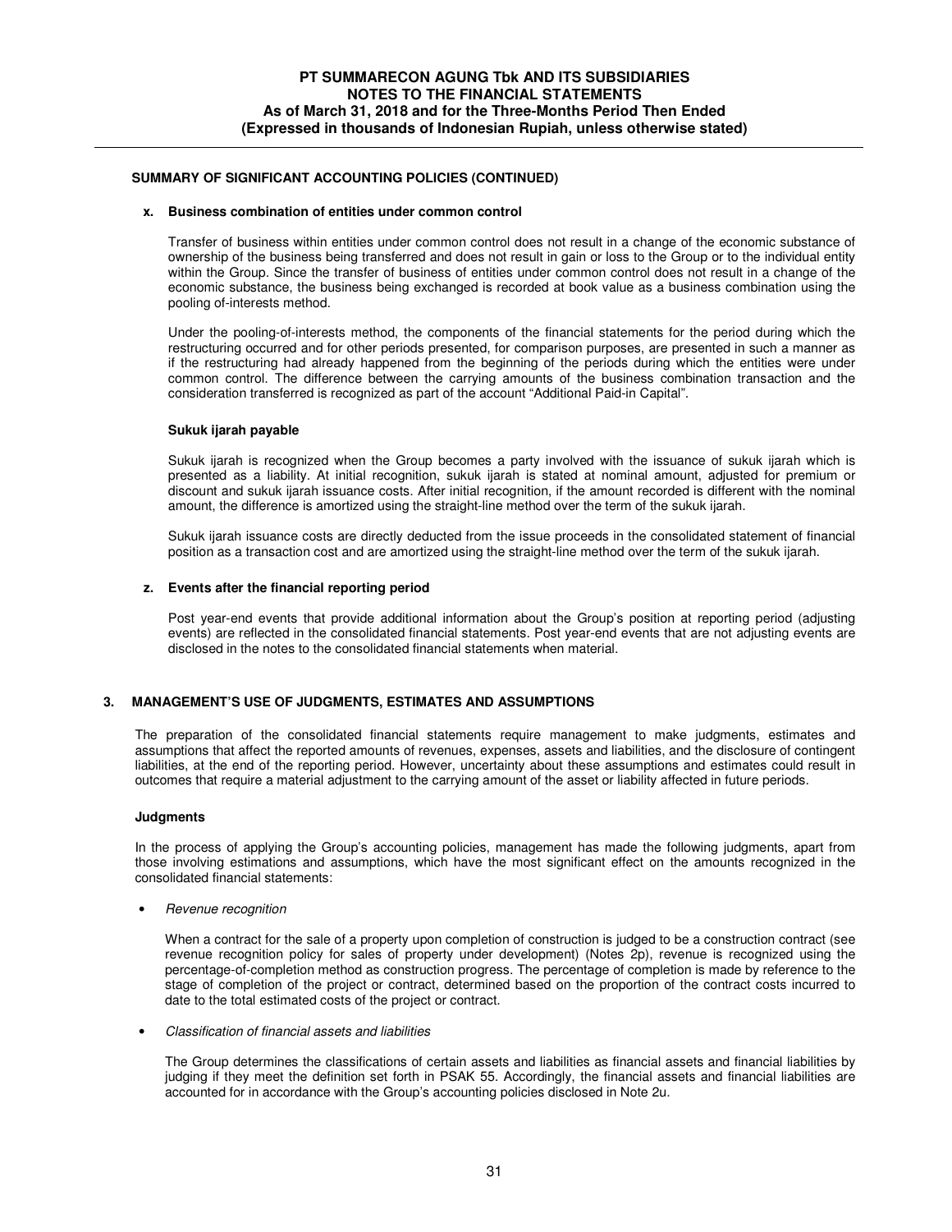**SUMMARY OF SIGNIFICANT ACCOUNTING POLICIES (CONTINUED)**

**x. Business combination of entities under common control**

Transfer of business within entities under common control does not result in a change of the economic substance of ownership of the business being transferred and does not result in gain or loss to the Group or to the individual entity within the Group. Since the transfer of business of entities under common control does not result in a change of the economic substance, the business being exchanged is recorded at book value as a business combination using the pooling of-interests method.

Under the pooling-of-interests method, the components of the financial statements for the period during which the restructuring occurred and for other periods presented, for comparison purposes, are presented in such a manner as if the restructuring had already happened from the beginning of the periods during which the entities were under common control. The difference between the carrying amounts of the business combination transaction and the consideration transferred is recognized as part of the account "Additional Paid-in Capital".

**Sukuk ijarah payable**

Sukuk ijarah is recognized when the Group becomes a party involved with the issuance of sukuk ijarah which is presented as a liability. At initial recognition, sukuk ijarah is stated at nominal amount, adjusted for premium or discount and sukuk ijarah issuance costs. After initial recognition, if the amount recorded is different with the nominal amount, the difference is amortized using the straight-line method over the term of the sukuk ijarah.

Sukuk ijarah issuance costs are directly deducted from the issue proceeds in the consolidated statement of financial position as a transaction cost and are amortized using the straight-line method over the term of the sukuk ijarah.

**z. Events after the financial reporting period**

Post year-end events that provide additional information about the Group's position at reporting period (adjusting events) are reflected in the consolidated financial statements. Post year-end events that are not adjusting events are disclosed in the notes to the consolidated financial statements when material.

## 3. MANAGEMENT'S USE OF JUDGMENTS, ESTIMATES AND ASSUMPTIONS

The preparation of the consolidated financial statements require management to make judgments, estimates and assumptions that affect the reported amounts of revenues, expenses, assets and liabilities, and the disclosure of contingent liabilities, at the end of the reporting period. However, uncertainty about these assumptions and estimates could result in outcomes that require a material adjustment to the carrying amount of the asset or liability affected in future periods.

**Judgments**

In the process of applying the Group's accounting policies, management has made the following judgments, apart from those involving estimations and assumptions, which have the most significant effect on the amounts recognized in the consolidated financial statements:

- *Revenue recognition*

  When a contract for the sale of a property upon completion of construction is judged to be a construction contract (see revenue recognition policy for sales of property under development) (Notes 2p), revenue is recognized using the percentage-of-completion method as construction progress. The percentage of completion is made by reference to the stage of completion of the project or contract, determined based on the proportion of the contract costs incurred to date to the total estimated costs of the project or contract.

- *Classification of financial assets and liabilities*

  The Group determines the classifications of certain assets and liabilities as financial assets and financial liabilities by judging if they meet the definition set forth in PSAK 55. Accordingly, the financial assets and financial liabilities are accounted for in accordance with the Group's accounting policies disclosed in Note 2u.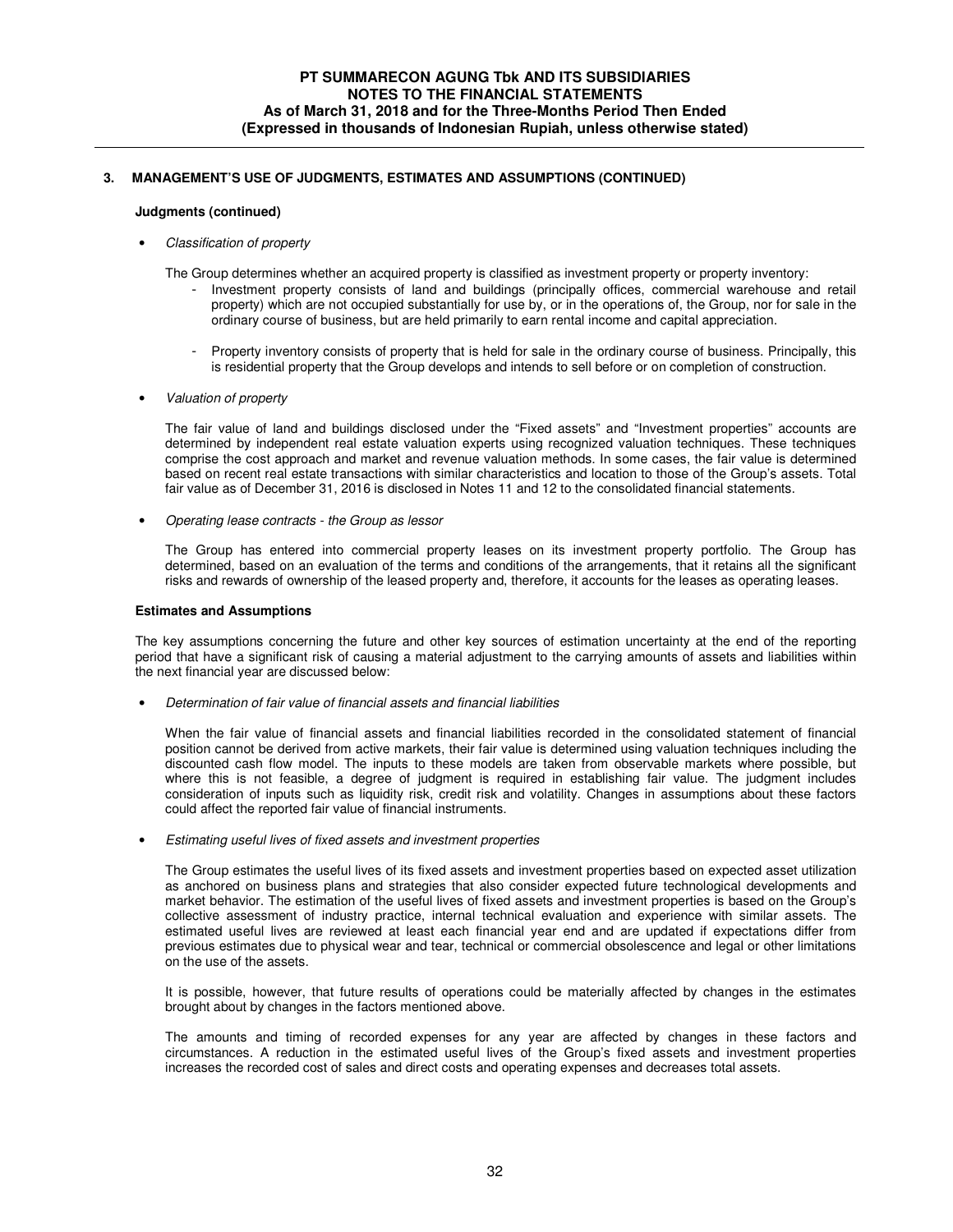## 3. MANAGEMENT'S USE OF JUDGMENTS, ESTIMATES AND ASSUMPTIONS (CONTINUED)

**Judgments (continued)**

- *Classification of property*

  The Group determines whether an acquired property is classified as investment property or property inventory:

  - Investment property consists of land and buildings (principally offices, commercial warehouse and retail property) which are not occupied substantially for use by, or in the operations of, the Group, nor for sale in the ordinary course of business, but are held primarily to earn rental income and capital appreciation.

  - Property inventory consists of property that is held for sale in the ordinary course of business. Principally, this is residential property that the Group develops and intends to sell before or on completion of construction.

- *Valuation of property*

  The fair value of land and buildings disclosed under the "Fixed assets" and "Investment properties" accounts are determined by independent real estate valuation experts using recognized valuation techniques. These techniques comprise the cost approach and market and revenue valuation methods. In some cases, the fair value is determined based on recent real estate transactions with similar characteristics and location to those of the Group's assets. Total fair value as of December 31, 2016 is disclosed in Notes 11 and 12 to the consolidated financial statements.

- *Operating lease contracts - the Group as lessor*

  The Group has entered into commercial property leases on its investment property portfolio. The Group has determined, based on an evaluation of the terms and conditions of the arrangements, that it retains all the significant risks and rewards of ownership of the leased property and, therefore, it accounts for the leases as operating leases.

**Estimates and Assumptions**

The key assumptions concerning the future and other key sources of estimation uncertainty at the end of the reporting period that have a significant risk of causing a material adjustment to the carrying amounts of assets and liabilities within the next financial year are discussed below:

- *Determination of fair value of financial assets and financial liabilities*

  When the fair value of financial assets and financial liabilities recorded in the consolidated statement of financial position cannot be derived from active markets, their fair value is determined using valuation techniques including the discounted cash flow model. The inputs to these models are taken from observable markets where possible, but where this is not feasible, a degree of judgment is required in establishing fair value. The judgment includes consideration of inputs such as liquidity risk, credit risk and volatility. Changes in assumptions about these factors could affect the reported fair value of financial instruments.

- *Estimating useful lives of fixed assets and investment properties*

  The Group estimates the useful lives of its fixed assets and investment properties based on expected asset utilization as anchored on business plans and strategies that also consider expected future technological developments and market behavior. The estimation of the useful lives of fixed assets and investment properties is based on the Group's collective assessment of industry practice, internal technical evaluation and experience with similar assets. The estimated useful lives are reviewed at least each financial year end and are updated if expectations differ from previous estimates due to physical wear and tear, technical or commercial obsolescence and legal or other limitations on the use of the assets.

  It is possible, however, that future results of operations could be materially affected by changes in the estimates brought about by changes in the factors mentioned above.

  The amounts and timing of recorded expenses for any year are affected by changes in these factors and circumstances. A reduction in the estimated useful lives of the Group's fixed assets and investment properties increases the recorded cost of sales and direct costs and operating expenses and decreases total assets.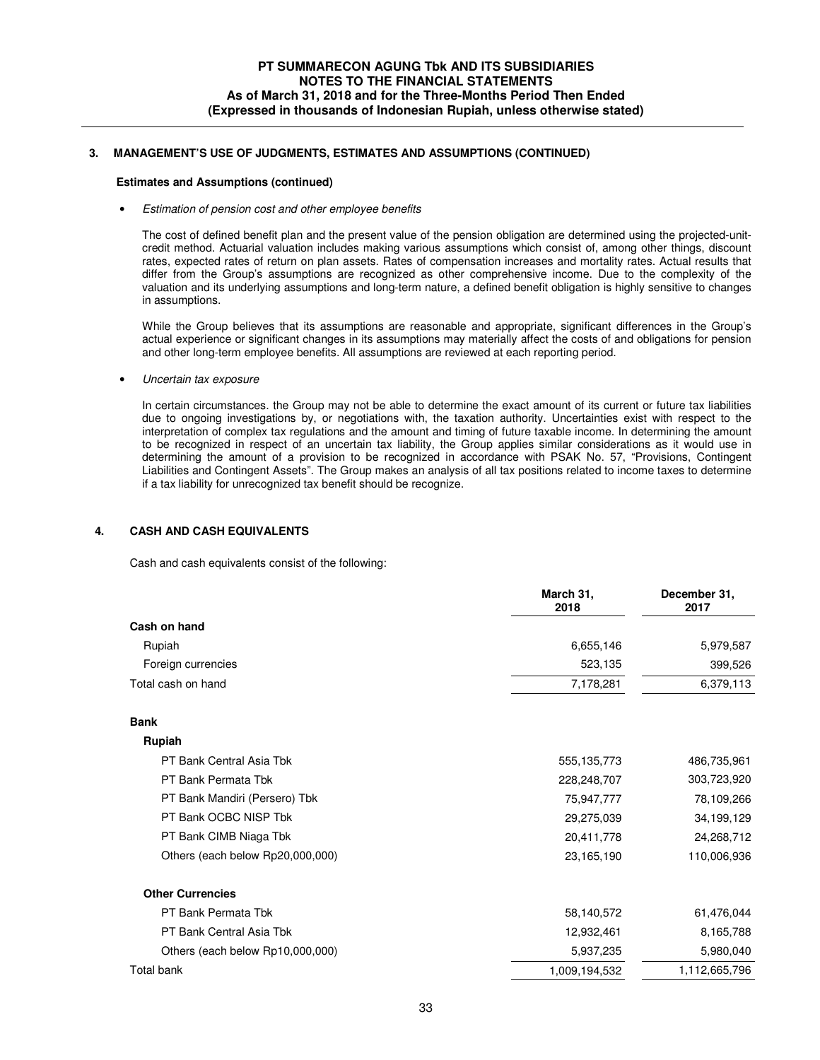### 3. MANAGEMENT'S USE OF JUDGMENTS, ESTIMATES AND ASSUMPTIONS (CONTINUED)

**Estimates and Assumptions (continued)**

- *Estimation of pension cost and other employee benefits*

  The cost of defined benefit plan and the present value of the pension obligation are determined using the projected-unit-credit method. Actuarial valuation includes making various assumptions which consist of, among other things, discount rates, expected rates of return on plan assets. Rates of compensation increases and mortality rates. Actual results that differ from the Group's assumptions are recognized as other comprehensive income. Due to the complexity of the valuation and its underlying assumptions and long-term nature, a defined benefit obligation is highly sensitive to changes in assumptions.

  While the Group believes that its assumptions are reasonable and appropriate, significant differences in the Group's actual experience or significant changes in its assumptions may materially affect the costs of and obligations for pension and other long-term employee benefits. All assumptions are reviewed at each reporting period.

- *Uncertain tax exposure*

  In certain circumstances. the Group may not be able to determine the exact amount of its current or future tax liabilities due to ongoing investigations by, or negotiations with, the taxation authority. Uncertainties exist with respect to the interpretation of complex tax regulations and the amount and timing of future taxable income. In determining the amount to be recognized in respect of an uncertain tax liability, the Group applies similar considerations as it would use in determining the amount of a provision to be recognized in accordance with PSAK No. 57, "Provisions, Contingent Liabilities and Contingent Assets". The Group makes an analysis of all tax positions related to income taxes to determine if a tax liability for unrecognized tax benefit should be recognize.

### 4. CASH AND CASH EQUIVALENTS

Cash and cash equivalents consist of the following:

| | March 31, 2018 | December 31, 2017 |
|---|---|---|
| **Cash on hand** | | |
| Rupiah | 6,655,146 | 5,979,587 |
| Foreign currencies | 523,135 | 399,526 |
| Total cash on hand | 7,178,281 | 6,379,113 |
| **Bank** | | |
| **Rupiah** | | |
| PT Bank Central Asia Tbk | 555,135,773 | 486,735,961 |
| PT Bank Permata Tbk | 228,248,707 | 303,723,920 |
| PT Bank Mandiri (Persero) Tbk | 75,947,777 | 78,109,266 |
| PT Bank OCBC NISP Tbk | 29,275,039 | 34,199,129 |
| PT Bank CIMB Niaga Tbk | 20,411,778 | 24,268,712 |
| Others (each below Rp20,000,000) | 23,165,190 | 110,006,936 |
| **Other Currencies** | | |
| PT Bank Permata Tbk | 58,140,572 | 61,476,044 |
| PT Bank Central Asia Tbk | 12,932,461 | 8,165,788 |
| Others (each below Rp10,000,000) | 5,937,235 | 5,980,040 |
| Total bank | 1,009,194,532 | 1,112,665,796 |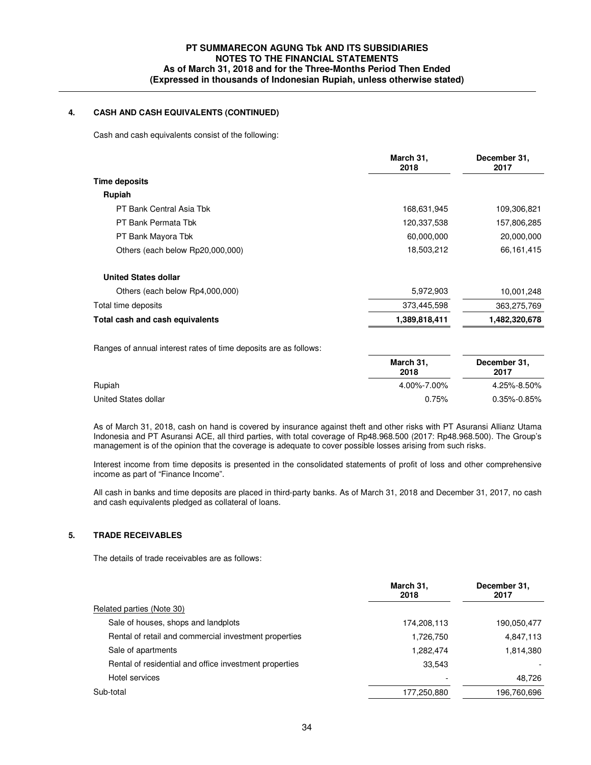## 4. CASH AND CASH EQUIVALENTS (CONTINUED)

Cash and cash equivalents consist of the following:

| | March 31, 2018 | December 31, 2017 |
|---|---|---|
| **Time deposits** | | |
| **Rupiah** | | |
| PT Bank Central Asia Tbk | 168,631,945 | 109,306,821 |
| PT Bank Permata Tbk | 120,337,538 | 157,806,285 |
| PT Bank Mayora Tbk | 60,000,000 | 20,000,000 |
| Others (each below Rp20,000,000) | 18,503,212 | 66,161,415 |
| **United States dollar** | | |
| Others (each below Rp4,000,000) | 5,972,903 | 10,001,248 |
| Total time deposits | 373,445,598 | 363,275,769 |
| **Total cash and cash equivalents** | **1,389,818,411** | **1,482,320,678** |

Ranges of annual interest rates of time deposits are as follows:

| | March 31, 2018 | December 31, 2017 |
|---|---|---|
| Rupiah | 4.00%-7.00% | 4.25%-8.50% |
| United States dollar | 0.75% | 0.35%-0.85% |

As of March 31, 2018, cash on hand is covered by insurance against theft and other risks with PT Asuransi Allianz Utama Indonesia and PT Asuransi ACE, all third parties, with total coverage of Rp48.968.500 (2017: Rp48.968.500). The Group's management is of the opinion that the coverage is adequate to cover possible losses arising from such risks.

Interest income from time deposits is presented in the consolidated statements of profit of loss and other comprehensive income as part of "Finance Income".

All cash in banks and time deposits are placed in third-party banks. As of March 31, 2018 and December 31, 2017, no cash and cash equivalents pledged as collateral of loans.

## 5. TRADE RECEIVABLES

The details of trade receivables are as follows:

| | March 31, 2018 | December 31, 2017 |
|---|---|---|
| Related parties (Note 30) | | |
| Sale of houses, shops and landplots | 174,208,113 | 190,050,477 |
| Rental of retail and commercial investment properties | 1,726,750 | 4,847,113 |
| Sale of apartments | 1,282,474 | 1,814,380 |
| Rental of residential and office investment properties | 33,543 | - |
| Hotel services | - | 48,726 |
| Sub-total | 177,250,880 | 196,760,696 |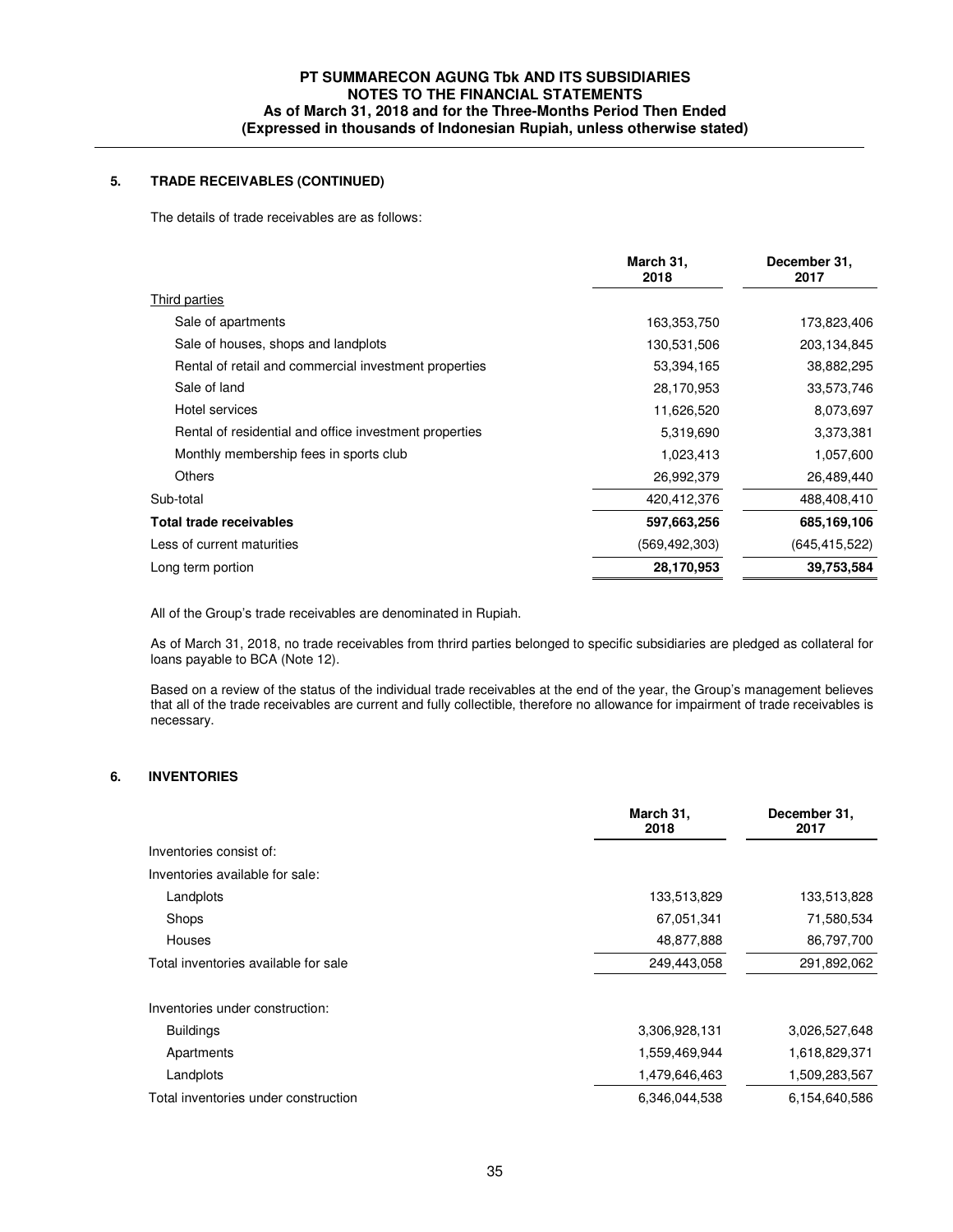## 5. TRADE RECEIVABLES (CONTINUED)

The details of trade receivables are as follows:

| | March 31, 2018 | December 31, 2017 |
|---|---|---|
| Third parties | | |
| Sale of apartments | 163,353,750 | 173,823,406 |
| Sale of houses, shops and landplots | 130,531,506 | 203,134,845 |
| Rental of retail and commercial investment properties | 53,394,165 | 38,882,295 |
| Sale of land | 28,170,953 | 33,573,746 |
| Hotel services | 11,626,520 | 8,073,697 |
| Rental of residential and office investment properties | 5,319,690 | 3,373,381 |
| Monthly membership fees in sports club | 1,023,413 | 1,057,600 |
| Others | 26,992,379 | 26,489,440 |
| Sub-total | 420,412,376 | 488,408,410 |
| **Total trade receivables** | **597,663,256** | **685,169,106** |
| Less of current maturities | (569,492,303) | (645,415,522) |
| Long term portion | **28,170,953** | **39,753,584** |

All of the Group's trade receivables are denominated in Rupiah.

As of March 31, 2018, no trade receivables from thrird parties belonged to specific subsidiaries are pledged as collateral for loans payable to BCA (Note 12).

Based on a review of the status of the individual trade receivables at the end of the year, the Group's management believes that all of the trade receivables are current and fully collectible, therefore no allowance for impairment of trade receivables is necessary.

## 6. INVENTORIES

| | March 31, 2018 | December 31, 2017 |
|---|---|---|
| Inventories consist of: | | |
| Inventories available for sale: | | |
| Landplots | 133,513,829 | 133,513,828 |
| Shops | 67,051,341 | 71,580,534 |
| Houses | 48,877,888 | 86,797,700 |
| Total inventories available for sale | 249,443,058 | 291,892,062 |
| Inventories under construction: | | |
| Buildings | 3,306,928,131 | 3,026,527,648 |
| Apartments | 1,559,469,944 | 1,618,829,371 |
| Landplots | 1,479,646,463 | 1,509,283,567 |
| Total inventories under construction | 6,346,044,538 | 6,154,640,586 |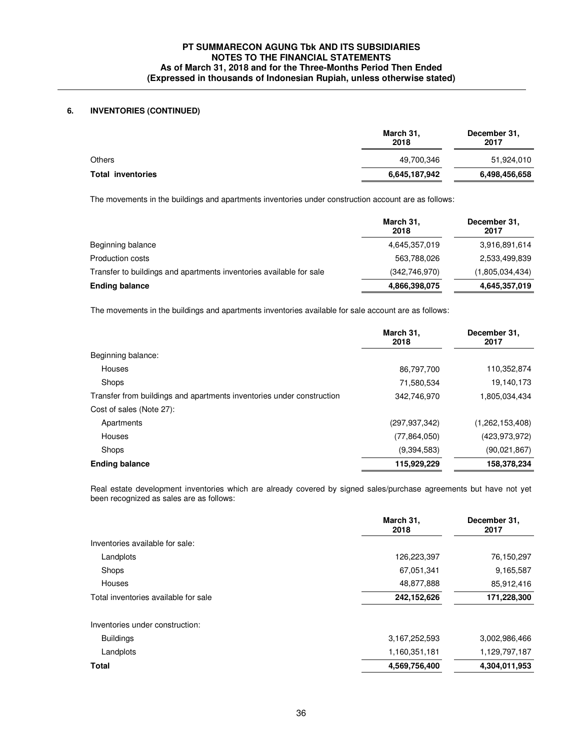## 6. INVENTORIES (CONTINUED)

| | March 31, 2018 | December 31, 2017 |
|---|---|---|
| Others | 49,700,346 | 51,924,010 |
| **Total inventories** | **6,645,187,942** | **6,498,456,658** |

The movements in the buildings and apartments inventories under construction account are as follows:

| | March 31, 2018 | December 31, 2017 |
|---|---|---|
| Beginning balance | 4,645,357,019 | 3,916,891,614 |
| Production costs | 563,788,026 | 2,533,499,839 |
| Transfer to buildings and apartments inventories available for sale | (342,746,970) | (1,805,034,434) |
| **Ending balance** | **4,866,398,075** | **4,645,357,019** |

The movements in the buildings and apartments inventories available for sale account are as follows:

| | March 31, 2018 | December 31, 2017 |
|---|---|---|
| Beginning balance: | | |
| Houses | 86,797,700 | 110,352,874 |
| Shops | 71,580,534 | 19,140,173 |
| Transfer from buildings and apartments inventories under construction | 342,746,970 | 1,805,034,434 |
| Cost of sales (Note 27): | | |
| Apartments | (297,937,342) | (1,262,153,408) |
| Houses | (77,864,050) | (423,973,972) |
| Shops | (9,394,583) | (90,021,867) |
| **Ending balance** | **115,929,229** | **158,378,234** |

Real estate development inventories which are already covered by signed sales/purchase agreements but have not yet been recognized as sales are as follows:

| | March 31, 2018 | December 31, 2017 |
|---|---|---|
| Inventories available for sale: | | |
| Landplots | 126,223,397 | 76,150,297 |
| Shops | 67,051,341 | 9,165,587 |
| Houses | 48,877,888 | 85,912,416 |
| Total inventories available for sale | **242,152,626** | **171,228,300** |
| Inventories under construction: | | |
| Buildings | 3,167,252,593 | 3,002,986,466 |
| Landplots | 1,160,351,181 | 1,129,797,187 |
| **Total** | **4,569,756,400** | **4,304,011,953** |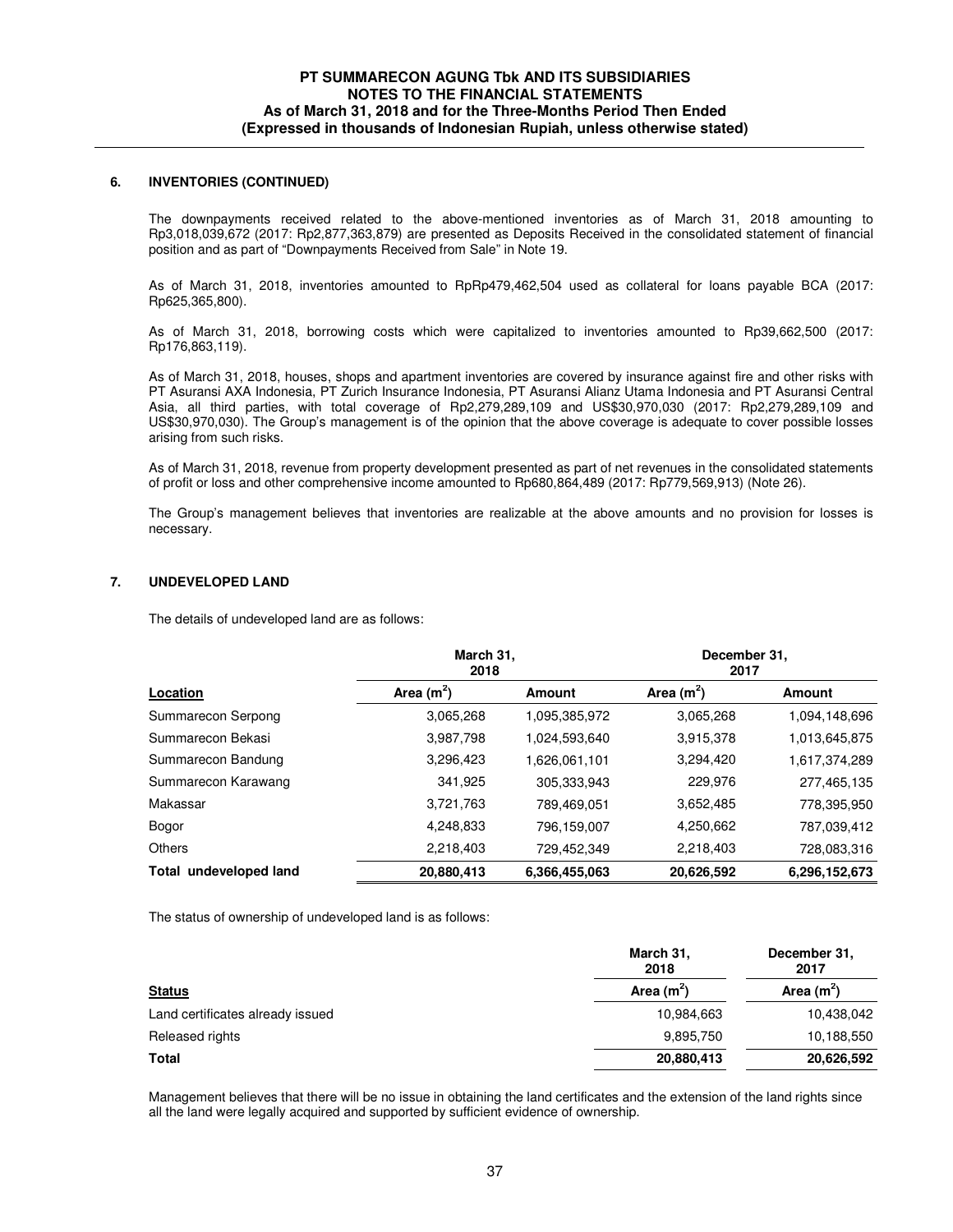## 6. INVENTORIES (CONTINUED)

The downpayments received related to the above-mentioned inventories as of March 31, 2018 amounting to Rp3,018,039,672 (2017: Rp2,877,363,879) are presented as Deposits Received in the consolidated statement of financial position and as part of "Downpayments Received from Sale" in Note 19.

As of March 31, 2018, inventories amounted to RpRp479,462,504 used as collateral for loans payable BCA (2017: Rp625,365,800).

As of March 31, 2018, borrowing costs which were capitalized to inventories amounted to Rp39,662,500 (2017: Rp176,863,119).

As of March 31, 2018, houses, shops and apartment inventories are covered by insurance against fire and other risks with PT Asuransi AXA Indonesia, PT Zurich Insurance Indonesia, PT Asuransi Alianz Utama Indonesia and PT Asuransi Central Asia, all third parties, with total coverage of Rp2,279,289,109 and US$30,970,030 (2017: Rp2,279,289,109 and US$30,970,030). The Group's management is of the opinion that the above coverage is adequate to cover possible losses arising from such risks.

As of March 31, 2018, revenue from property development presented as part of net revenues in the consolidated statements of profit or loss and other comprehensive income amounted to Rp680,864,489 (2017: Rp779,569,913) (Note 26).

The Group's management believes that inventories are realizable at the above amounts and no provision for losses is necessary.

## 7. UNDEVELOPED LAND

The details of undeveloped land are as follows:

| | March 31, 2018 | | December 31, 2017 | |
|---|---|---|---|---|
| **Location** | **Area ($m^2$)** | **Amount** | **Area ($m^2$)** | **Amount** |
| Summarecon Serpong | 3,065,268 | 1,095,385,972 | 3,065,268 | 1,094,148,696 |
| Summarecon Bekasi | 3,987,798 | 1,024,593,640 | 3,915,378 | 1,013,645,875 |
| Summarecon Bandung | 3,296,423 | 1,626,061,101 | 3,294,420 | 1,617,374,289 |
| Summarecon Karawang | 341,925 | 305,333,943 | 229,976 | 277,465,135 |
| Makassar | 3,721,763 | 789,469,051 | 3,652,485 | 778,395,950 |
| Bogor | 4,248,833 | 796,159,007 | 4,250,662 | 787,039,412 |
| Others | 2,218,403 | 729,452,349 | 2,218,403 | 728,083,316 |
| **Total undeveloped land** | **20,880,413** | **6,366,455,063** | **20,626,592** | **6,296,152,673** |

The status of ownership of undeveloped land is as follows:

| | March 31, 2018 | December 31, 2017 |
|---|---|---|
| **Status** | **Area ($m^2$)** | **Area ($m^2$)** |
| Land certificates already issued | 10,984,663 | 10,438,042 |
| Released rights | 9,895,750 | 10,188,550 |
| **Total** | **20,880,413** | **20,626,592** |

Management believes that there will be no issue in obtaining the land certificates and the extension of the land rights since all the land were legally acquired and supported by sufficient evidence of ownership.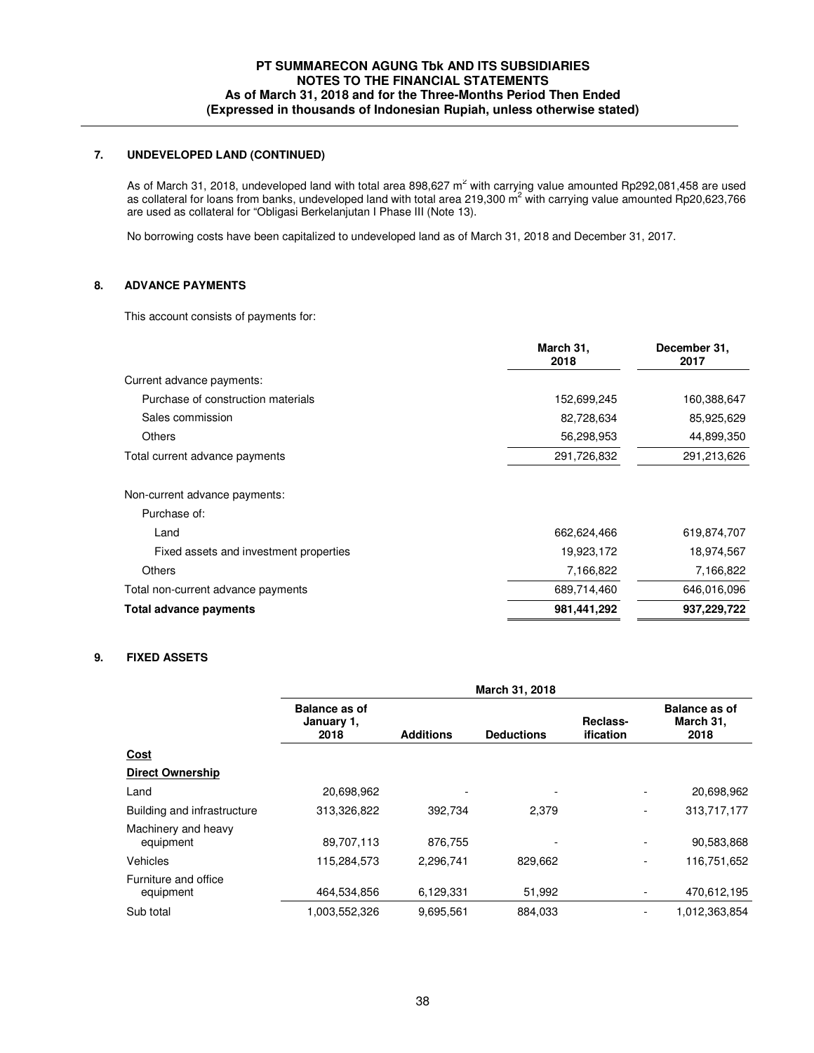### 7. UNDEVELOPED LAND (CONTINUED)

As of March 31, 2018, undeveloped land with total area 898,627 $m^2$ with carrying value amounted Rp292,081,458 are used as collateral for loans from banks, undeveloped land with total area 219,300 $m^2$ with carrying value amounted Rp20,623,766 are used as collateral for "Obligasi Berkelanjutan I Phase III (Note 13).

No borrowing costs have been capitalized to undeveloped land as of March 31, 2018 and December 31, 2017.

### 8. ADVANCE PAYMENTS

This account consists of payments for:

| | March 31, 2018 | December 31, 2017 |
|---|---|---|
| Current advance payments: | | |
| Purchase of construction materials | 152,699,245 | 160,388,647 |
| Sales commission | 82,728,634 | 85,925,629 |
| Others | 56,298,953 | 44,899,350 |
| Total current advance payments | 291,726,832 | 291,213,626 |
| Non-current advance payments: | | |
| Purchase of: | | |
| Land | 662,624,466 | 619,874,707 |
| Fixed assets and investment properties | 19,923,172 | 18,974,567 |
| Others | 7,166,822 | 7,166,822 |
| Total non-current advance payments | 689,714,460 | 646,016,096 |
| **Total advance payments** | **981,441,292** | **937,229,722** |

### 9. FIXED ASSETS

| | March 31, 2018 | | | | |
|---|---|---|---|---|---|
| | Balance as of January 1, 2018 | Additions | Deductions | Reclass-ification | Balance as of March 31, 2018 |
| **Cost** | | | | | |
| **Direct Ownership** | | | | | |
| Land | 20,698,962 | - | - | - | 20,698,962 |
| Building and infrastructure | 313,326,822 | 392,734 | 2,379 | - | 313,717,177 |
| Machinery and heavy equipment | 89,707,113 | 876,755 | - | - | 90,583,868 |
| Vehicles | 115,284,573 | 2,296,741 | 829,662 | - | 116,751,652 |
| Furniture and office equipment | 464,534,856 | 6,129,331 | 51,992 | - | 470,612,195 |
| Sub total | 1,003,552,326 | 9,695,561 | 884,033 | - | 1,012,363,854 |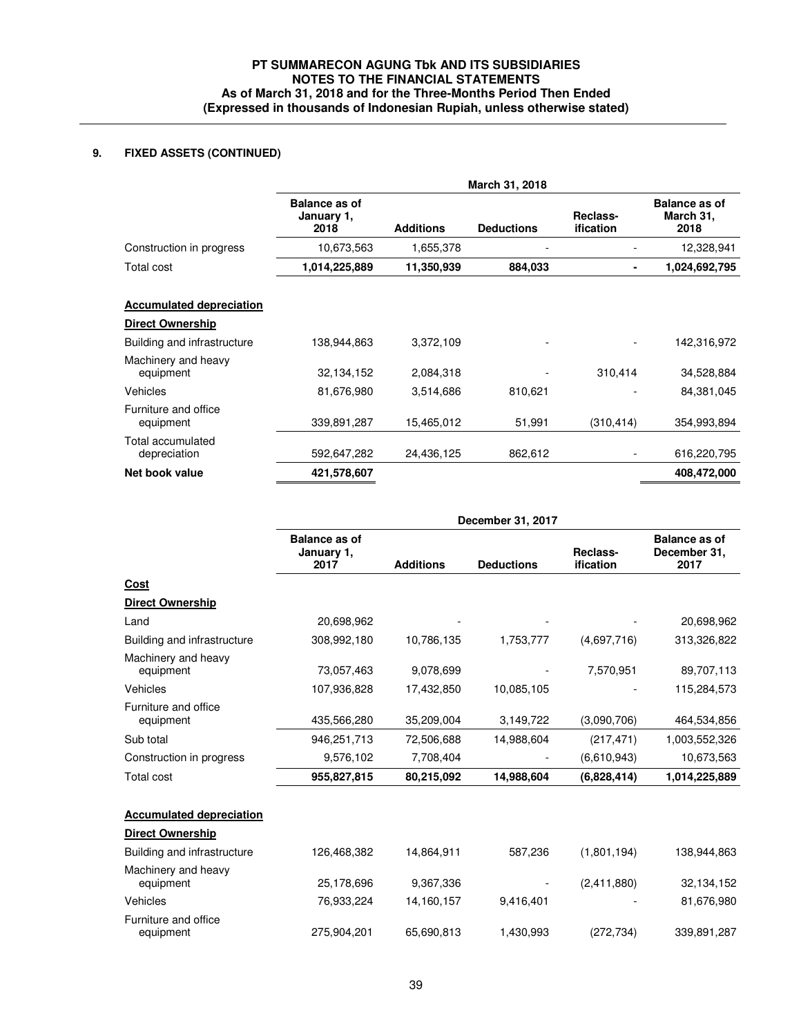## 9. FIXED ASSETS (CONTINUED)

| | March 31, 2018 | | | | |
|---|---|---|---|---|---|
| | Balance as of January 1, 2018 | Additions | Deductions | Reclass-ification | Balance as of March 31, 2018 |
| Construction in progress | 10,673,563 | 1,655,378 | - | - | 12,328,941 |
| **Total cost** | **1,014,225,889** | **11,350,939** | **884,033** | **-** | **1,024,692,795** |
| **Accumulated depreciation** | | | | | |
| **Direct Ownership** | | | | | |
| Building and infrastructure | 138,944,863 | 3,372,109 | - | - | 142,316,972 |
| Machinery and heavy equipment | 32,134,152 | 2,084,318 | - | 310,414 | 34,528,884 |
| Vehicles | 81,676,980 | 3,514,686 | 810,621 | - | 84,381,045 |
| Furniture and office equipment | 339,891,287 | 15,465,012 | 51,991 | (310,414) | 354,993,894 |
| Total accumulated depreciation | 592,647,282 | 24,436,125 | 862,612 | - | 616,220,795 |
| **Net book value** | **421,578,607** | | | | **408,472,000** |

| | December 31, 2017 | | | | |
|---|---|---|---|---|---|
| | Balance as of January 1, 2017 | Additions | Deductions | Reclass-ification | Balance as of December 31, 2017 |
| **Cost** | | | | | |
| **Direct Ownership** | | | | | |
| Land | 20,698,962 | - | - | - | 20,698,962 |
| Building and infrastructure | 308,992,180 | 10,786,135 | 1,753,777 | (4,697,716) | 313,326,822 |
| Machinery and heavy equipment | 73,057,463 | 9,078,699 | - | 7,570,951 | 89,707,113 |
| Vehicles | 107,936,828 | 17,432,850 | 10,085,105 | - | 115,284,573 |
| Furniture and office equipment | 435,566,280 | 35,209,004 | 3,149,722 | (3,090,706) | 464,534,856 |
| Sub total | 946,251,713 | 72,506,688 | 14,988,604 | (217,471) | 1,003,552,326 |
| Construction in progress | 9,576,102 | 7,708,404 | - | (6,610,943) | 10,673,563 |
| **Total cost** | **955,827,815** | **80,215,092** | **14,988,604** | **(6,828,414)** | **1,014,225,889** |
| **Accumulated depreciation** | | | | | |
| **Direct Ownership** | | | | | |
| Building and infrastructure | 126,468,382 | 14,864,911 | 587,236 | (1,801,194) | 138,944,863 |
| Machinery and heavy equipment | 25,178,696 | 9,367,336 | - | (2,411,880) | 32,134,152 |
| Vehicles | 76,933,224 | 14,160,157 | 9,416,401 | - | 81,676,980 |
| Furniture and office equipment | 275,904,201 | 65,690,813 | 1,430,993 | (272,734) | 339,891,287 |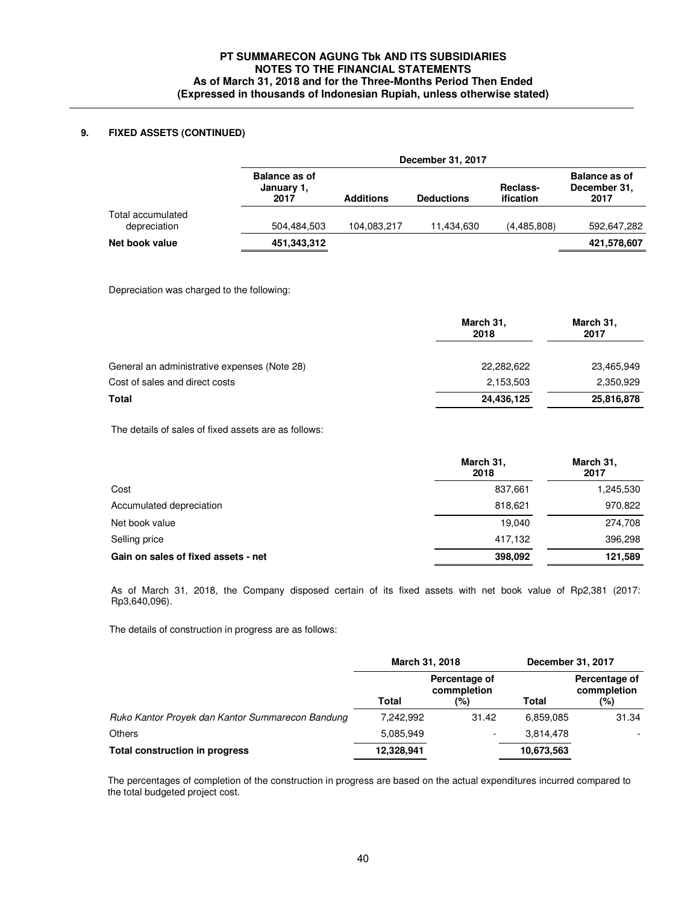## 9. FIXED ASSETS (CONTINUED)

| | December 31, 2017 | | | | |
|---|---|---|---|---|---|
| | Balance as of January 1, 2017 | Additions | Deductions | Reclass-ification | Balance as of December 31, 2017 |
| Total accumulated depreciation | 504,484,503 | 104,083,217 | 11,434,630 | (4,485,808) | 592,647,282 |
| **Net book value** | **451,343,312** | | | | **421,578,607** |

Depreciation was charged to the following:

| | March 31, 2018 | March 31, 2017 |
|---|---|---|
| General an administrative expenses (Note 28) | 22,282,622 | 23,465,949 |
| Cost of sales and direct costs | 2,153,503 | 2,350,929 |
| **Total** | **24,436,125** | **25,816,878** |

The details of sales of fixed assets are as follows:

| | March 31, 2018 | March 31, 2017 |
|---|---|---|
| Cost | 837,661 | 1,245,530 |
| Accumulated depreciation | 818,621 | 970.822 |
| Net book value | 19,040 | 274,708 |
| Selling price | 417,132 | 396,298 |
| **Gain on sales of fixed assets - net** | **398,092** | **121,589** |

As of March 31, 2018, the Company disposed certain of its fixed assets with net book value of Rp2,381 (2017: Rp3,640,096).

The details of construction in progress are as follows:

| | March 31, 2018 | | December 31, 2017 | |
|---|---|---|---|---|
| | Total | Percentage of commpletion (%) | Total | Percentage of commpletion (%) |
| *Ruko Kantor Proyek dan Kantor Summarecon Bandung* | 7,242,992 | 31.42 | 6,859,085 | 31.34 |
| Others | 5,085,949 | - | 3,814,478 | - |
| **Total construction in progress** | **12,328,941** | | **10,673,563** | |

The percentages of completion of the construction in progress are based on the actual expenditures incurred compared to the total budgeted project cost.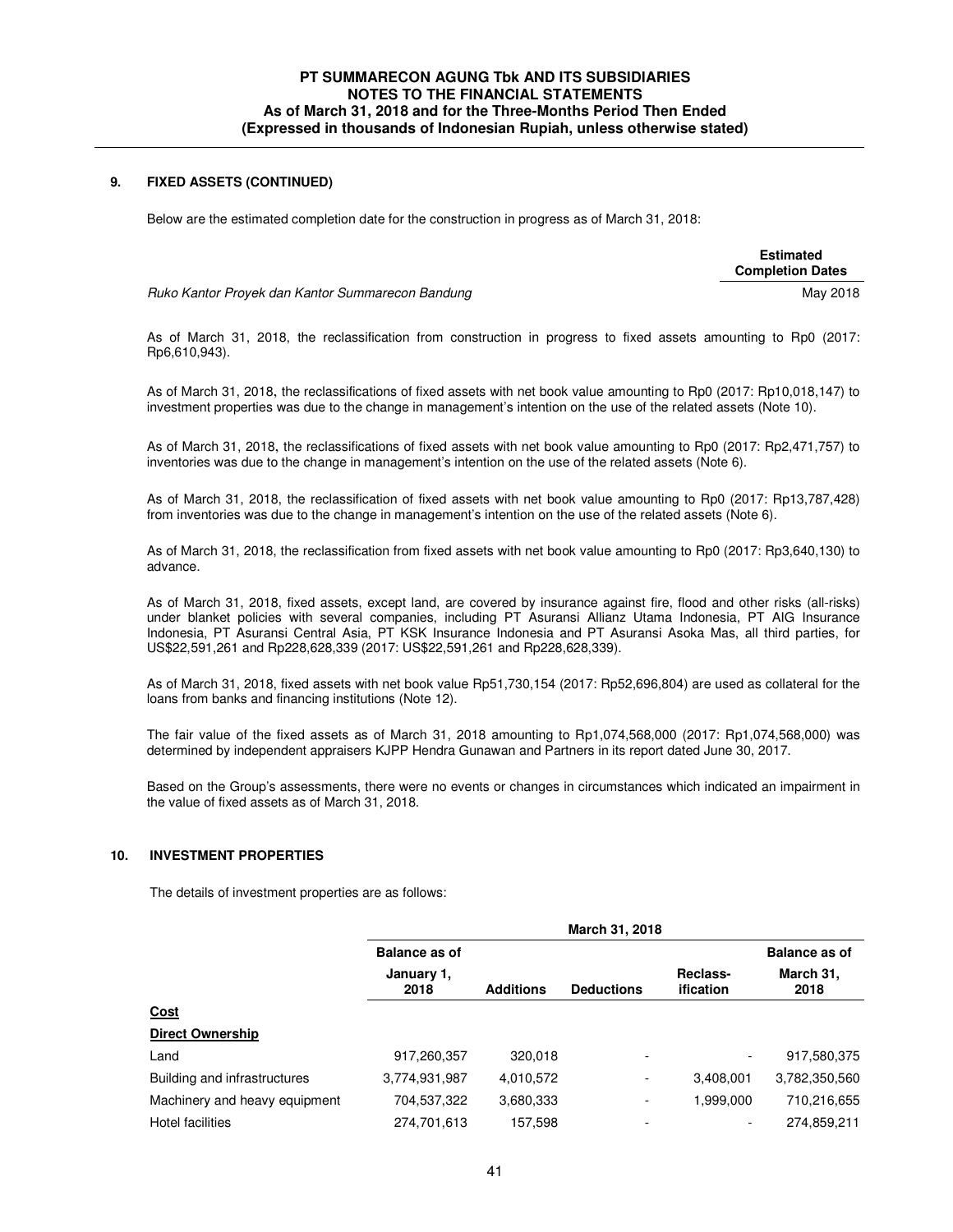## 9. FIXED ASSETS (CONTINUED)

Below are the estimated completion date for the construction in progress as of March 31, 2018:

| | Estimated Completion Dates |
|---|---|
| *Ruko Kantor Proyek dan Kantor Summarecon Bandung* | May 2018 |

As of March 31, 2018, the reclassification from construction in progress to fixed assets amounting to Rp0 (2017: Rp6,610,943).

As of March 31, 2018, the reclassifications of fixed assets with net book value amounting to Rp0 (2017: Rp10,018,147) to investment properties was due to the change in management's intention on the use of the related assets (Note 10).

As of March 31, 2018, the reclassifications of fixed assets with net book value amounting to Rp0 (2017: Rp2,471,757) to inventories was due to the change in management's intention on the use of the related assets (Note 6).

As of March 31, 2018, the reclassification of fixed assets with net book value amounting to Rp0 (2017: Rp13,787,428) from inventories was due to the change in management's intention on the use of the related assets (Note 6).

As of March 31, 2018, the reclassification from fixed assets with net book value amounting to Rp0 (2017: Rp3,640,130) to advance.

As of March 31, 2018, fixed assets, except land, are covered by insurance against fire, flood and other risks (all-risks) under blanket policies with several companies, including PT Asuransi Allianz Utama Indonesia, PT AIG Insurance Indonesia, PT Asuransi Central Asia, PT KSK Insurance Indonesia and PT Asuransi Asoka Mas, all third parties, for US$22,591,261 and Rp228,628,339 (2017: US$22,591,261 and Rp228,628,339).

As of March 31, 2018, fixed assets with net book value Rp51,730,154 (2017: Rp52,696,804) are used as collateral for the loans from banks and financing institutions (Note 12).

The fair value of the fixed assets as of March 31, 2018 amounting to Rp1,074,568,000 (2017: Rp1,074,568,000) was determined by independent appraisers KJPP Hendra Gunawan and Partners in its report dated June 30, 2017.

Based on the Group's assessments, there were no events or changes in circumstances which indicated an impairment in the value of fixed assets as of March 31, 2018.

## 10. INVESTMENT PROPERTIES

The details of investment properties are as follows:

| | March 31, 2018 | | | | |
|---|---|---|---|---|---|
| | Balance as of January 1, 2018 | Additions | Deductions | Reclass-ification | Balance as of March 31, 2018 |
| **Cost** | | | | | |
| **Direct Ownership** | | | | | |
| Land | 917,260,357 | 320,018 | - | - | 917,580,375 |
| Building and infrastructures | 3,774,931,987 | 4,010,572 | - | 3,408,001 | 3,782,350,560 |
| Machinery and heavy equipment | 704,537,322 | 3,680,333 | - | 1,999,000 | 710,216,655 |
| Hotel facilities | 274,701,613 | 157,598 | - | - | 274,859,211 |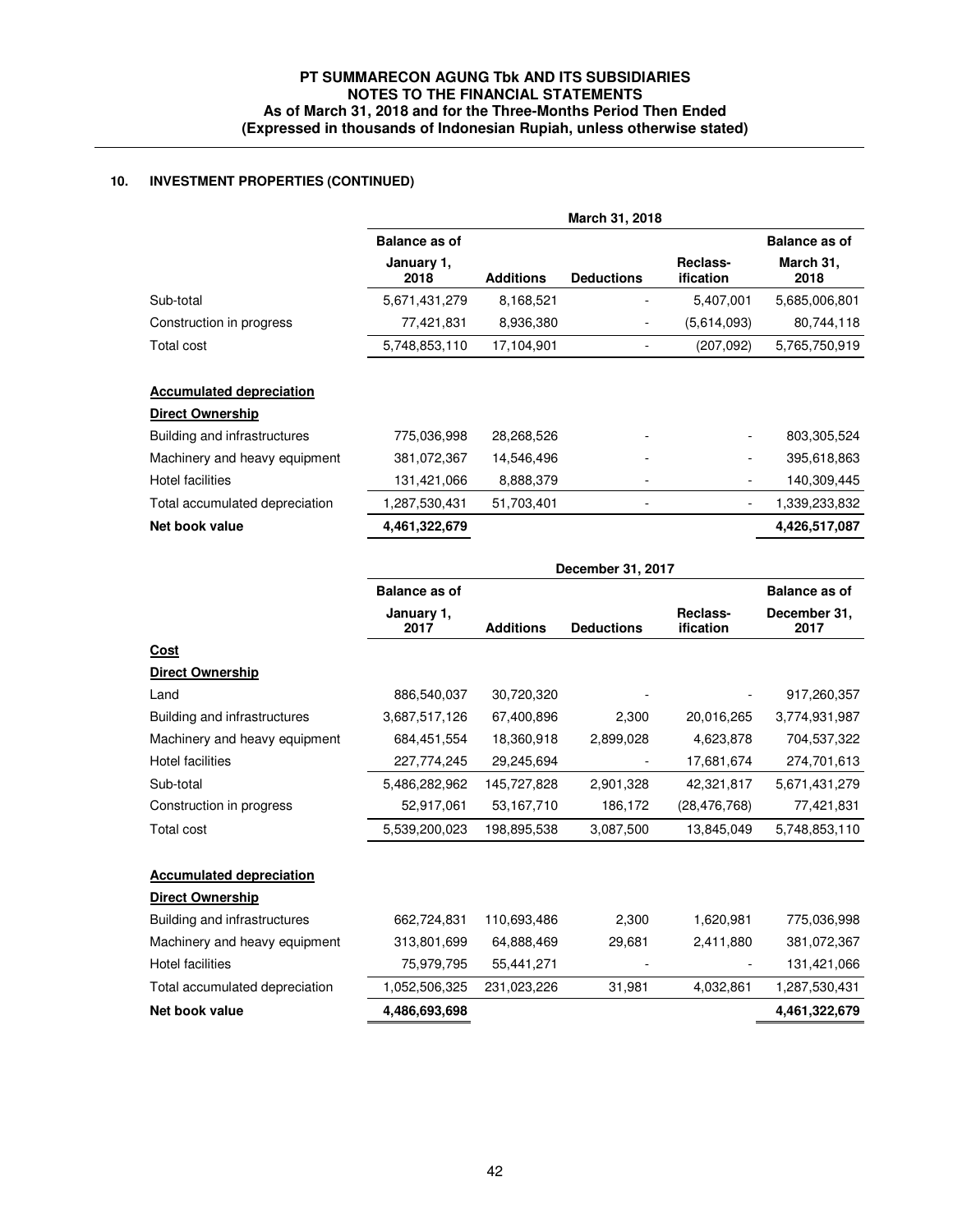### 10. INVESTMENT PROPERTIES (CONTINUED)

| | March 31, 2018 | | | | |
|---|---|---|---|---|---|
| | Balance as of January 1, 2018 | Additions | Deductions | Reclass-ification | Balance as of March 31, 2018 |
| Sub-total | 5,671,431,279 | 8,168,521 | - | 5,407,001 | 5,685,006,801 |
| Construction in progress | 77,421,831 | 8,936,380 | - | (5,614,093) | 80,744,118 |
| Total cost | 5,748,853,110 | 17,104,901 | - | (207,092) | 5,765,750,919 |
| **Accumulated depreciation** | | | | | |
| **Direct Ownership** | | | | | |
| Building and infrastructures | 775,036,998 | 28,268,526 | - | - | 803,305,524 |
| Machinery and heavy equipment | 381,072,367 | 14,546,496 | - | - | 395,618,863 |
| Hotel facilities | 131,421,066 | 8,888,379 | - | - | 140,309,445 |
| Total accumulated depreciation | 1,287,530,431 | 51,703,401 | - | - | 1,339,233,832 |
| **Net book value** | **4,461,322,679** | | | | **4,426,517,087** |

| | December 31, 2017 | | | | |
|---|---|---|---|---|---|
| | Balance as of January 1, 2017 | Additions | Deductions | Reclass-ification | Balance as of December 31, 2017 |
| **Cost** | | | | | |
| **Direct Ownership** | | | | | |
| Land | 886,540,037 | 30,720,320 | - | - | 917,260,357 |
| Building and infrastructures | 3,687,517,126 | 67,400,896 | 2,300 | 20,016,265 | 3,774,931,987 |
| Machinery and heavy equipment | 684,451,554 | 18,360,918 | 2,899,028 | 4,623,878 | 704,537,322 |
| Hotel facilities | 227,774,245 | 29,245,694 | - | 17,681,674 | 274,701,613 |
| Sub-total | 5,486,282,962 | 145,727,828 | 2,901,328 | 42,321,817 | 5,671,431,279 |
| Construction in progress | 52,917,061 | 53,167,710 | 186,172 | (28,476,768) | 77,421,831 |
| Total cost | 5,539,200,023 | 198,895,538 | 3,087,500 | 13,845,049 | 5,748,853,110 |
| **Accumulated depreciation** | | | | | |
| **Direct Ownership** | | | | | |
| Building and infrastructures | 662,724,831 | 110,693,486 | 2,300 | 1,620,981 | 775,036,998 |
| Machinery and heavy equipment | 313,801,699 | 64,888,469 | 29,681 | 2,411,880 | 381,072,367 |
| Hotel facilities | 75,979,795 | 55,441,271 | - | - | 131,421,066 |
| Total accumulated depreciation | 1,052,506,325 | 231,023,226 | 31,981 | 4,032,861 | 1,287,530,431 |
| **Net book value** | **4,486,693,698** | | | | **4,461,322,679** |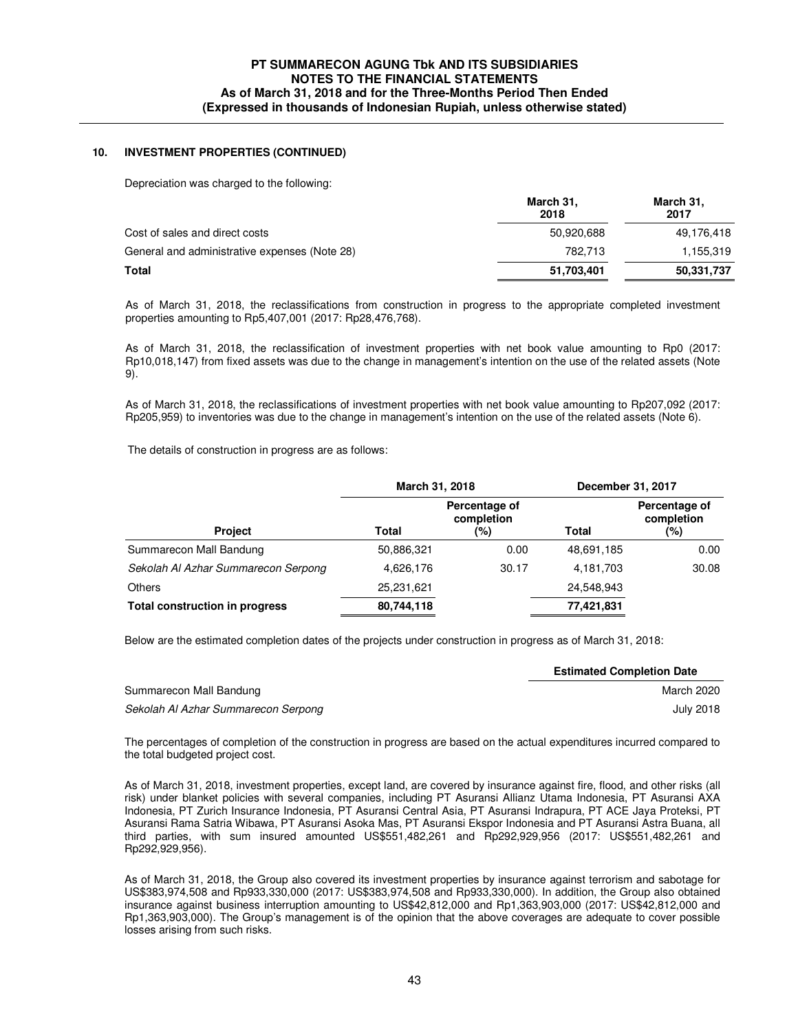## 10. INVESTMENT PROPERTIES (CONTINUED)

Depreciation was charged to the following:

| | March 31, 2018 | March 31, 2017 |
|---|---|---|
| Cost of sales and direct costs | 50,920,688 | 49,176,418 |
| General and administrative expenses (Note 28) | 782,713 | 1,155,319 |
| **Total** | **51,703,401** | **50,331,737** |

As of March 31, 2018, the reclassifications from construction in progress to the appropriate completed investment properties amounting to Rp5,407,001 (2017: Rp28,476,768).

As of March 31, 2018, the reclassification of investment properties with net book value amounting to Rp0 (2017: Rp10,018,147) from fixed assets was due to the change in management's intention on the use of the related assets (Note 9).

As of March 31, 2018, the reclassifications of investment properties with net book value amounting to Rp207,092 (2017: Rp205,959) to inventories was due to the change in management's intention on the use of the related assets (Note 6).

The details of construction in progress are as follows:

| | March 31, 2018 | | December 31, 2017 | |
|---|---|---|---|---|
| **Project** | **Total** | **Percentage of completion (%)** | **Total** | **Percentage of completion (%)** |
| Summarecon Mall Bandung | 50,886,321 | 0.00 | 48,691,185 | 0.00 |
| *Sekolah Al Azhar Summarecon Serpong* | 4,626,176 | 30.17 | 4,181,703 | 30.08 |
| Others | 25,231,621 | | 24,548,943 | |
| **Total construction in progress** | **80,744,118** | | **77,421,831** | |

Below are the estimated completion dates of the projects under construction in progress as of March 31, 2018:

| | Estimated Completion Date |
|---|---|
| Summarecon Mall Bandung | March 2020 |
| *Sekolah Al Azhar Summarecon Serpong* | July 2018 |

The percentages of completion of the construction in progress are based on the actual expenditures incurred compared to the total budgeted project cost.

As of March 31, 2018, investment properties, except land, are covered by insurance against fire, flood, and other risks (all risk) under blanket policies with several companies, including PT Asuransi Allianz Utama Indonesia, PT Asuransi AXA Indonesia, PT Zurich Insurance Indonesia, PT Asuransi Central Asia, PT Asuransi Indrapura, PT ACE Jaya Proteksi, PT Asuransi Rama Satria Wibawa, PT Asuransi Asoka Mas, PT Asuransi Ekspor Indonesia and PT Asuransi Astra Buana, all third parties, with sum insured amounted US$551,482,261 and Rp292,929,956 (2017: US$551,482,261 and Rp292,929,956).

As of March 31, 2018, the Group also covered its investment properties by insurance against terrorism and sabotage for US$383,974,508 and Rp933,330,000 (2017: US$383,974,508 and Rp933,330,000). In addition, the Group also obtained insurance against business interruption amounting to US$42,812,000 and Rp1,363,903,000 (2017: US$42,812,000 and Rp1,363,903,000). The Group's management is of the opinion that the above coverages are adequate to cover possible losses arising from such risks.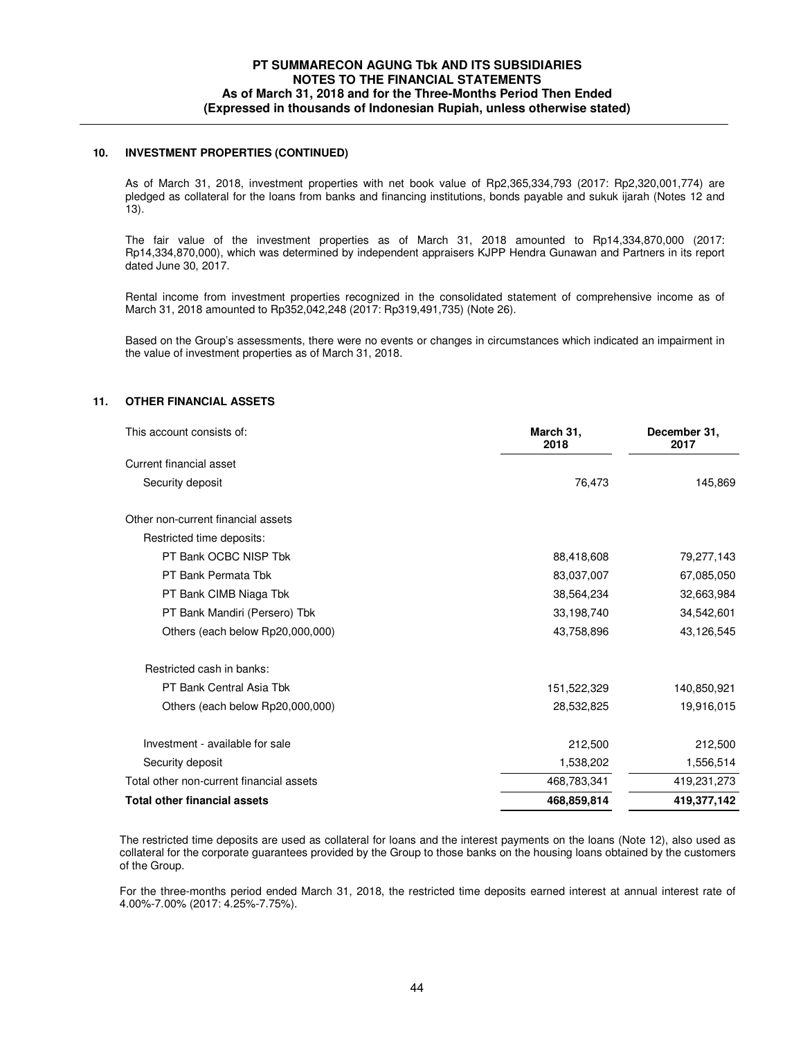## 10. INVESTMENT PROPERTIES (CONTINUED)

As of March 31, 2018, investment properties with net book value of Rp2,365,334,793 (2017: Rp2,320,001,774) are pledged as collateral for the loans from banks and financing institutions, bonds payable and sukuk ijarah (Notes 12 and 13).

The fair value of the investment properties as of March 31, 2018 amounted to Rp14,334,870,000 (2017: Rp14,334,870,000), which was determined by independent appraisers KJPP Hendra Gunawan and Partners in its report dated June 30, 2017.

Rental income from investment properties recognized in the consolidated statement of comprehensive income as of March 31, 2018 amounted to Rp352,042,248 (2017: Rp319,491,735) (Note 26).

Based on the Group's assessments, there were no events or changes in circumstances which indicated an impairment in the value of investment properties as of March 31, 2018.

## 11. OTHER FINANCIAL ASSETS

| This account consists of: | March 31, 2018 | December 31, 2017 |
|---|---|---|
| Current financial asset | | |
| Security deposit | 76,473 | 145,869 |
| Other non-current financial assets | | |
| Restricted time deposits: | | |
| PT Bank OCBC NISP Tbk | 88,418,608 | 79,277,143 |
| PT Bank Permata Tbk | 83,037,007 | 67,085,050 |
| PT Bank CIMB Niaga Tbk | 38,564,234 | 32,663,984 |
| PT Bank Mandiri (Persero) Tbk | 33,198,740 | 34,542,601 |
| Others (each below Rp20,000,000) | 43,758,896 | 43,126,545 |
| Restricted cash in banks: | | |
| PT Bank Central Asia Tbk | 151,522,329 | 140,850,921 |
| Others (each below Rp20,000,000) | 28,532,825 | 19,916,015 |
| Investment - available for sale | 212,500 | 212,500 |
| Security deposit | 1,538,202 | 1,556,514 |
| Total other non-current financial assets | 468,783,341 | 419,231,273 |
| **Total other financial assets** | **468,859,814** | **419,377,142** |

The restricted time deposits are used as collateral for loans and the interest payments on the loans (Note 12), also used as collateral for the corporate guarantees provided by the Group to those banks on the housing loans obtained by the customers of the Group.

For the three-months period ended March 31, 2018, the restricted time deposits earned interest at annual interest rate of 4.00%-7.00% (2017: 4.25%-7.75%).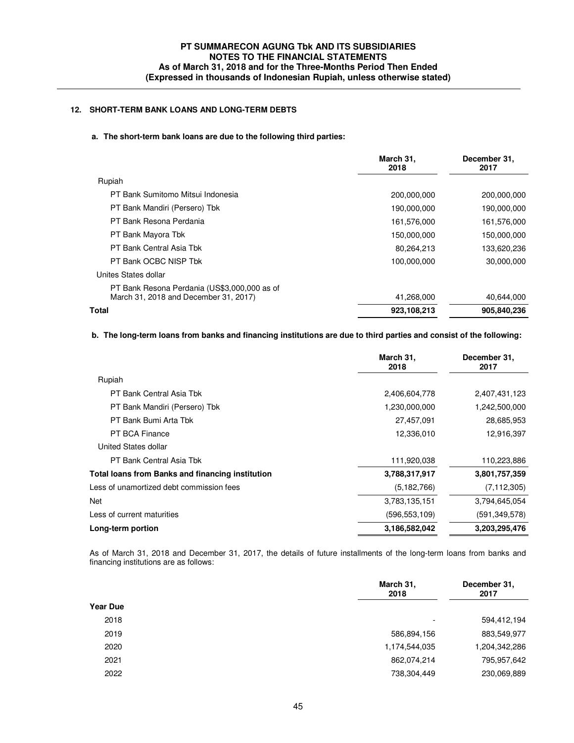## 12. SHORT-TERM BANK LOANS AND LONG-TERM DEBTS

### a. The short-term bank loans are due to the following third parties:

| | March 31, 2018 | December 31, 2017 |
|---|---|---|
| Rupiah | | |
| PT Bank Sumitomo Mitsui Indonesia | 200,000,000 | 200,000,000 |
| PT Bank Mandiri (Persero) Tbk | 190,000,000 | 190,000,000 |
| PT Bank Resona Perdania | 161,576,000 | 161,576,000 |
| PT Bank Mayora Tbk | 150,000,000 | 150,000,000 |
| PT Bank Central Asia Tbk | 80,264,213 | 133,620,236 |
| PT Bank OCBC NISP Tbk | 100,000,000 | 30,000,000 |
| Unites States dollar | | |
| PT Bank Resona Perdania (US$3,000,000 as of March 31, 2018 and December 31, 2017) | 41,268,000 | 40,644,000 |
| **Total** | **923,108,213** | **905,840,236** |

### b. The long-term loans from banks and financing institutions are due to third parties and consist of the following:

| | March 31, 2018 | December 31, 2017 |
|---|---|---|
| Rupiah | | |
| PT Bank Central Asia Tbk | 2,406,604,778 | 2,407,431,123 |
| PT Bank Mandiri (Persero) Tbk | 1,230,000,000 | 1,242,500,000 |
| PT Bank Bumi Arta Tbk | 27,457,091 | 28,685,953 |
| PT BCA Finance | 12,336,010 | 12,916,397 |
| United States dollar | | |
| PT Bank Central Asia Tbk | 111,920,038 | 110,223,886 |
| **Total loans from Banks and financing institution** | **3,788,317,917** | **3,801,757,359** |
| Less of unamortized debt commission fees | (5,182,766) | (7,112,305) |
| Net | 3,783,135,151 | 3,794,645,054 |
| Less of current maturities | (596,553,109) | (591,349,578) |
| **Long-term portion** | **3,186,582,042** | **3,203,295,476** |

As of March 31, 2018 and December 31, 2017, the details of future installments of the long-term loans from banks and financing institutions are as follows:

| | March 31, 2018 | December 31, 2017 |
|---|---|---|
| **Year Due** | | |
| 2018 | - | 594,412,194 |
| 2019 | 586,894,156 | 883,549,977 |
| 2020 | 1,174,544,035 | 1,204,342,286 |
| 2021 | 862,074,214 | 795,957,642 |
| 2022 | 738,304,449 | 230,069,889 |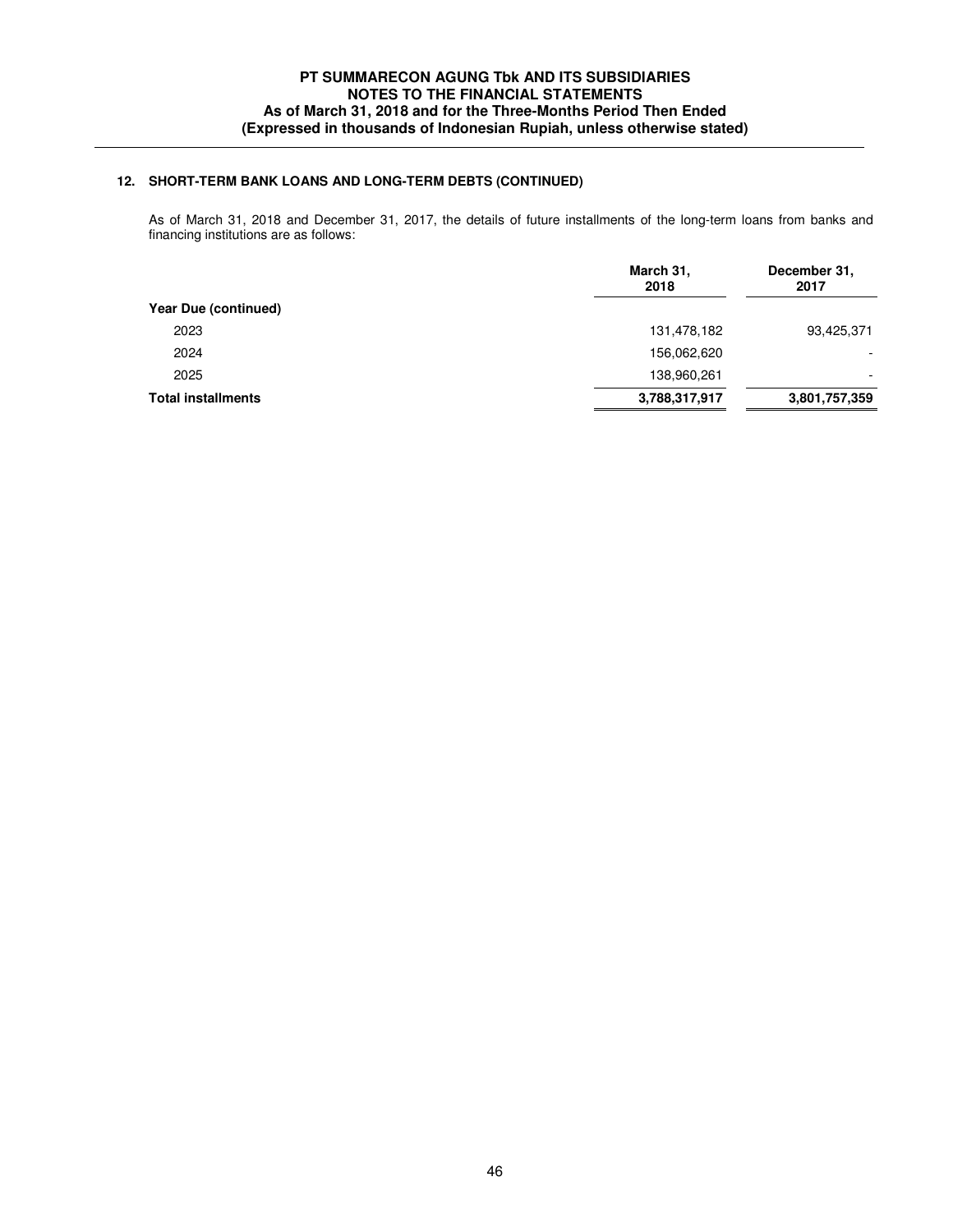### 12. SHORT-TERM BANK LOANS AND LONG-TERM DEBTS (CONTINUED)

As of March 31, 2018 and December 31, 2017, the details of future installments of the long-term loans from banks and financing institutions are as follows:

| | March 31, 2018 | December 31, 2017 |
|---|---|---|
| **Year Due (continued)** | | |
| 2023 | 131,478,182 | 93,425,371 |
| 2024 | 156,062,620 | - |
| 2025 | 138,960,261 | - |
| **Total installments** | **3,788,317,917** | **3,801,757,359** |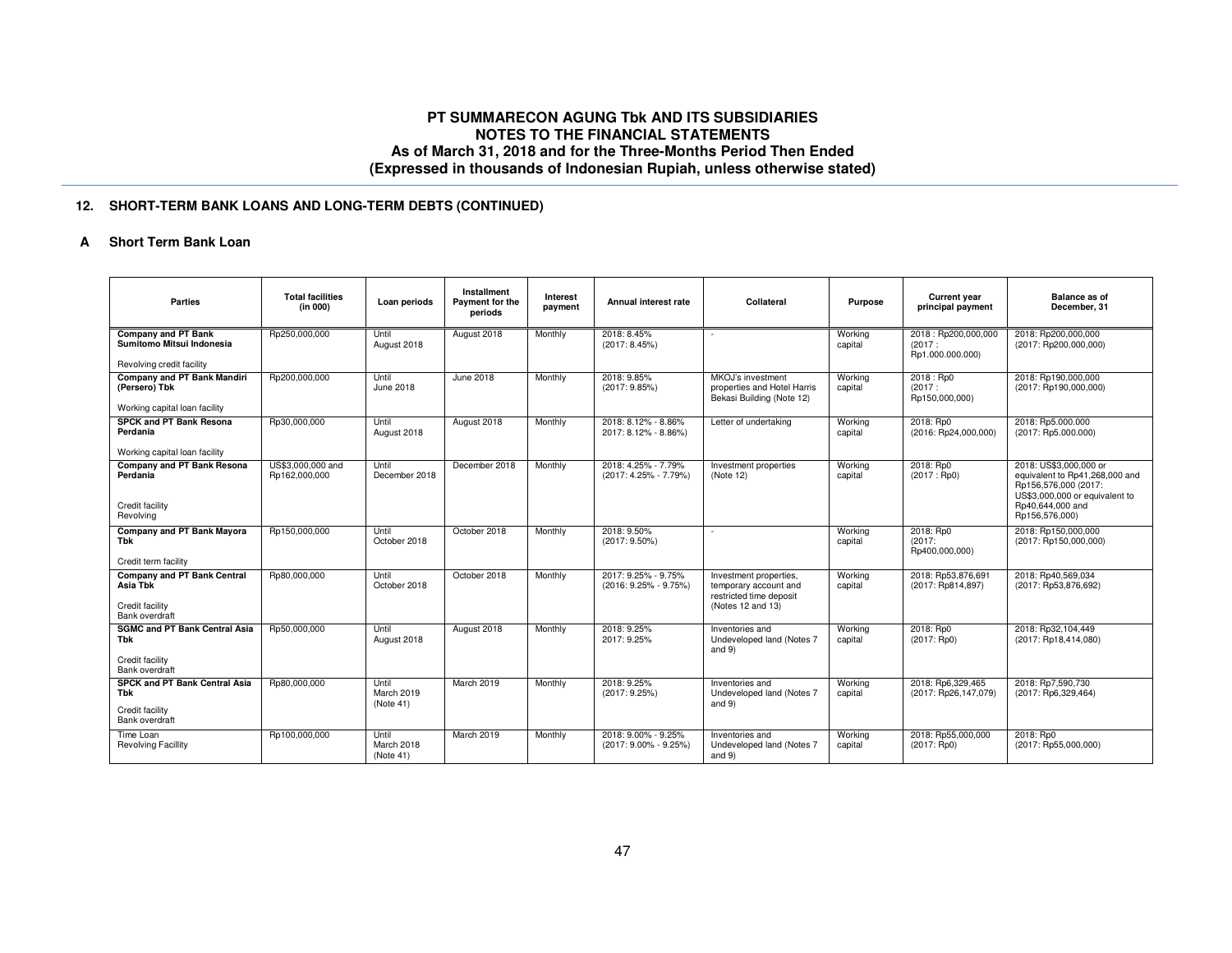## 12. SHORT-TERM BANK LOANS AND LONG-TERM DEBTS (CONTINUED)

### A Short Term Bank Loan

| Parties | Total facilities (in 000) | Loan periods | Installment Payment for the periods | Interest payment | Annual interest rate | Collateral | Purpose | Current year principal payment | Balance as of December, 31 |
|---|---|---|---|---|---|---|---|---|---|
| **Company and PT Bank Sumitomo Mitsui Indonesia**<br><br>Revolving credit facility | Rp250,000,000 | Until August 2018 | August 2018 | Monthly | 2018: 8.45% (2017: 8.45%) | - | Working capital | 2018 : Rp200,000,000 (2017 : Rp1.000.000.000) | 2018: Rp200,000,000 (2017: Rp200,000,000) |
| **Company and PT Bank Mandiri (Persero) Tbk**<br><br>Working capital loan facility | Rp200,000,000 | Until June 2018 | June 2018 | Monthly | 2018: 9.85% (2017: 9.85%) | MKOJ's investment properties and Hotel Harris Bekasi Building (Note 12) | Working capital | 2018 : Rp0 (2017 : Rp150,000,000) | 2018: Rp190,000,000 (2017: Rp190,000,000) |
| **SPCK and PT Bank Resona Perdania**<br><br>Working capital loan facility | Rp30,000,000 | Until August 2018 | August 2018 | Monthly | 2018: 8.12% - 8.86% 2017: 8.12% - 8.86%) | Letter of undertaking | Working capital | 2018: Rp0 (2016: Rp24,000,000) | 2018: Rp5.000.000 (2017: Rp5.000.000) |
| **Company and PT Bank Resona Perdania**<br><br>Credit facility Revolving | US$3,000,000 and Rp162,000,000 | Until December 2018 | December 2018 | Monthly | 2018: 4.25% - 7.79% (2017: 4.25% - 7.79%) | Investment properties (Note 12) | Working capital | 2018: Rp0 (2017 : Rp0) | 2018: US$3,000,000 or equivalent to Rp41,268,000 and Rp156,576,000 (2017: US$3,000,000 or equivalent to Rp40,644,000 and Rp156,576,000) |
| **Company and PT Bank Mayora Tbk**<br><br>Credit term facility | Rp150,000,000 | Until October 2018 | October 2018 | Monthly | 2018: 9.50% (2017: 9.50%) | - | Working capital | 2018: Rp0 (2017: Rp400,000,000) | 2018: Rp150,000,000 (2017: Rp150,000,000) |
| **Company and PT Bank Central Asia Tbk**<br><br>Credit facility Bank overdraft | Rp80,000,000 | Until October 2018 | October 2018 | Monthly | 2017: 9.25% - 9.75% (2016: 9.25% - 9.75%) | Investment properties, temporary account and restricted time deposit (Notes 12 and 13) | Working capital | 2018: Rp53,876,691 (2017: Rp814,897) | 2018: Rp40,569,034 (2017: Rp53,876,692) |
| **SGMC and PT Bank Central Asia Tbk**<br><br>Credit facility Bank overdraft | Rp50,000,000 | Until August 2018 | August 2018 | Monthly | 2018: 9.25% 2017: 9.25% | Inventories and Undeveloped land (Notes 7 and 9) | Working capital | 2018: Rp0 (2017: Rp0) | 2018: Rp32,104,449 (2017: Rp18,414,080) |
| **SPCK and PT Bank Central Asia Tbk**<br><br>Credit facility Bank overdraft | Rp80,000,000 | Until March 2019 (Note 41) | March 2019 | Monthly | 2018: 9.25% (2017: 9.25%) | Inventories and Undeveloped land (Notes 7 and 9) | Working capital | 2018: Rp6,329,465 (2017: Rp26,147,079) | 2018: Rp7,590,730 (2017: Rp6,329,464) |
| Time Loan Revolving Facillity | Rp100,000,000 | Until March 2018 (Note 41) | March 2019 | Monthly | 2018: 9.00% - 9.25% (2017: 9.00% - 9.25%) | Inventories and Undeveloped land (Notes 7 and 9) | Working capital | 2018: Rp55,000,000 (2017: Rp0) | 2018: Rp0 (2017: Rp55,000,000) |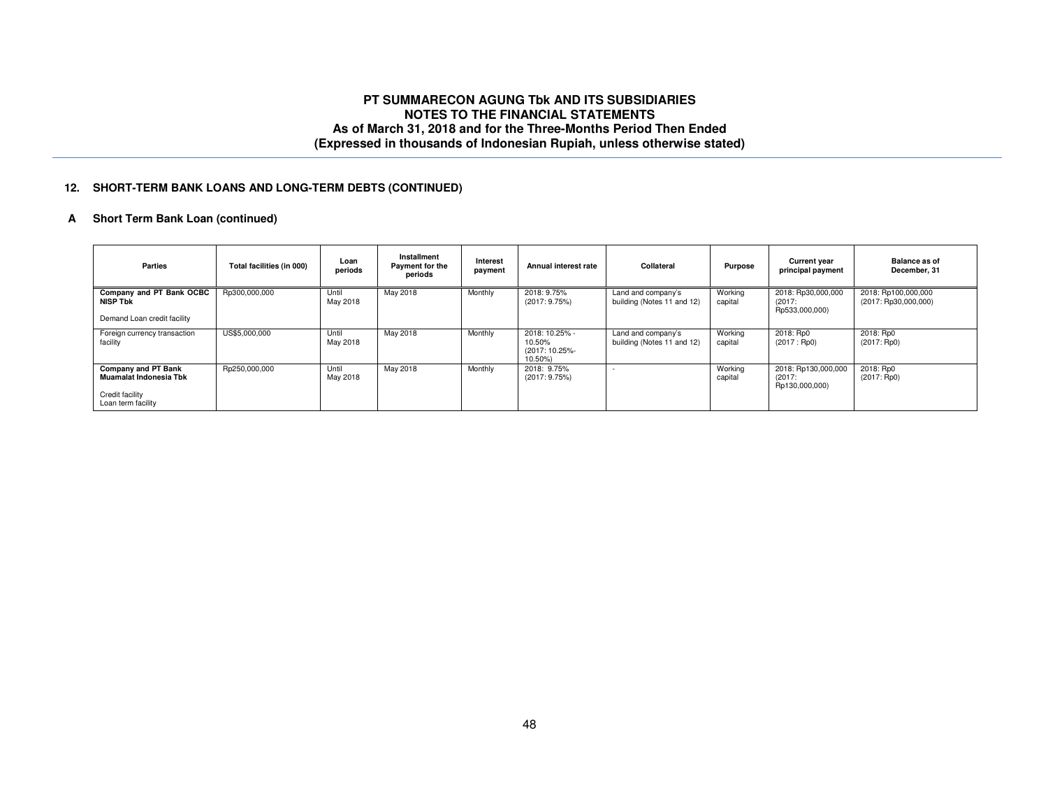## 12. SHORT-TERM BANK LOANS AND LONG-TERM DEBTS (CONTINUED)

### A Short Term Bank Loan (continued)

| Parties | Total facilities (in 000) | Loan periods | Installment Payment for the periods | Interest payment | Annual interest rate | Collateral | Purpose | Current year principal payment | Balance as of December, 31 |
|---|---|---|---|---|---|---|---|---|---|
| **Company and PT Bank OCBC NISP Tbk**<br><br>Demand Loan credit facility | Rp300,000,000 | Until May 2018 | May 2018 | Monthly | 2018: 9.75% (2017: 9.75%) | Land and company's building (Notes 11 and 12) | Working capital | 2018: Rp30,000,000 (2017: Rp533,000,000) | 2018: Rp100,000,000 (2017: Rp30,000,000) |
| Foreign currency transaction facility | US$5,000,000 | Until May 2018 | May 2018 | Monthly | 2018: 10.25% - 10.50% (2017: 10.25%- 10.50%) | Land and company's building (Notes 11 and 12) | Working capital | 2018: Rp0 (2017 : Rp0) | 2018: Rp0 (2017: Rp0) |
| **Company and PT Bank Muamalat Indonesia Tbk**<br><br>Credit facility<br>Loan term facility | Rp250,000,000 | Until May 2018 | May 2018 | Monthly | 2018: 9.75% (2017: 9.75%) | - | Working capital | 2018: Rp130,000,000 (2017: Rp130,000,000) | 2018: Rp0 (2017: Rp0) |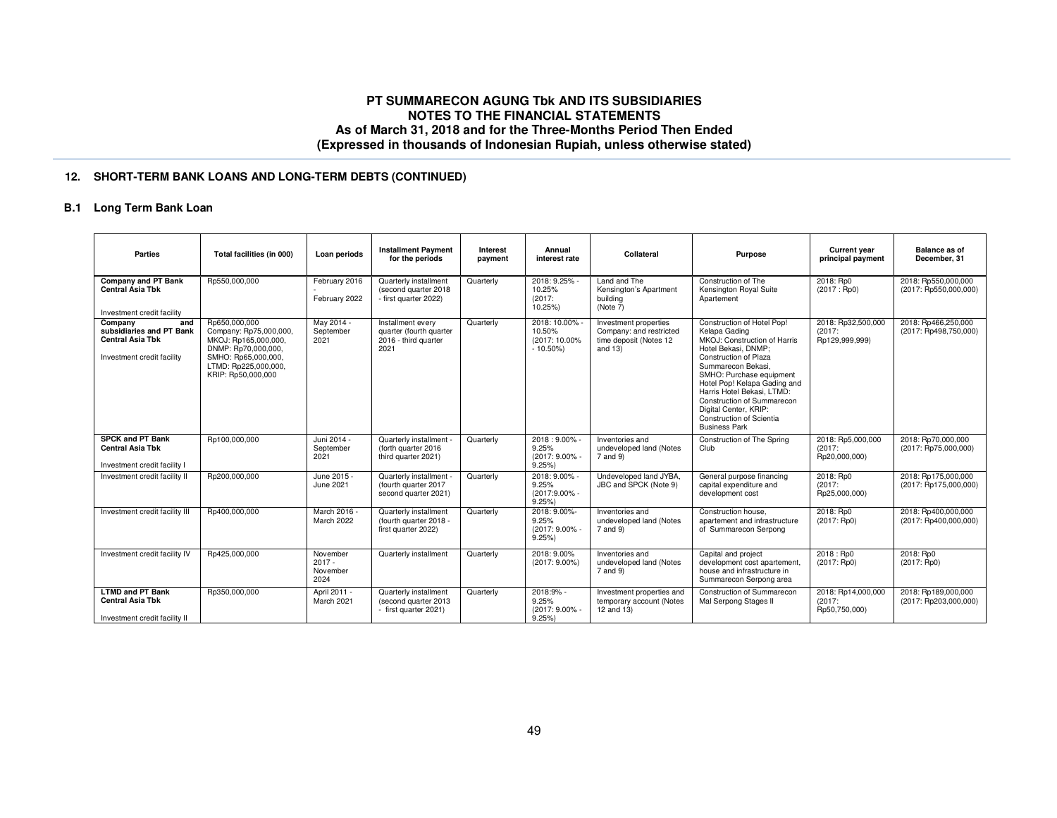## 12. SHORT-TERM BANK LOANS AND LONG-TERM DEBTS (CONTINUED)

### B.1 Long Term Bank Loan

| Parties | Total facilities (in 000) | Loan periods | Installment Payment for the periods | Interest payment | Annual interest rate | Collateral | Purpose | Current year principal payment | Balance as of December, 31 |
|---|---|---|---|---|---|---|---|---|---|
| **Company and PT Bank Central Asia Tbk** Investment credit facility | Rp550,000,000 | February 2016 - February 2022 | Quarterly installment (second quarter 2018 - first quarter 2022) | Quarterly | 2018: 9.25% - 10.25% (2017: 10.25%) | Land and The Kensington's Apartment building (Note 7) | Construction of The Kensington Royal Suite Apartement | 2018: Rp0 (2017 : Rp0) | 2018: Rp550,000,000 (2017: Rp550,000,000) |
| **Company and subsidiaries and PT Bank Central Asia Tbk** Investment credit facility | Rp650,000,000 Company: Rp75,000,000, MKOJ: Rp165,000,000, DNMP: Rp70,000,000, SMHO: Rp65,000,000, LTMD: Rp225,000,000, KRIP: Rp50,000,000 | May 2014 - September 2021 | Installment every quarter (fourth quarter 2016 - third quarter 2021 | Quarterly | 2018: 10.00% - 10.50% (2017: 10.00% - 10.50%) | Investment properties Company: and restricted time deposit (Notes 12 and 13) | Construction of Hotel Pop! Kelapa Gading MKOJ: Construction of Harris Hotel Bekasi, DNMP; Construction of Plaza Summarecon Bekasi, SMHO: Purchase equipment Hotel Pop! Kelapa Gading and Harris Hotel Bekasi, LTMD: Construction of Summarecon Digital Center, KRIP: Construction of Scientia Business Park | 2018: Rp32,500,000 (2017: Rp129,999,999) | 2018: Rp466,250,000 (2017: Rp498,750,000) |
| **SPCK and PT Bank Central Asia Tbk** Investment credit facility I | Rp100,000,000 | Juni 2014 - September 2021 | Quarterly installment - (forth quarter 2016 third quarter 2021) | Quarterly | 2018 : 9.00% - 9.25% (2017: 9.00% - 9.25%) | Inventories and undeveloped land (Notes 7 and 9) | Construction of The Spring Club | 2018: Rp5,000,000 (2017: Rp20,000,000) | 2018: Rp70,000,000 (2017: Rp75,000,000) |
| Investment credit facility II | Rp200,000,000 | June 2015 - June 2021 | Quarterly installment - (fourth quarter 2017 second quarter 2021) | Quarterly | 2018: 9.00% - 9.25% (2017:9.00% - 9.25%) | Undeveloped land JYBA, JBC and SPCK (Note 9) | General purpose financing capital expenditure and development cost | 2018: Rp0 (2017: Rp25,000,000) | 2018: Rp175,000,000 (2017: Rp175,000,000) |
| Investment credit facility III | Rp400,000,000 | March 2016 - March 2022 | Quarterly installment (fourth quarter 2018 - first quarter 2022) | Quarterly | 2018: 9.00%- 9.25% (2017: 9.00% - 9.25%) | Inventories and undeveloped land (Notes 7 and 9) | Construction house, apartement and infrastructure of Summarecon Serpong | 2018: Rp0 (2017: Rp0) | 2018: Rp400,000,000 (2017: Rp400,000,000) |
| Investment credit facility IV | Rp425,000,000 | November 2017 - November 2024 | Quarterly installment | Quarterly | 2018: 9.00% (2017: 9.00%) | Inventories and undeveloped land (Notes 7 and 9) | Capital and project development cost apartement, house and infrastructure in Summarecon Serpong area | 2018 : Rp0 (2017: Rp0) | 2018: Rp0 (2017: Rp0) |
| **LTMD and PT Bank Central Asia Tbk** Investment credit facility II | Rp350,000,000 | April 2011 - March 2021 | Quarterly installment (second quarter 2013 - first quarter 2021) | Quarterly | 2018:9% - 9.25% (2017: 9.00% - 9.25%) | Investment properties and temporary account (Notes 12 and 13) | Construction of Summarecon Mal Serpong Stages II | 2018: Rp14,000,000 (2017: Rp50,750,000) | 2018: Rp189,000,000 (2017: Rp203,000,000) |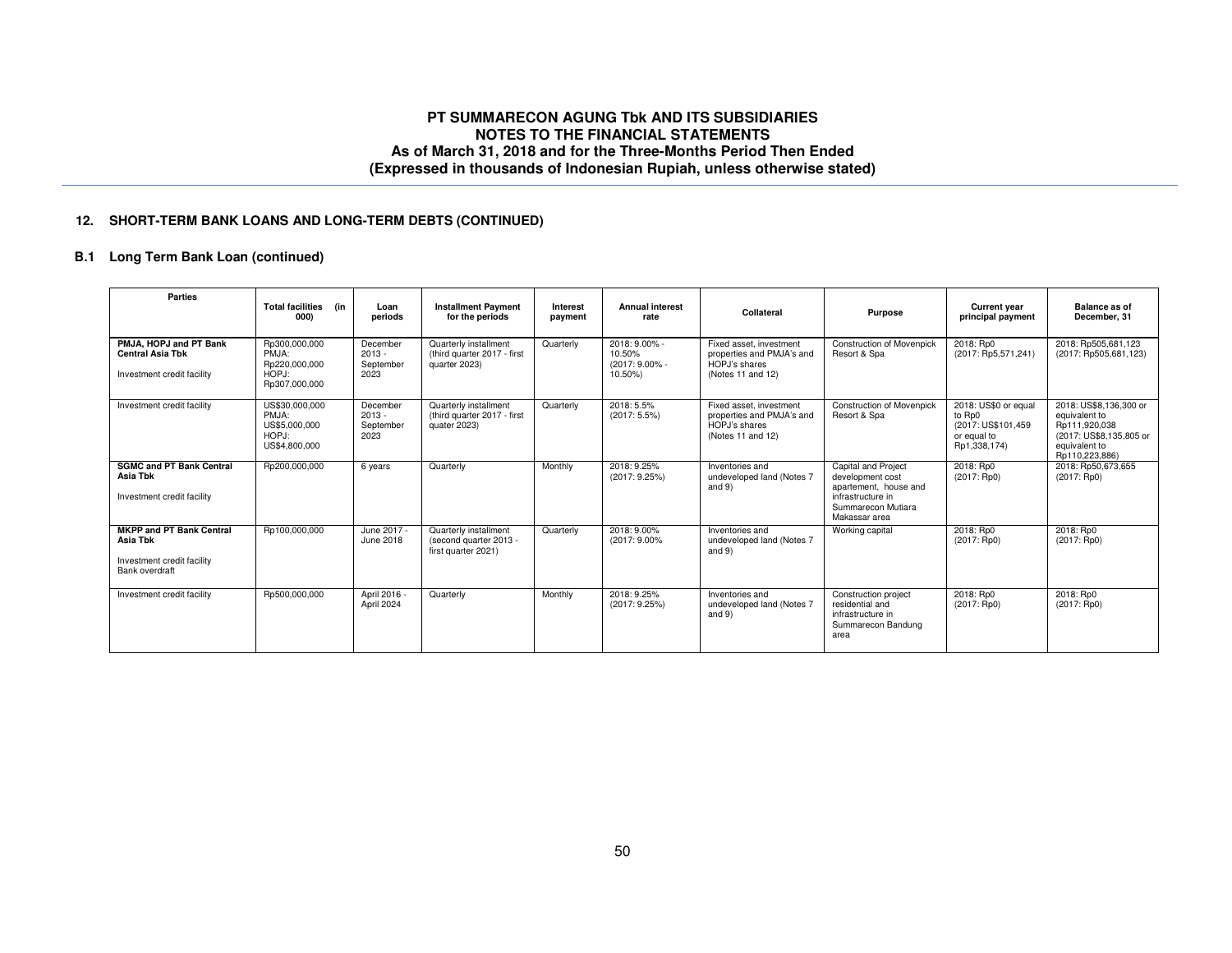## 12. SHORT-TERM BANK LOANS AND LONG-TERM DEBTS (CONTINUED)

### B.1 Long Term Bank Loan (continued)

| Parties | Total facilities (in 000) | Loan periods | Installment Payment for the periods | Interest payment | Annual interest rate | Collateral | Purpose | Current year principal payment | Balance as of December, 31 |
|---|---|---|---|---|---|---|---|---|---|
| **PMJA, HOPJ and PT Bank Central Asia Tbk**<br>Investment credit facility | Rp300,000,000<br>PMJA:<br>Rp220,000,000<br>HOPJ:<br>Rp307,000,000 | December 2013 - September 2023 | Quarterly installment (third quarter 2017 - first quarter 2023) | Quarterly | 2018: 9.00% - 10.50%<br>(2017: 9.00% - 10.50%) | Fixed asset, investment properties and PMJA's and HOPJ's shares (Notes 11 and 12) | Construction of Movenpick Resort & Spa | 2018: Rp0<br>(2017: Rp5,571,241) | 2018: Rp505,681,123<br>(2017: Rp505,681,123) |
| Investment credit facility | US$30,000,000<br>PMJA:<br>US$5,000,000<br>HOPJ:<br>US$4,800,000 | December 2013 - September 2023 | Quarterly installment (third quarter 2017 - first quater 2023) | Quarterly | 2018: 5.5%<br>(2017: 5.5%) | Fixed asset, investment properties and PMJA's and HOPJ's shares (Notes 11 and 12) | Construction of Movenpick Resort & Spa | 2018: US$0 or equal to Rp0<br>(2017: US$101,459 or equal to Rp1,338,174) | 2018: US$8,136,300 or equivalent to Rp111,920,038<br>(2017: US$8,135,805 or equivalent to Rp110,223,886) |
| **SGMC and PT Bank Central Asia Tbk**<br>Investment credit facility | Rp200,000,000 | 6 years | Quarterly | Monthly | 2018: 9.25%<br>(2017: 9.25%) | Inventories and undeveloped land (Notes 7 and 9) | Capital and Project development cost apartement, house and infrastructure in Summarecon Mutiara Makassar area | 2018: Rp0<br>(2017: Rp0) | 2018: Rp50,673,655<br>(2017: Rp0) |
| **MKPP and PT Bank Central Asia Tbk**<br>Investment credit facility<br>Bank overdraft | Rp100,000,000 | June 2017 - June 2018 | Quarterly installment (second quarter 2013 - first quarter 2021) | Quarterly | 2018: 9.00%<br>(2017: 9.00% | Inventories and undeveloped land (Notes 7 and 9) | Working capital | 2018: Rp0<br>(2017: Rp0) | 2018: Rp0<br>(2017: Rp0) |
| Investment credit facility | Rp500,000,000 | April 2016 - April 2024 | Quarterly | Monthly | 2018: 9.25%<br>(2017: 9.25%) | Inventories and undeveloped land (Notes 7 and 9) | Construction project residential and infrastructure in Summarecon Bandung area | 2018: Rp0<br>(2017: Rp0) | 2018: Rp0<br>(2017: Rp0) |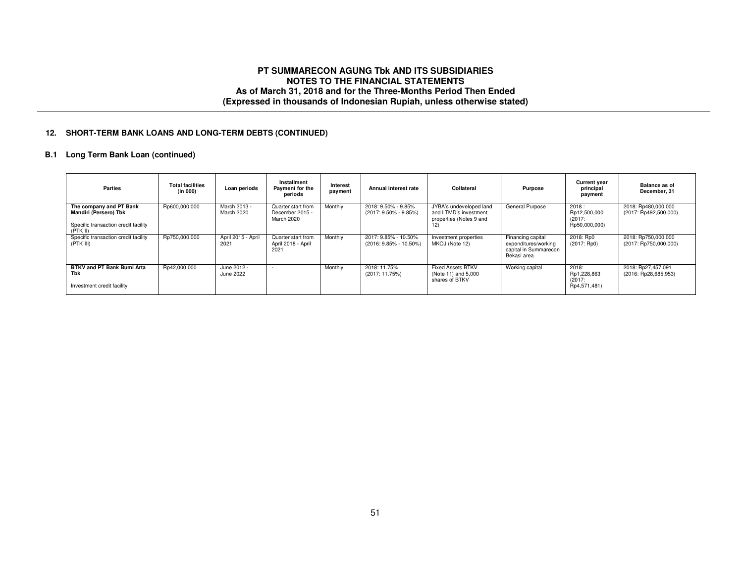## 12. SHORT-TERM BANK LOANS AND LONG-TERM DEBTS (CONTINUED)

### B.1 Long Term Bank Loan (continued)

| Parties | Total facilities (in 000) | Loan periods | Installment Payment for the periods | Interest payment | Annual interest rate | Collateral | Purpose | Current year principal payment | Balance as of December, 31 |
|---|---|---|---|---|---|---|---|---|---|
| **The company and PT Bank Mandiri (Persero) Tbk**<br><br>Specific transaction credit facility (PTK II) | Rp600,000,000 | March 2013 - March 2020 | Quarter start from December 2015 - March 2020 | Monthly | 2018: 9.50% - 9.85% (2017: 9.50% - 9.85%) | JYBA's undeveloped land and LTMD's investment properties (Notes 9 and 12) | General Purpose | 2018 : Rp12,500,000 (2017: Rp50,000,000) | 2018: Rp480,000,000 (2017: Rp492,500,000) |
| Specific transaction credit facility (PTK III) | Rp750,000,000 | April 2015 - April 2021 | Quarter start from April 2018 - April 2021 | Monthly | 2017: 9.85% - 10.50% (2016: 9.85% - 10.50%) | Investment properties MKOJ (Note 12) | Financing capital expenditures/working capital in Summarecon Bekasi area | 2018: Rp0 (2017: Rp0) | 2018: Rp750,000,000 (2017: Rp750,000,000) |
| **BTKV and PT Bank Bumi Arta Tbk**<br><br>Investment credit facility | Rp42,000,000 | June 2012 - June 2022 | - | Monthly | 2018: 11.75% (2017: 11.75%) | Fixed Assets BTKV (Note 11) and 5,000 shares of BTKV | Working capital | 2018: Rp1,228,863 (2017: Rp4,571,481) | 2018: Rp27,457,091 (2016: Rp28,685,953) |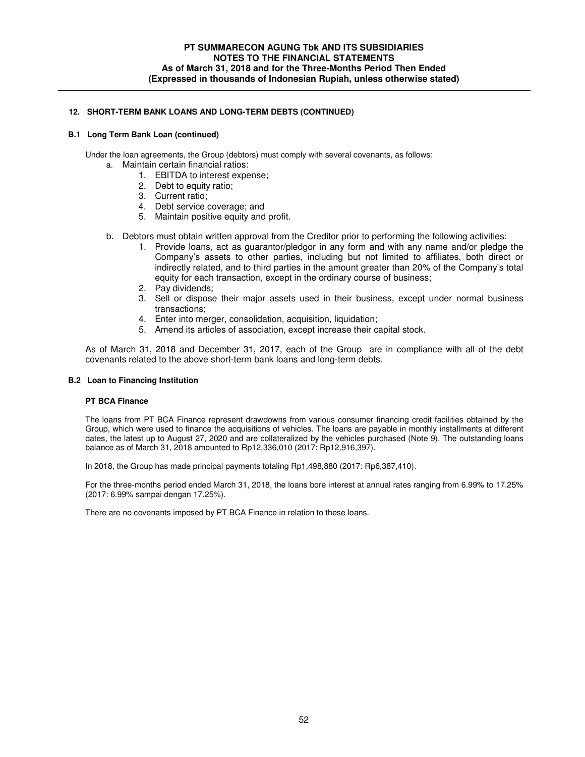## 12. SHORT-TERM BANK LOANS AND LONG-TERM DEBTS (CONTINUED)

### B.1 Long Term Bank Loan (continued)

Under the loan agreements, the Group (debtors) must comply with several covenants, as follows:

a. Maintain certain financial ratios:
   1. EBITDA to interest expense;
   2. Debt to equity ratio;
   3. Current ratio;
   4. Debt service coverage; and
   5. Maintain positive equity and profit.

b. Debtors must obtain written approval from the Creditor prior to performing the following activities:
   1. Provide loans, act as guarantor/pledgor in any form and with any name and/or pledge the Company's assets to other parties, including but not limited to affiliates, both direct or indirectly related, and to third parties in the amount greater than 20% of the Company's total equity for each transaction, except in the ordinary course of business;
   2. Pay dividends;
   3. Sell or dispose their major assets used in their business, except under normal business transactions;
   4. Enter into merger, consolidation, acquisition, liquidation;
   5. Amend its articles of association, except increase their capital stock.

As of March 31, 2018 and December 31, 2017, each of the Group are in compliance with all of the debt covenants related to the above short-term bank loans and long-term debts.

### B.2 Loan to Financing Institution

**PT BCA Finance**

The loans from PT BCA Finance represent drawdowns from various consumer financing credit facilities obtained by the Group, which were used to finance the acquisitions of vehicles. The loans are payable in monthly installments at different dates, the latest up to August 27, 2020 and are collateralized by the vehicles purchased (Note 9). The outstanding loans balance as of March 31, 2018 amounted to Rp12,336,010 (2017: Rp12,916,397).

In 2018, the Group has made principal payments totaling Rp1,498,880 (2017: Rp6,387,410).

For the three-months period ended March 31, 2018, the loans bore interest at annual rates ranging from 6.99% to 17.25% (2017: 6.99% sampai dengan 17.25%).

There are no covenants imposed by PT BCA Finance in relation to these loans.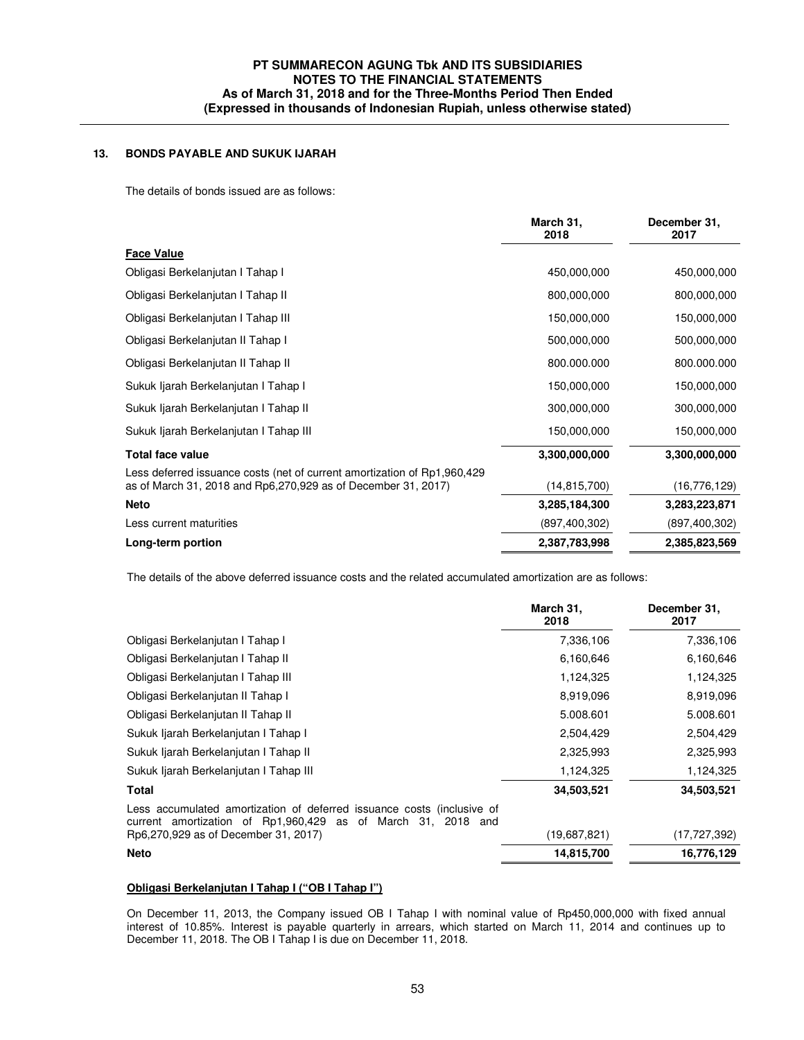## 13. BONDS PAYABLE AND SUKUK IJARAH

The details of bonds issued are as follows:

| | March 31, 2018 | December 31, 2017 |
|---|---|---|
| **Face Value** | | |
| Obligasi Berkelanjutan I Tahap I | 450,000,000 | 450,000,000 |
| Obligasi Berkelanjutan I Tahap II | 800,000,000 | 800,000,000 |
| Obligasi Berkelanjutan I Tahap III | 150,000,000 | 150,000,000 |
| Obligasi Berkelanjutan II Tahap I | 500,000,000 | 500,000,000 |
| Obligasi Berkelanjutan II Tahap II | 800.000.000 | 800.000.000 |
| Sukuk Ijarah Berkelanjutan I Tahap I | 150,000,000 | 150,000,000 |
| Sukuk Ijarah Berkelanjutan I Tahap II | 300,000,000 | 300,000,000 |
| Sukuk Ijarah Berkelanjutan I Tahap III | 150,000,000 | 150,000,000 |
| **Total face value** | **3,300,000,000** | **3,300,000,000** |
| Less deferred issuance costs (net of current amortization of Rp1,960,429 as of March 31, 2018 and Rp6,270,929 as of December 31, 2017) | (14,815,700) | (16,776,129) |
| **Neto** | **3,285,184,300** | **3,283,223,871** |
| Less current maturities | (897,400,302) | (897,400,302) |
| **Long-term portion** | **2,387,783,998** | **2,385,823,569** |

The details of the above deferred issuance costs and the related accumulated amortization are as follows:

| | March 31, 2018 | December 31, 2017 |
|---|---|---|
| Obligasi Berkelanjutan I Tahap I | 7,336,106 | 7,336,106 |
| Obligasi Berkelanjutan I Tahap II | 6,160,646 | 6,160,646 |
| Obligasi Berkelanjutan I Tahap III | 1,124,325 | 1,124,325 |
| Obligasi Berkelanjutan II Tahap I | 8,919,096 | 8,919,096 |
| Obligasi Berkelanjutan II Tahap II | 5.008.601 | 5.008.601 |
| Sukuk Ijarah Berkelanjutan I Tahap I | 2,504,429 | 2,504,429 |
| Sukuk Ijarah Berkelanjutan I Tahap II | 2,325,993 | 2,325,993 |
| Sukuk Ijarah Berkelanjutan I Tahap III | 1,124,325 | 1,124,325 |
| **Total** | **34,503,521** | **34,503,521** |
| Less accumulated amortization of deferred issuance costs (inclusive of current amortization of Rp1,960,429 as of March 31, 2018 and Rp6,270,929 as of December 31, 2017) | (19,687,821) | (17,727,392) |
| **Neto** | **14,815,700** | **16,776,129** |

**Obligasi Berkelanjutan I Tahap I ("OB I Tahap I")**

On December 11, 2013, the Company issued OB I Tahap I with nominal value of Rp450,000,000 with fixed annual interest of 10.85%. Interest is payable quarterly in arrears, which started on March 11, 2014 and continues up to December 11, 2018. The OB I Tahap I is due on December 11, 2018.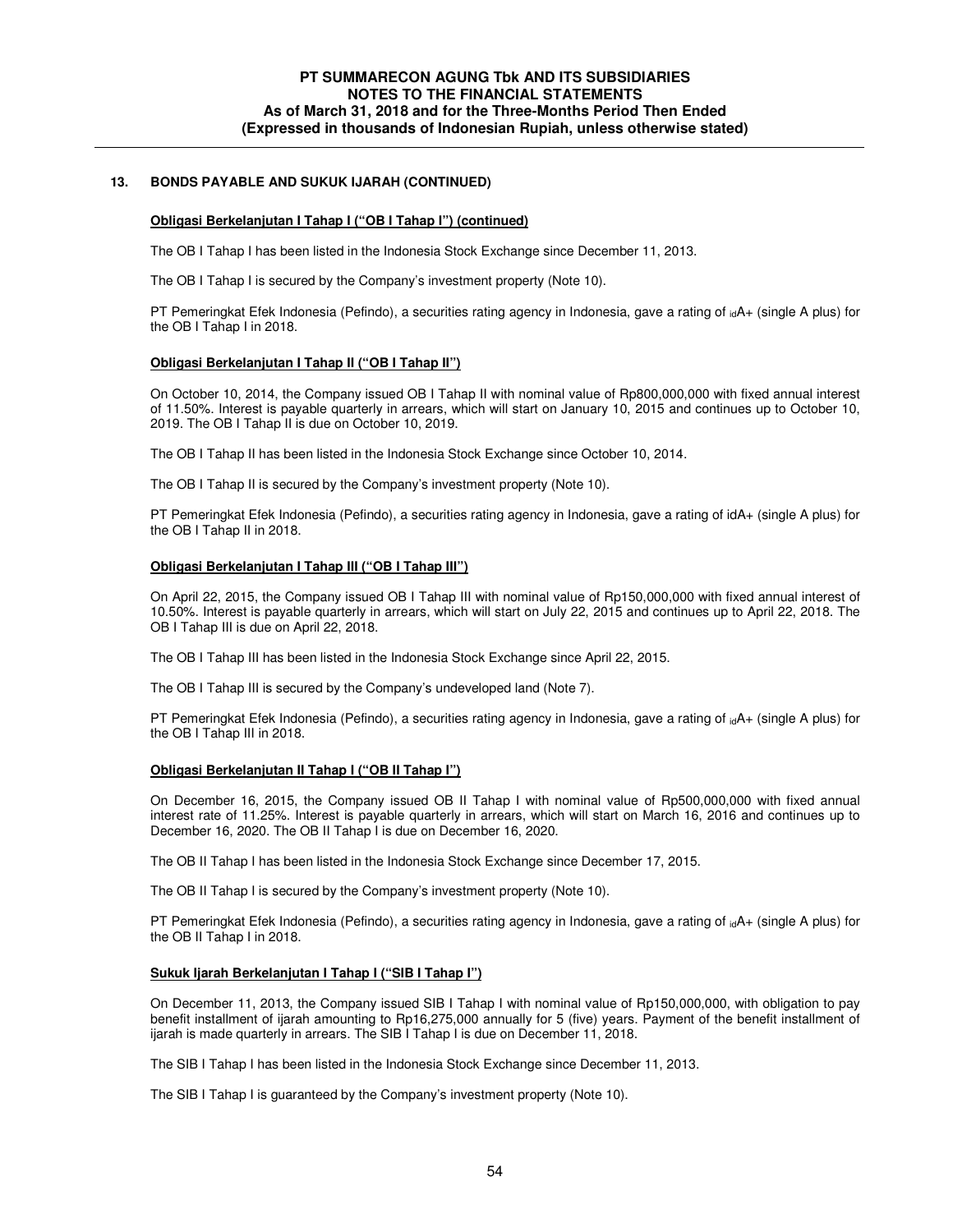## 13. BONDS PAYABLE AND SUKUK IJARAH (CONTINUED)

**Obligasi Berkelanjutan I Tahap I ("OB I Tahap I") (continued)**

The OB I Tahap I has been listed in the Indonesia Stock Exchange since December 11, 2013.

The OB I Tahap I is secured by the Company's investment property (Note 10).

PT Pemeringkat Efek Indonesia (Pefindo), a securities rating agency in Indonesia, gave a rating of $_{id}$A+ (single A plus) for the OB I Tahap I in 2018.

**Obligasi Berkelanjutan I Tahap II ("OB I Tahap II")**

On October 10, 2014, the Company issued OB I Tahap II with nominal value of Rp800,000,000 with fixed annual interest of 11.50%. Interest is payable quarterly in arrears, which will start on January 10, 2015 and continues up to October 10, 2019. The OB I Tahap II is due on October 10, 2019.

The OB I Tahap II has been listed in the Indonesia Stock Exchange since October 10, 2014.

The OB I Tahap II is secured by the Company's investment property (Note 10).

PT Pemeringkat Efek Indonesia (Pefindo), a securities rating agency in Indonesia, gave a rating of idA+ (single A plus) for the OB I Tahap II in 2018.

**Obligasi Berkelanjutan I Tahap III ("OB I Tahap III")**

On April 22, 2015, the Company issued OB I Tahap III with nominal value of Rp150,000,000 with fixed annual interest of 10.50%. Interest is payable quarterly in arrears, which will start on July 22, 2015 and continues up to April 22, 2018. The OB I Tahap III is due on April 22, 2018.

The OB I Tahap III has been listed in the Indonesia Stock Exchange since April 22, 2015.

The OB I Tahap III is secured by the Company's undeveloped land (Note 7).

PT Pemeringkat Efek Indonesia (Pefindo), a securities rating agency in Indonesia, gave a rating of $_{id}$A+ (single A plus) for the OB I Tahap III in 2018.

**Obligasi Berkelanjutan II Tahap I ("OB II Tahap I")**

On December 16, 2015, the Company issued OB II Tahap I with nominal value of Rp500,000,000 with fixed annual interest rate of 11.25%. Interest is payable quarterly in arrears, which will start on March 16, 2016 and continues up to December 16, 2020. The OB II Tahap I is due on December 16, 2020.

The OB II Tahap I has been listed in the Indonesia Stock Exchange since December 17, 2015.

The OB II Tahap I is secured by the Company's investment property (Note 10).

PT Pemeringkat Efek Indonesia (Pefindo), a securities rating agency in Indonesia, gave a rating of $_{id}$A+ (single A plus) for the OB II Tahap I in 2018.

**Sukuk Ijarah Berkelanjutan I Tahap I ("SIB I Tahap I")**

On December 11, 2013, the Company issued SIB I Tahap I with nominal value of Rp150,000,000, with obligation to pay benefit installment of ijarah amounting to Rp16,275,000 annually for 5 (five) years. Payment of the benefit installment of ijarah is made quarterly in arrears. The SIB I Tahap I is due on December 11, 2018.

The SIB I Tahap I has been listed in the Indonesia Stock Exchange since December 11, 2013.

The SIB I Tahap I is guaranteed by the Company's investment property (Note 10).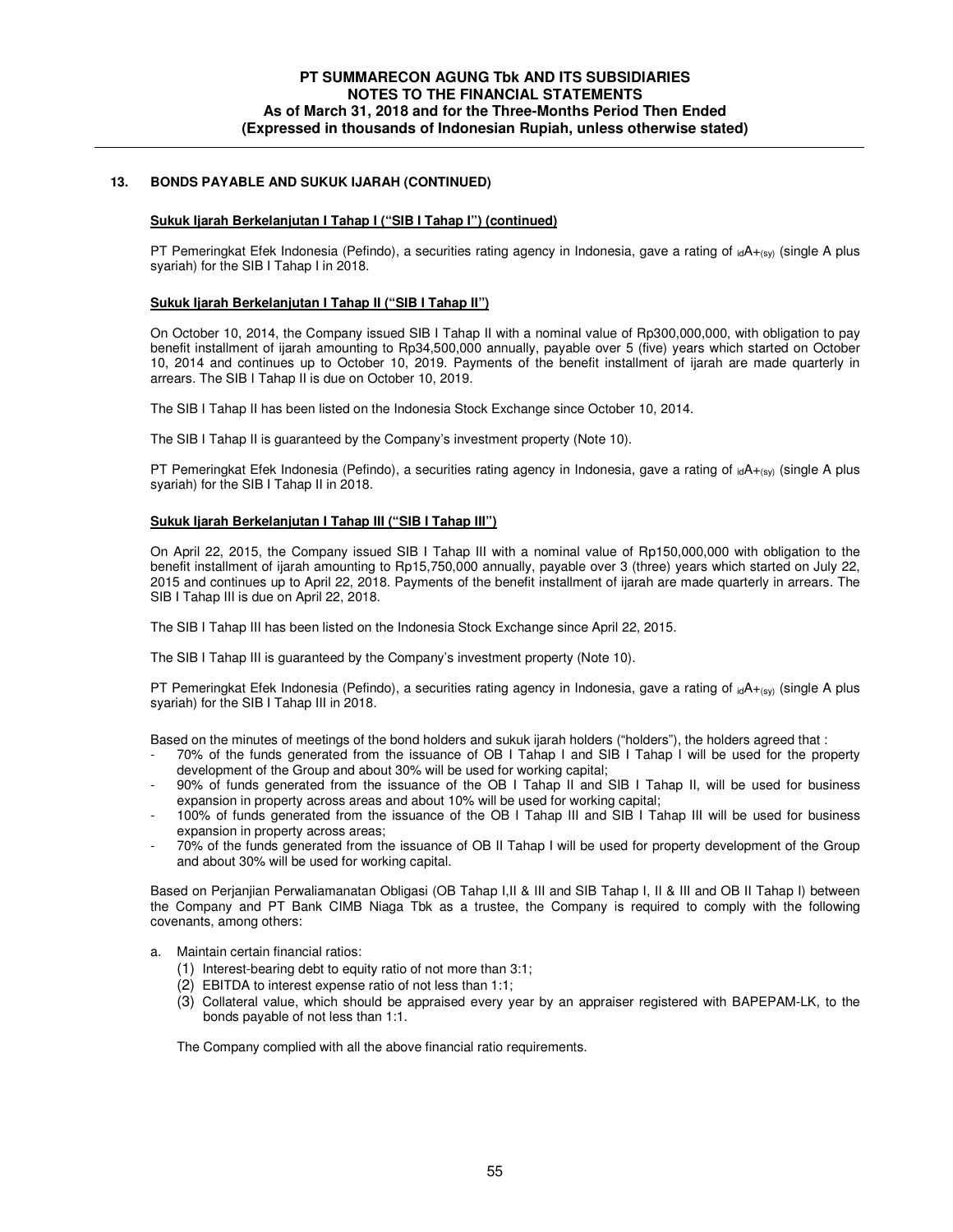## 13. BONDS PAYABLE AND SUKUK IJARAH (CONTINUED)

**Sukuk Ijarah Berkelanjutan I Tahap I ("SIB I Tahap I") (continued)**

PT Pemeringkat Efek Indonesia (Pefindo), a securities rating agency in Indonesia, gave a rating of $_{id}A+_{(sy)}$ (single A plus syariah) for the SIB I Tahap I in 2018.

**Sukuk Ijarah Berkelanjutan I Tahap II ("SIB I Tahap II")**

On October 10, 2014, the Company issued SIB I Tahap II with a nominal value of Rp300,000,000, with obligation to pay benefit installment of ijarah amounting to Rp34,500,000 annually, payable over 5 (five) years which started on October 10, 2014 and continues up to October 10, 2019. Payments of the benefit installment of ijarah are made quarterly in arrears. The SIB I Tahap II is due on October 10, 2019.

The SIB I Tahap II has been listed on the Indonesia Stock Exchange since October 10, 2014.

The SIB I Tahap II is guaranteed by the Company's investment property (Note 10).

PT Pemeringkat Efek Indonesia (Pefindo), a securities rating agency in Indonesia, gave a rating of $_{id}A+_{(sy)}$ (single A plus syariah) for the SIB I Tahap II in 2018.

**Sukuk Ijarah Berkelanjutan I Tahap III ("SIB I Tahap III")**

On April 22, 2015, the Company issued SIB I Tahap III with a nominal value of Rp150,000,000 with obligation to the benefit installment of ijarah amounting to Rp15,750,000 annually, payable over 3 (three) years which started on July 22, 2015 and continues up to April 22, 2018. Payments of the benefit installment of ijarah are made quarterly in arrears. The SIB I Tahap III is due on April 22, 2018.

The SIB I Tahap III has been listed on the Indonesia Stock Exchange since April 22, 2015.

The SIB I Tahap III is guaranteed by the Company's investment property (Note 10).

PT Pemeringkat Efek Indonesia (Pefindo), a securities rating agency in Indonesia, gave a rating of $_{id}A+_{(sy)}$ (single A plus syariah) for the SIB I Tahap III in 2018.

Based on the minutes of meetings of the bond holders and sukuk ijarah holders ("holders"), the holders agreed that :

- 70% of the funds generated from the issuance of OB I Tahap I and SIB I Tahap I will be used for the property development of the Group and about 30% will be used for working capital;
- 90% of funds generated from the issuance of the OB I Tahap II and SIB I Tahap II, will be used for business expansion in property across areas and about 10% will be used for working capital;
- 100% of funds generated from the issuance of the OB I Tahap III and SIB I Tahap III will be used for business expansion in property across areas;
- 70% of the funds generated from the issuance of OB II Tahap I will be used for property development of the Group and about 30% will be used for working capital.

Based on Perjanjian Perwaliamanatan Obligasi (OB Tahap I,II & III and SIB Tahap I, II & III and OB II Tahap I) between the Company and PT Bank CIMB Niaga Tbk as a trustee, the Company is required to comply with the following covenants, among others:

a. Maintain certain financial ratios:
   (1) Interest-bearing debt to equity ratio of not more than 3:1;
   (2) EBITDA to interest expense ratio of not less than 1:1;
   (3) Collateral value, which should be appraised every year by an appraiser registered with BAPEPAM-LK, to the bonds payable of not less than 1:1.

   The Company complied with all the above financial ratio requirements.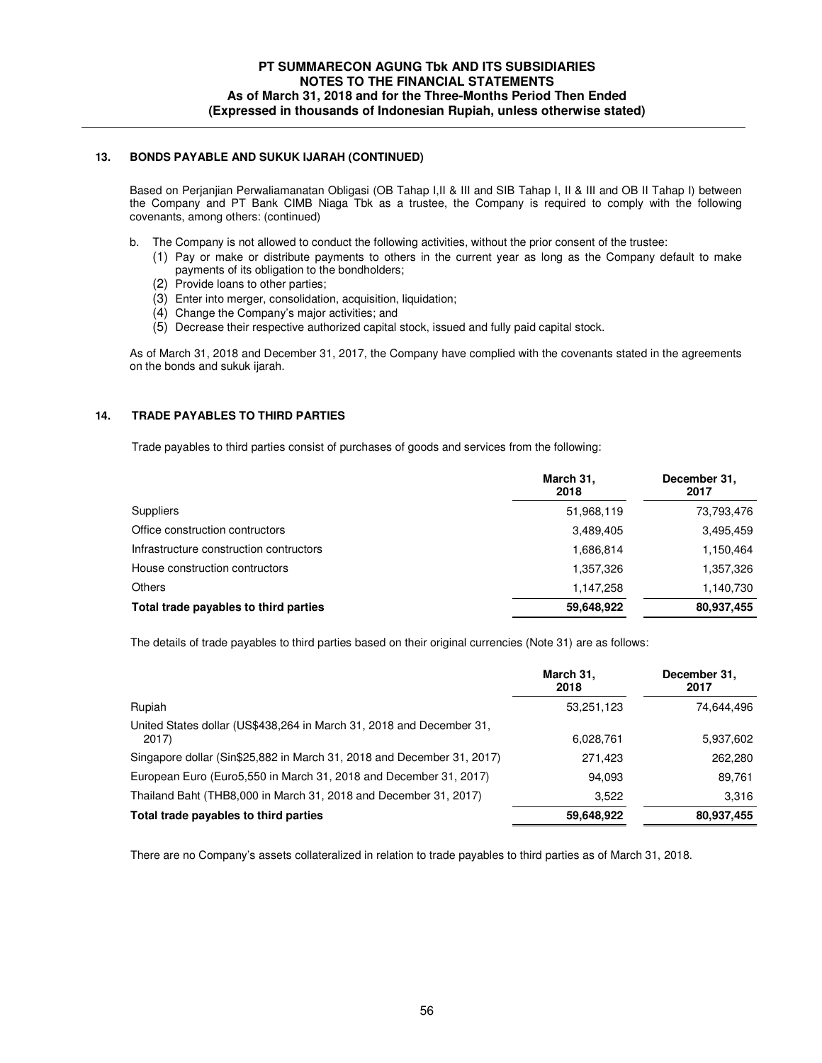## 13. BONDS PAYABLE AND SUKUK IJARAH (CONTINUED)

Based on Perjanjian Perwaliamanatan Obligasi (OB Tahap I,II & III and SIB Tahap I, II & III and OB II Tahap I) between the Company and PT Bank CIMB Niaga Tbk as a trustee, the Company is required to comply with the following covenants, among others: (continued)

b. The Company is not allowed to conduct the following activities, without the prior consent of the trustee:
   (1) Pay or make or distribute payments to others in the current year as long as the Company default to make payments of its obligation to the bondholders;
   (2) Provide loans to other parties;
   (3) Enter into merger, consolidation, acquisition, liquidation;
   (4) Change the Company's major activities; and
   (5) Decrease their respective authorized capital stock, issued and fully paid capital stock.

As of March 31, 2018 and December 31, 2017, the Company have complied with the covenants stated in the agreements on the bonds and sukuk ijarah.

## 14. TRADE PAYABLES TO THIRD PARTIES

Trade payables to third parties consist of purchases of goods and services from the following:

| | March 31, 2018 | December 31, 2017 |
|---|---|---|
| Suppliers | 51,968,119 | 73,793,476 |
| Office construction contructors | 3,489,405 | 3,495,459 |
| Infrastructure construction contractors | 1,686,814 | 1,150,464 |
| House construction contructors | 1,357,326 | 1,357,326 |
| Others | 1,147,258 | 1,140,730 |
| **Total trade payables to third parties** | **59,648,922** | **80,937,455** |

The details of trade payables to third parties based on their original currencies (Note 31) are as follows:

| | March 31, 2018 | December 31, 2017 |
|---|---|---|
| Rupiah | 53,251,123 | 74,644,496 |
| United States dollar (US$438,264 in March 31, 2018 and December 31, 2017) | 6,028,761 | 5,937,602 |
| Singapore dollar (Sin$25,882 in March 31, 2018 and December 31, 2017) | 271,423 | 262,280 |
| European Euro (Euro5,550 in March 31, 2018 and December 31, 2017) | 94,093 | 89,761 |
| Thailand Baht (THB8,000 in March 31, 2018 and December 31, 2017) | 3,522 | 3,316 |
| **Total trade payables to third parties** | **59,648,922** | **80,937,455** |

There are no Company's assets collateralized in relation to trade payables to third parties as of March 31, 2018.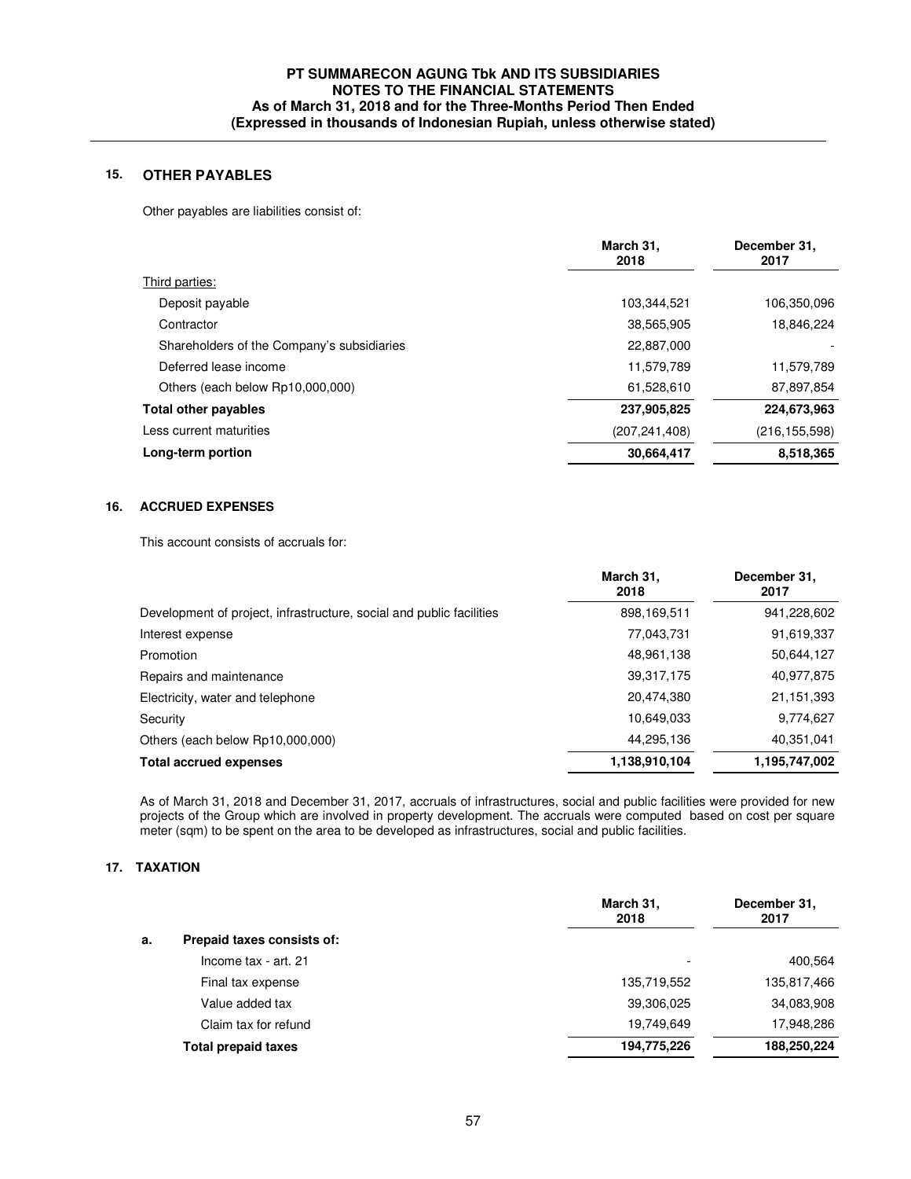## 15. OTHER PAYABLES

Other payables are liabilities consist of:

| | March 31, 2018 | December 31, 2017 |
|---|---|---|
| Third parties: | | |
| Deposit payable | 103,344,521 | 106,350,096 |
| Contractor | 38,565,905 | 18,846,224 |
| Shareholders of the Company's subsidiaries | 22,887,000 | - |
| Deferred lease income | 11,579,789 | 11,579,789 |
| Others (each below Rp10,000,000) | 61,528,610 | 87,897,854 |
| **Total other payables** | **237,905,825** | **224,673,963** |
| Less current maturities | (207,241,408) | (216,155,598) |
| **Long-term portion** | **30,664,417** | **8,518,365** |

## 16. ACCRUED EXPENSES

This account consists of accruals for:

| | March 31, 2018 | December 31, 2017 |
|---|---|---|
| Development of project, infrastructure, social and public facilities | 898,169,511 | 941,228,602 |
| Interest expense | 77,043,731 | 91,619,337 |
| Promotion | 48,961,138 | 50,644,127 |
| Repairs and maintenance | 39,317,175 | 40,977,875 |
| Electricity, water and telephone | 20,474,380 | 21,151,393 |
| Security | 10,649,033 | 9,774,627 |
| Others (each below Rp10,000,000) | 44,295,136 | 40,351,041 |
| **Total accrued expenses** | **1,138,910,104** | **1,195,747,002** |

As of March 31, 2018 and December 31, 2017, accruals of infrastructures, social and public facilities were provided for new projects of the Group which are involved in property development. The accruals were computed based on cost per square meter (sqm) to be spent on the area to be developed as infrastructures, social and public facilities.

## 17. TAXATION

| | | March 31, 2018 | December 31, 2017 |
|---|---|---|---|
| a. | **Prepaid taxes consists of:** | | |
| | Income tax - art. 21 | - | 400,564 |
| | Final tax expense | 135,719,552 | 135,817,466 |
| | Value added tax | 39,306,025 | 34,083,908 |
| | Claim tax for refund | 19,749,649 | 17,948,286 |
| | **Total prepaid taxes** | **194,775,226** | **188,250,224** |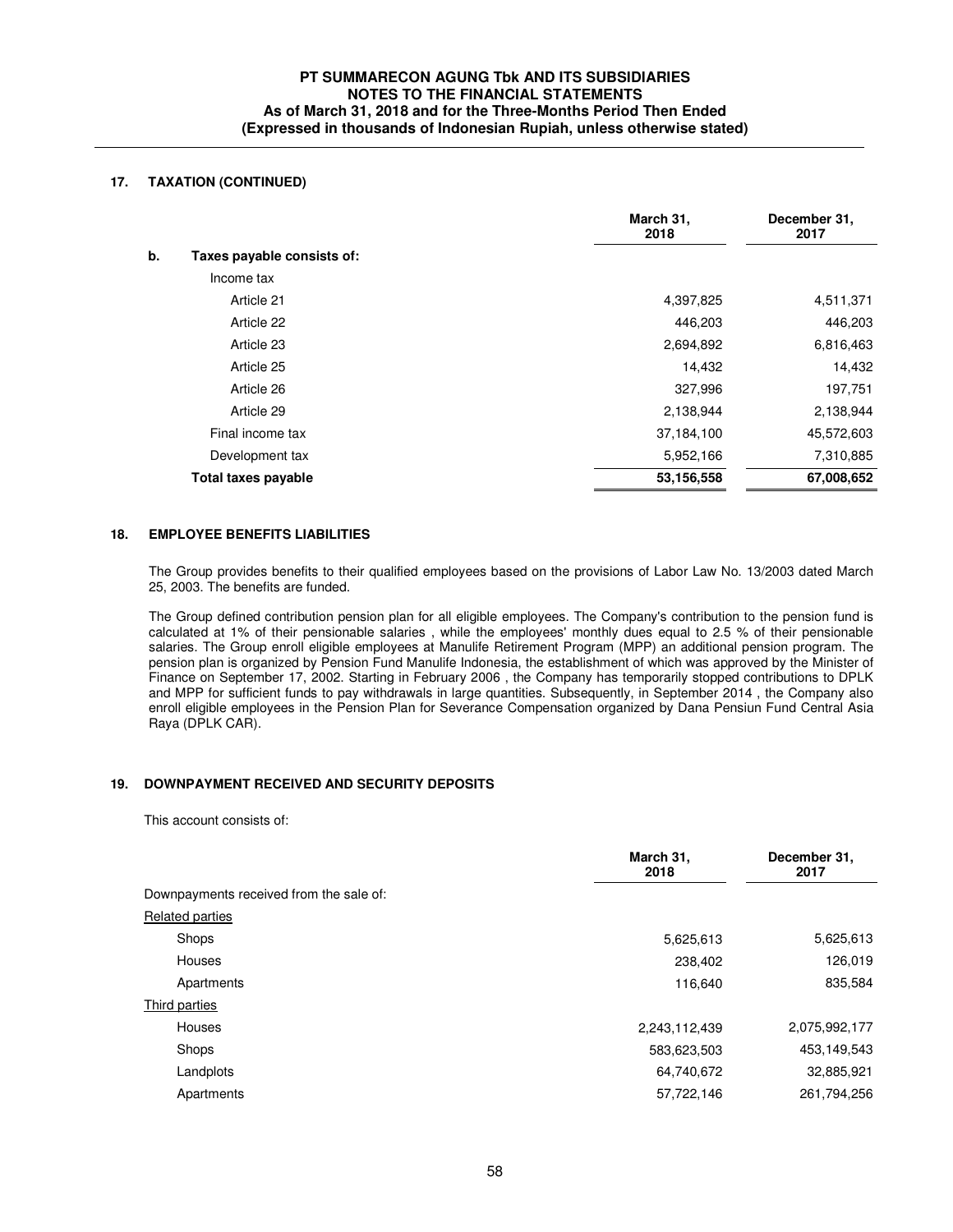## 17. TAXATION (CONTINUED)

| | March 31, 2018 | December 31, 2017 |
|---|---|---|
| **b. Taxes payable consists of:** | | |
| Income tax | | |
| Article 21 | 4,397,825 | 4,511,371 |
| Article 22 | 446,203 | 446,203 |
| Article 23 | 2,694,892 | 6,816,463 |
| Article 25 | 14,432 | 14,432 |
| Article 26 | 327,996 | 197,751 |
| Article 29 | 2,138,944 | 2,138,944 |
| Final income tax | 37,184,100 | 45,572,603 |
| Development tax | 5,952,166 | 7,310,885 |
| **Total taxes payable** | **53,156,558** | **67,008,652** |

## 18. EMPLOYEE BENEFITS LIABILITIES

The Group provides benefits to their qualified employees based on the provisions of Labor Law No. 13/2003 dated March 25, 2003. The benefits are funded.

The Group defined contribution pension plan for all eligible employees. The Company's contribution to the pension fund is calculated at 1% of their pensionable salaries , while the employees' monthly dues equal to 2.5 % of their pensionable salaries. The Group enroll eligible employees at Manulife Retirement Program (MPP) an additional pension program. The pension plan is organized by Pension Fund Manulife Indonesia, the establishment of which was approved by the Minister of Finance on September 17, 2002. Starting in February 2006 , the Company has temporarily stopped contributions to DPLK and MPP for sufficient funds to pay withdrawals in large quantities. Subsequently, in September 2014 , the Company also enroll eligible employees in the Pension Plan for Severance Compensation organized by Dana Pensiun Fund Central Asia Raya (DPLK CAR).

## 19. DOWNPAYMENT RECEIVED AND SECURITY DEPOSITS

This account consists of:

| | March 31, 2018 | December 31, 2017 |
|---|---|---|
| Downpayments received from the sale of: | | |
| Related parties | | |
| Shops | 5,625,613 | 5,625,613 |
| Houses | 238,402 | 126,019 |
| Apartments | 116,640 | 835,584 |
| Third parties | | |
| Houses | 2,243,112,439 | 2,075,992,177 |
| Shops | 583,623,503 | 453,149,543 |
| Landplots | 64,740,672 | 32,885,921 |
| Apartments | 57,722,146 | 261,794,256 |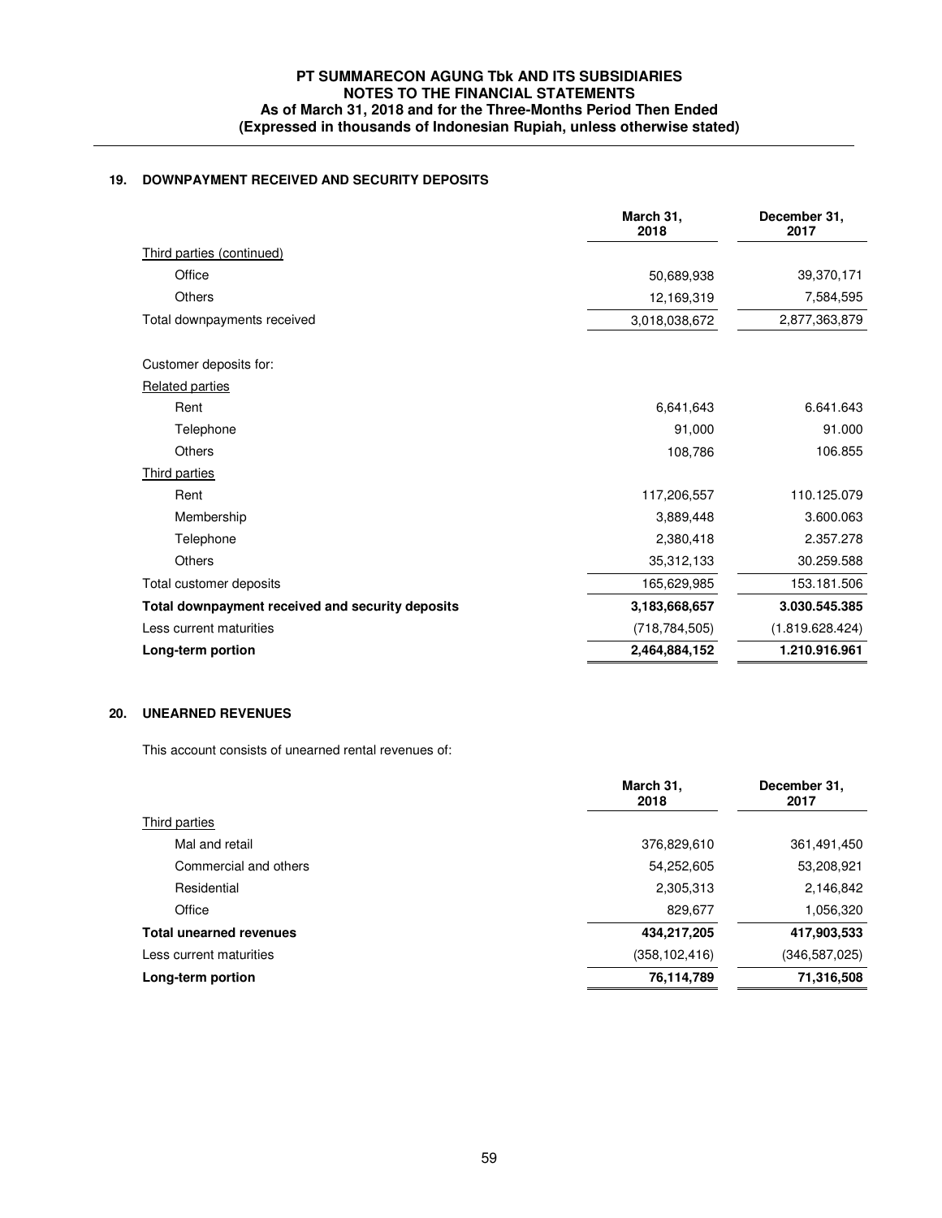## 19. DOWNPAYMENT RECEIVED AND SECURITY DEPOSITS

| | March 31, 2018 | December 31, 2017 |
|---|---|---|
| Third parties (continued) | | |
| Office | 50,689,938 | 39,370,171 |
| Others | 12,169,319 | 7,584,595 |
| Total downpayments received | 3,018,038,672 | 2,877,363,879 |
| | | |
| Customer deposits for: | | |
| Related parties | | |
| Rent | 6,641,643 | 6.641.643 |
| Telephone | 91,000 | 91.000 |
| Others | 108,786 | 106.855 |
| Third parties | | |
| Rent | 117,206,557 | 110.125.079 |
| Membership | 3,889,448 | 3.600.063 |
| Telephone | 2,380,418 | 2.357.278 |
| Others | 35,312,133 | 30.259.588 |
| Total customer deposits | 165,629,985 | 153.181.506 |
| **Total downpayment received and security deposits** | **3,183,668,657** | **3.030.545.385** |
| Less current maturities | (718,784,505) | (1.819.628.424) |
| **Long-term portion** | **2,464,884,152** | **1.210.916.961** |

## 20. UNEARNED REVENUES

This account consists of unearned rental revenues of:

| | March 31, 2018 | December 31, 2017 |
|---|---|---|
| Third parties | | |
| Mal and retail | 376,829,610 | 361,491,450 |
| Commercial and others | 54,252,605 | 53,208,921 |
| Residential | 2,305,313 | 2,146,842 |
| Office | 829,677 | 1,056,320 |
| **Total unearned revenues** | **434,217,205** | **417,903,533** |
| Less current maturities | (358,102,416) | (346,587,025) |
| **Long-term portion** | **76,114,789** | **71,316,508** |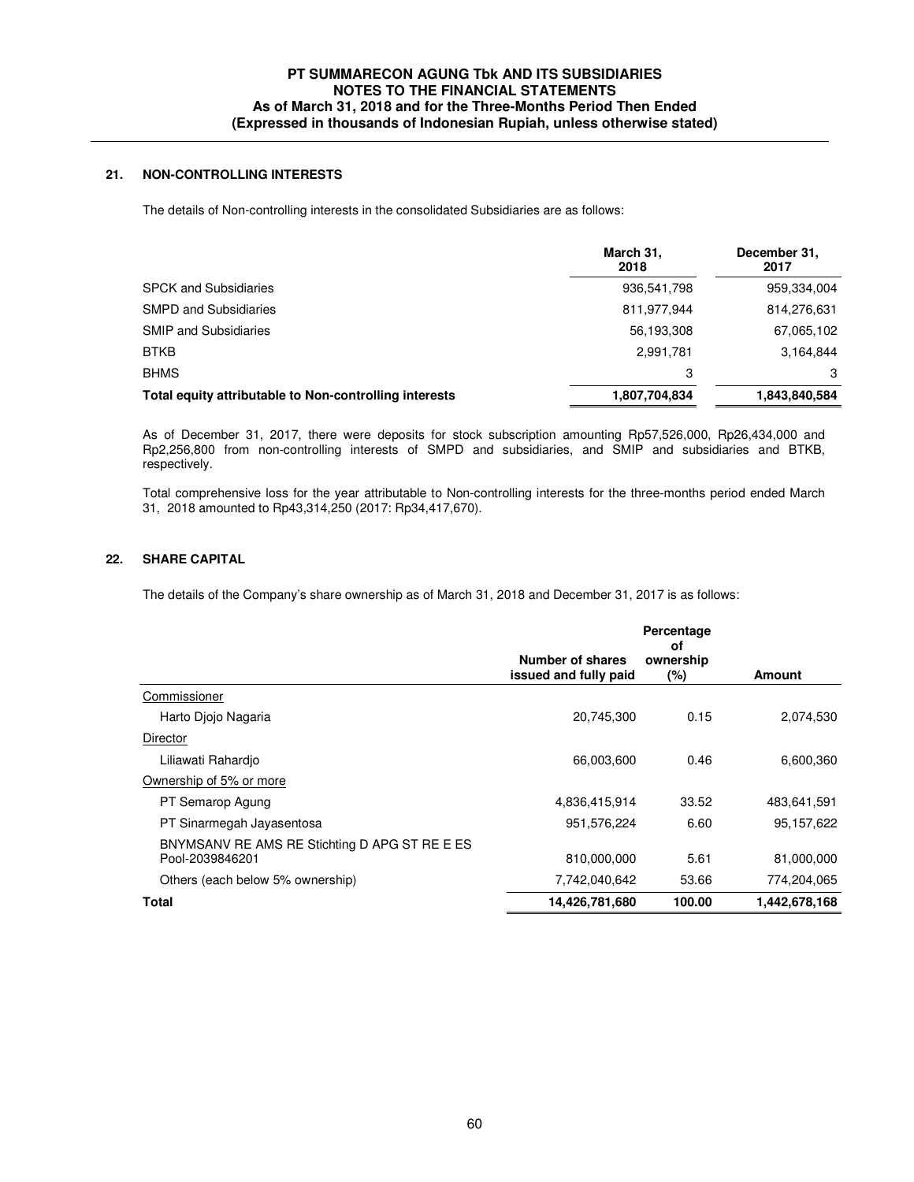## 21. NON-CONTROLLING INTERESTS

The details of Non-controlling interests in the consolidated Subsidiaries are as follows:

| | March 31, 2018 | December 31, 2017 |
|---|---|---|
| SPCK and Subsidiaries | 936,541,798 | 959,334,004 |
| SMPD and Subsidiaries | 811,977,944 | 814,276,631 |
| SMIP and Subsidiaries | 56,193,308 | 67,065,102 |
| BTKB | 2,991,781 | 3,164,844 |
| BHMS | 3 | 3 |
| **Total equity attributable to Non-controlling interests** | **1,807,704,834** | **1,843,840,584** |

As of December 31, 2017, there were deposits for stock subscription amounting Rp57,526,000, Rp26,434,000 and Rp2,256,800 from non-controlling interests of SMPD and subsidiaries, and SMIP and subsidiaries and BTKB, respectively.

Total comprehensive loss for the year attributable to Non-controlling interests for the three-months period ended March 31, 2018 amounted to Rp43,314,250 (2017: Rp34,417,670).

## 22. SHARE CAPITAL

The details of the Company's share ownership as of March 31, 2018 and December 31, 2017 is as follows:

| | Number of shares issued and fully paid | Percentage of ownership (%) | Amount |
|---|---|---|---|
| Commissioner | | | |
| Harto Djojo Nagaria | 20,745,300 | 0.15 | 2,074,530 |
| Director | | | |
| Liliawati Rahardjo | 66,003,600 | 0.46 | 6,600,360 |
| Ownership of 5% or more | | | |
| PT Semarop Agung | 4,836,415,914 | 33.52 | 483,641,591 |
| PT Sinarmegah Jayasentosa | 951,576,224 | 6.60 | 95,157,622 |
| BNYMSANV RE AMS RE Stichting D APG ST RE E ES Pool-2039846201 | 810,000,000 | 5.61 | 81,000,000 |
| Others (each below 5% ownership) | 7,742,040,642 | 53.66 | 774,204,065 |
| **Total** | **14,426,781,680** | **100.00** | **1,442,678,168** |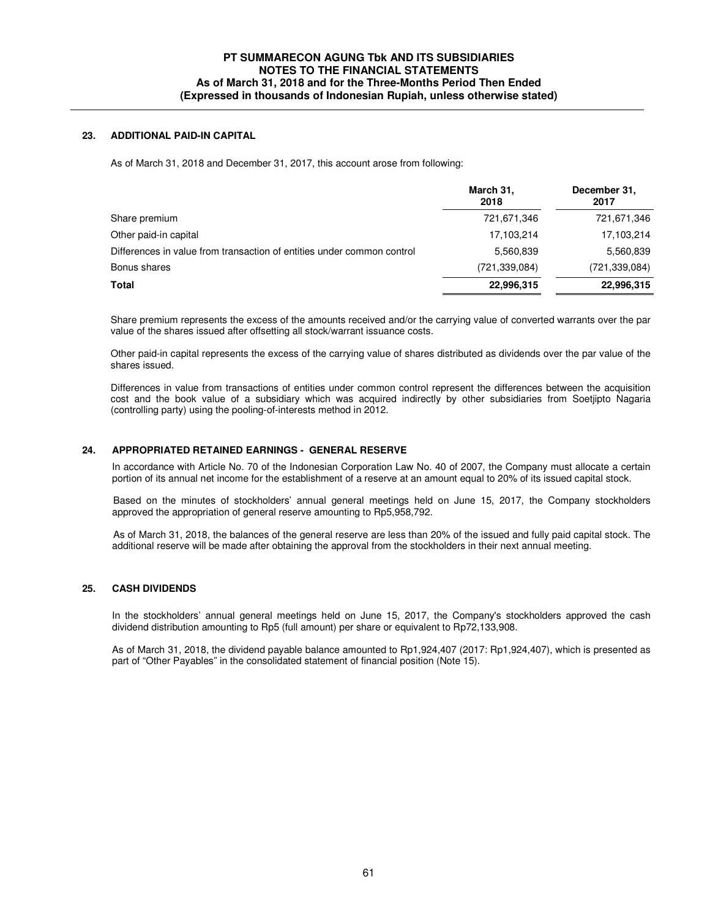## 23. ADDITIONAL PAID-IN CAPITAL

As of March 31, 2018 and December 31, 2017, this account arose from following:

| | March 31, 2018 | December 31, 2017 |
|---|---|---|
| Share premium | 721,671,346 | 721,671,346 |
| Other paid-in capital | 17,103,214 | 17,103,214 |
| Differences in value from transaction of entities under common control | 5,560,839 | 5,560,839 |
| Bonus shares | (721,339,084) | (721,339,084) |
| **Total** | **22,996,315** | **22,996,315** |

Share premium represents the excess of the amounts received and/or the carrying value of converted warrants over the par value of the shares issued after offsetting all stock/warrant issuance costs.

Other paid-in capital represents the excess of the carrying value of shares distributed as dividends over the par value of the shares issued.

Differences in value from transactions of entities under common control represent the differences between the acquisition cost and the book value of a subsidiary which was acquired indirectly by other subsidiaries from Soetjipto Nagaria (controlling party) using the pooling-of-interests method in 2012.

## 24. APPROPRIATED RETAINED EARNINGS - GENERAL RESERVE

In accordance with Article No. 70 of the Indonesian Corporation Law No. 40 of 2007, the Company must allocate a certain portion of its annual net income for the establishment of a reserve at an amount equal to 20% of its issued capital stock.

Based on the minutes of stockholders' annual general meetings held on June 15, 2017, the Company stockholders approved the appropriation of general reserve amounting to Rp5,958,792.

As of March 31, 2018, the balances of the general reserve are less than 20% of the issued and fully paid capital stock. The additional reserve will be made after obtaining the approval from the stockholders in their next annual meeting.

## 25. CASH DIVIDENDS

In the stockholders' annual general meetings held on June 15, 2017, the Company's stockholders approved the cash dividend distribution amounting to Rp5 (full amount) per share or equivalent to Rp72,133,908.

As of March 31, 2018, the dividend payable balance amounted to Rp1,924,407 (2017: Rp1,924,407), which is presented as part of "Other Payables" in the consolidated statement of financial position (Note 15).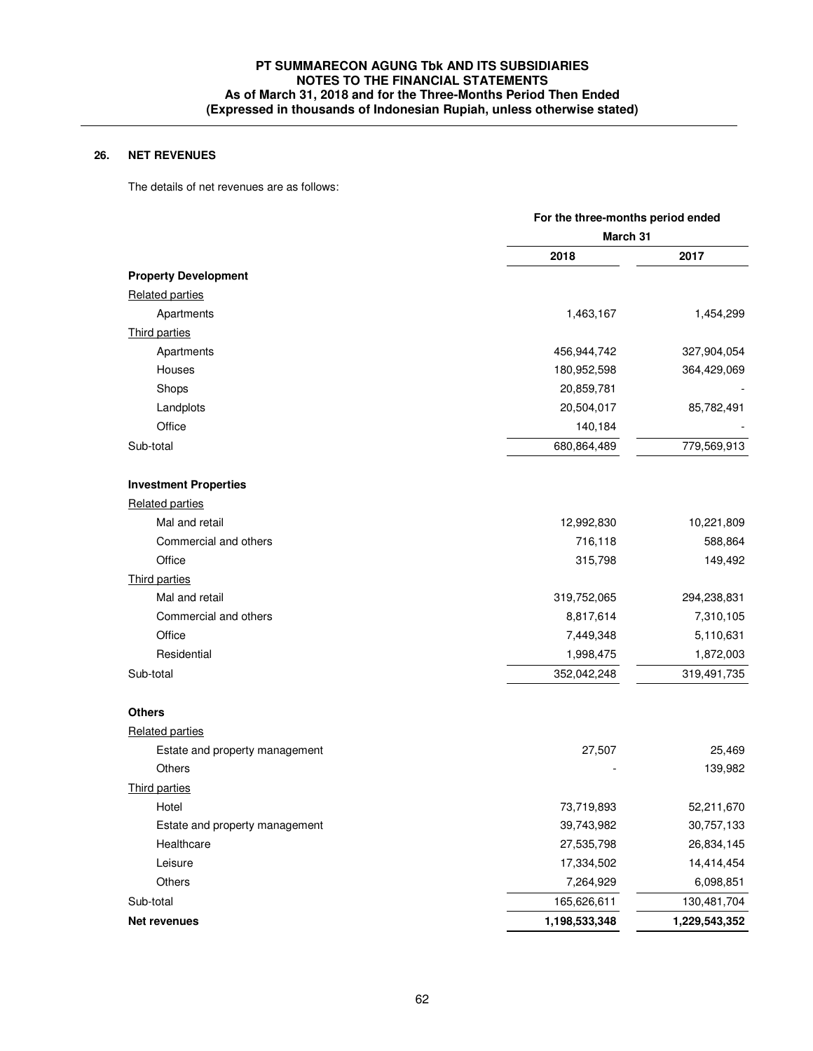## 26. NET REVENUES

The details of net revenues are as follows:

| | For the three-months period ended March 31 | |
|---|---|---|
| | 2018 | 2017 |
| **Property Development** | | |
| Related parties | | |
| Apartments | 1,463,167 | 1,454,299 |
| Third parties | | |
| Apartments | 456,944,742 | 327,904,054 |
| Houses | 180,952,598 | 364,429,069 |
| Shops | 20,859,781 | - |
| Landplots | 20,504,017 | 85,782,491 |
| Office | 140,184 | - |
| Sub-total | 680,864,489 | 779,569,913 |
| **Investment Properties** | | |
| Related parties | | |
| Mal and retail | 12,992,830 | 10,221,809 |
| Commercial and others | 716,118 | 588,864 |
| Office | 315,798 | 149,492 |
| Third parties | | |
| Mal and retail | 319,752,065 | 294,238,831 |
| Commercial and others | 8,817,614 | 7,310,105 |
| Office | 7,449,348 | 5,110,631 |
| Residential | 1,998,475 | 1,872,003 |
| Sub-total | 352,042,248 | 319,491,735 |
| **Others** | | |
| Related parties | | |
| Estate and property management | 27,507 | 25,469 |
| Others | - | 139,982 |
| Third parties | | |
| Hotel | 73,719,893 | 52,211,670 |
| Estate and property management | 39,743,982 | 30,757,133 |
| Healthcare | 27,535,798 | 26,834,145 |
| Leisure | 17,334,502 | 14,414,454 |
| Others | 7,264,929 | 6,098,851 |
| Sub-total | 165,626,611 | 130,481,704 |
| **Net revenues** | **1,198,533,348** | **1,229,543,352** |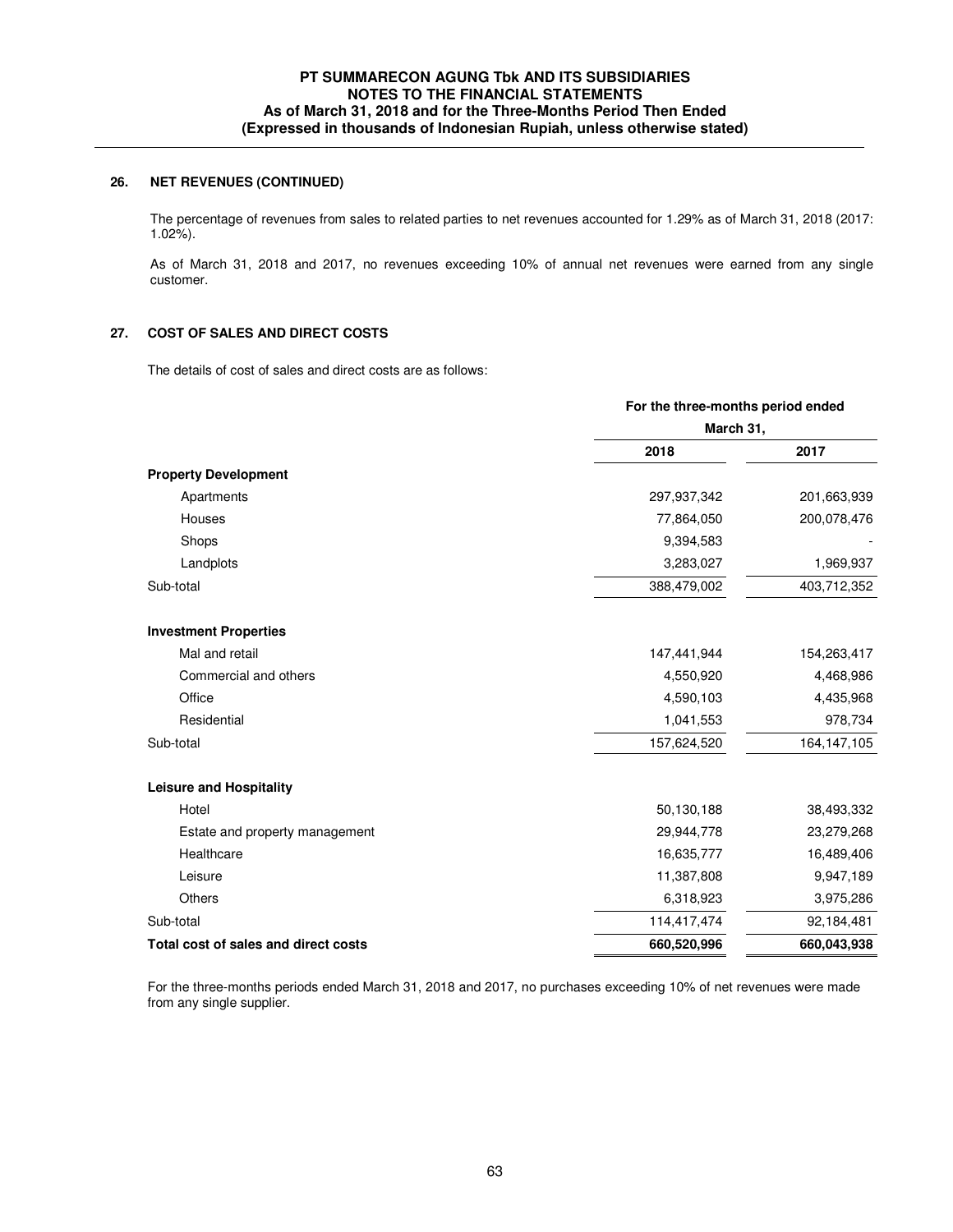## 26. NET REVENUES (CONTINUED)

The percentage of revenues from sales to related parties to net revenues accounted for 1.29% as of March 31, 2018 (2017: 1.02%).

As of March 31, 2018 and 2017, no revenues exceeding 10% of annual net revenues were earned from any single customer.

## 27. COST OF SALES AND DIRECT COSTS

The details of cost of sales and direct costs are as follows:

| | For the three-months period ended March 31, | |
|---|---|---|
| | **2018** | **2017** |
| **Property Development** | | |
| Apartments | 297,937,342 | 201,663,939 |
| Houses | 77,864,050 | 200,078,476 |
| Shops | 9,394,583 | - |
| Landplots | 3,283,027 | 1,969,937 |
| Sub-total | 388,479,002 | 403,712,352 |
| **Investment Properties** | | |
| Mal and retail | 147,441,944 | 154,263,417 |
| Commercial and others | 4,550,920 | 4,468,986 |
| Office | 4,590,103 | 4,435,968 |
| Residential | 1,041,553 | 978,734 |
| Sub-total | 157,624,520 | 164,147,105 |
| **Leisure and Hospitality** | | |
| Hotel | 50,130,188 | 38,493,332 |
| Estate and property management | 29,944,778 | 23,279,268 |
| Healthcare | 16,635,777 | 16,489,406 |
| Leisure | 11,387,808 | 9,947,189 |
| Others | 6,318,923 | 3,975,286 |
| Sub-total | 114,417,474 | 92,184,481 |
| **Total cost of sales and direct costs** | **660,520,996** | **660,043,938** |

For the three-months periods ended March 31, 2018 and 2017, no purchases exceeding 10% of net revenues were made from any single supplier.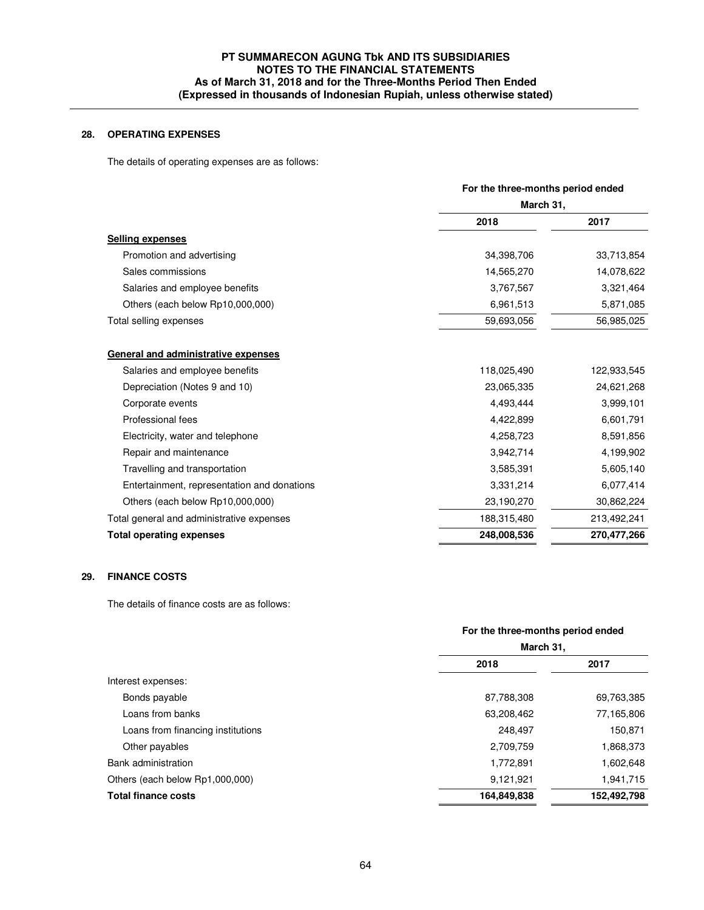## 28. OPERATING EXPENSES

The details of operating expenses are as follows:

| | For the three-months period ended March 31, | |
|---|---|---|
| | 2018 | 2017 |
| **Selling expenses** | | |
| Promotion and advertising | 34,398,706 | 33,713,854 |
| Sales commissions | 14,565,270 | 14,078,622 |
| Salaries and employee benefits | 3,767,567 | 3,321,464 |
| Others (each below Rp10,000,000) | 6,961,513 | 5,871,085 |
| Total selling expenses | 59,693,056 | 56,985,025 |
| **General and administrative expenses** | | |
| Salaries and employee benefits | 118,025,490 | 122,933,545 |
| Depreciation (Notes 9 and 10) | 23,065,335 | 24,621,268 |
| Corporate events | 4,493,444 | 3,999,101 |
| Professional fees | 4,422,899 | 6,601,791 |
| Electricity, water and telephone | 4,258,723 | 8,591,856 |
| Repair and maintenance | 3,942,714 | 4,199,902 |
| Travelling and transportation | 3,585,391 | 5,605,140 |
| Entertainment, representation and donations | 3,331,214 | 6,077,414 |
| Others (each below Rp10,000,000) | 23,190,270 | 30,862,224 |
| Total general and administrative expenses | 188,315,480 | 213,492,241 |
| **Total operating expenses** | **248,008,536** | **270,477,266** |

## 29. FINANCE COSTS

The details of finance costs are as follows:

| | For the three-months period ended March 31, | |
|---|---|---|
| | 2018 | 2017 |
| Interest expenses: | | |
| Bonds payable | 87,788,308 | 69,763,385 |
| Loans from banks | 63,208,462 | 77,165,806 |
| Loans from financing institutions | 248,497 | 150,871 |
| Other payables | 2,709,759 | 1,868,373 |
| Bank administration | 1,772,891 | 1,602,648 |
| Others (each below Rp1,000,000) | 9,121,921 | 1,941,715 |
| **Total finance costs** | **164,849,838** | **152,492,798** |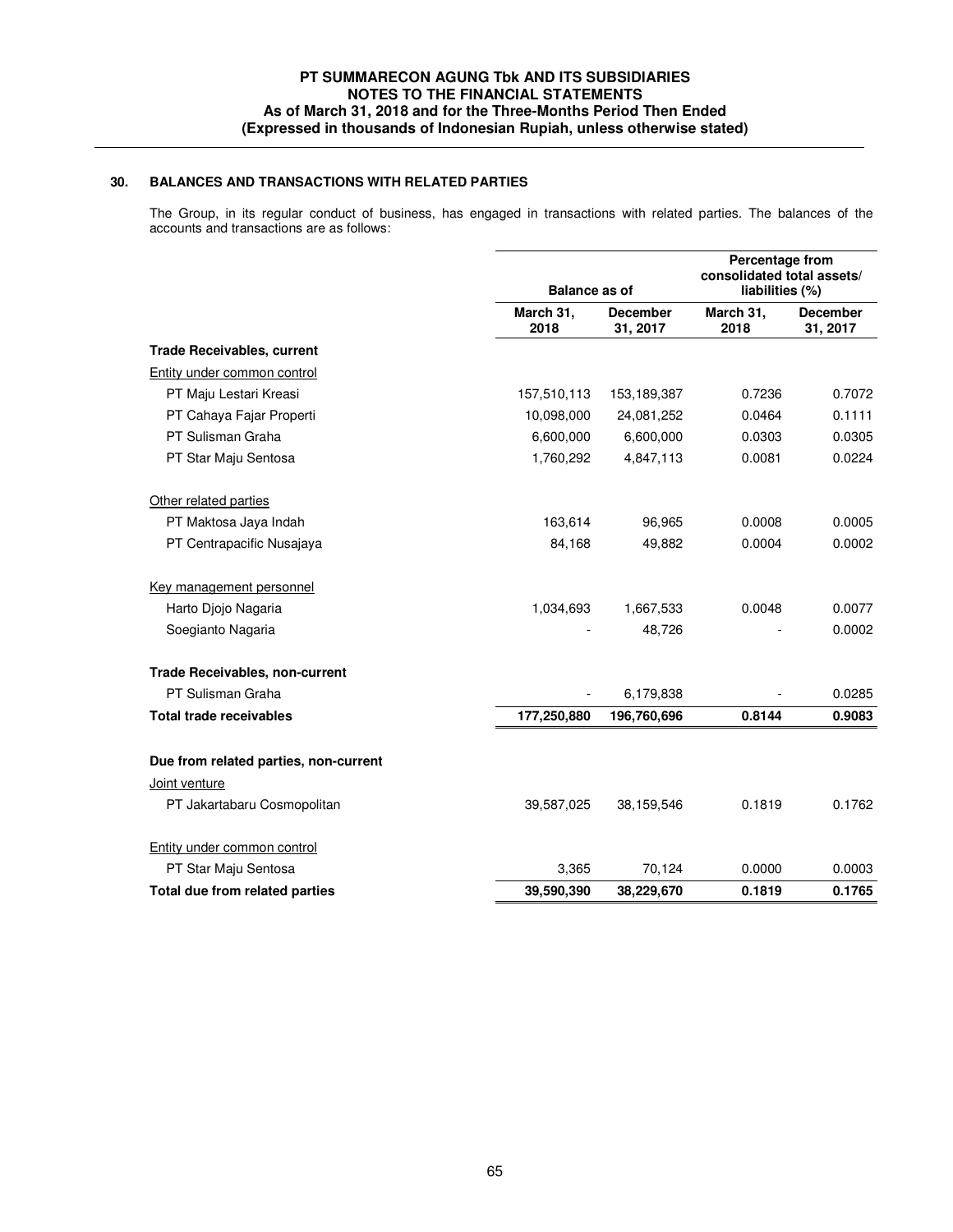## 30. BALANCES AND TRANSACTIONS WITH RELATED PARTIES

The Group, in its regular conduct of business, has engaged in transactions with related parties. The balances of the accounts and transactions are as follows:

| | Balance as of | | Percentage from consolidated total assets/ liabilities (%) | |
|---|---|---|---|---|
| | March 31, 2018 | December 31, 2017 | March 31, 2018 | December 31, 2017 |
| **Trade Receivables, current** | | | | |
| Entity under common control | | | | |
| PT Maju Lestari Kreasi | 157,510,113 | 153,189,387 | 0.7236 | 0.7072 |
| PT Cahaya Fajar Properti | 10,098,000 | 24,081,252 | 0.0464 | 0.1111 |
| PT Sulisman Graha | 6,600,000 | 6,600,000 | 0.0303 | 0.0305 |
| PT Star Maju Sentosa | 1,760,292 | 4,847,113 | 0.0081 | 0.0224 |
| Other related parties | | | | |
| PT Maktosa Jaya Indah | 163,614 | 96,965 | 0.0008 | 0.0005 |
| PT Centrapacific Nusajaya | 84,168 | 49,882 | 0.0004 | 0.0002 |
| Key management personnel | | | | |
| Harto Djojo Nagaria | 1,034,693 | 1,667,533 | 0.0048 | 0.0077 |
| Soegianto Nagaria | - | 48,726 | - | 0.0002 |
| **Trade Receivables, non-current** | | | | |
| PT Sulisman Graha | - | 6,179,838 | - | 0.0285 |
| **Total trade receivables** | **177,250,880** | **196,760,696** | **0.8144** | **0.9083** |
| **Due from related parties, non-current** | | | | |
| Joint venture | | | | |
| PT Jakartabaru Cosmopolitan | 39,587,025 | 38,159,546 | 0.1819 | 0.1762 |
| Entity under common control | | | | |
| PT Star Maju Sentosa | 3,365 | 70,124 | 0.0000 | 0.0003 |
| **Total due from related parties** | **39,590,390** | **38,229,670** | **0.1819** | **0.1765** |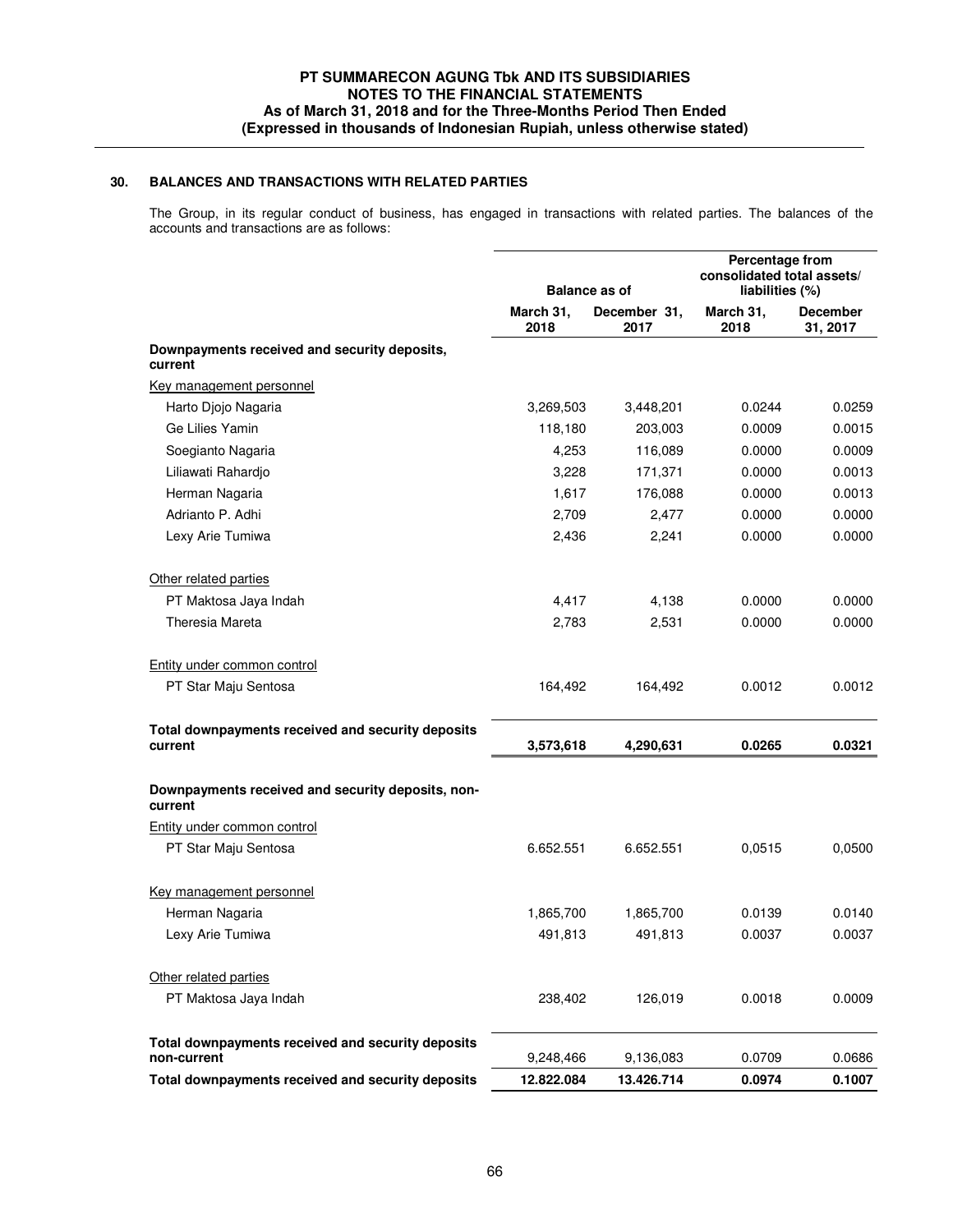## 30. BALANCES AND TRANSACTIONS WITH RELATED PARTIES

The Group, in its regular conduct of business, has engaged in transactions with related parties. The balances of the accounts and transactions are as follows:

| | Balance as of | | Percentage from consolidated total assets/ liabilities (%) | |
|---|---|---|---|---|
| | March 31, 2018 | December 31, 2017 | March 31, 2018 | December 31, 2017 |
| **Downpayments received and security deposits, current** | | | | |
| Key management personnel | | | | |
| Harto Djojo Nagaria | 3,269,503 | 3,448,201 | 0.0244 | 0.0259 |
| Ge Lilies Yamin | 118,180 | 203,003 | 0.0009 | 0.0015 |
| Soegianto Nagaria | 4,253 | 116,089 | 0.0000 | 0.0009 |
| Liliawati Rahardjo | 3,228 | 171,371 | 0.0000 | 0.0013 |
| Herman Nagaria | 1,617 | 176,088 | 0.0000 | 0.0013 |
| Adrianto P. Adhi | 2,709 | 2,477 | 0.0000 | 0.0000 |
| Lexy Arie Tumiwa | 2,436 | 2,241 | 0.0000 | 0.0000 |
| Other related parties | | | | |
| PT Maktosa Jaya Indah | 4,417 | 4,138 | 0.0000 | 0.0000 |
| Theresia Mareta | 2,783 | 2,531 | 0.0000 | 0.0000 |
| Entity under common control | | | | |
| PT Star Maju Sentosa | 164,492 | 164,492 | 0.0012 | 0.0012 |
| **Total downpayments received and security deposits current** | **3,573,618** | **4,290,631** | **0.0265** | **0.0321** |
| **Downpayments received and security deposits, non-current** | | | | |
| Entity under common control | | | | |
| PT Star Maju Sentosa | 6.652.551 | 6.652.551 | 0,0515 | 0,0500 |
| Key management personnel | | | | |
| Herman Nagaria | 1,865,700 | 1,865,700 | 0.0139 | 0.0140 |
| Lexy Arie Tumiwa | 491,813 | 491,813 | 0.0037 | 0.0037 |
| Other related parties | | | | |
| PT Maktosa Jaya Indah | 238,402 | 126,019 | 0.0018 | 0.0009 |
| **Total downpayments received and security deposits non-current** | 9,248,466 | 9,136,083 | 0.0709 | 0.0686 |
| **Total downpayments received and security deposits** | **12.822.084** | **13.426.714** | **0.0974** | **0.1007** |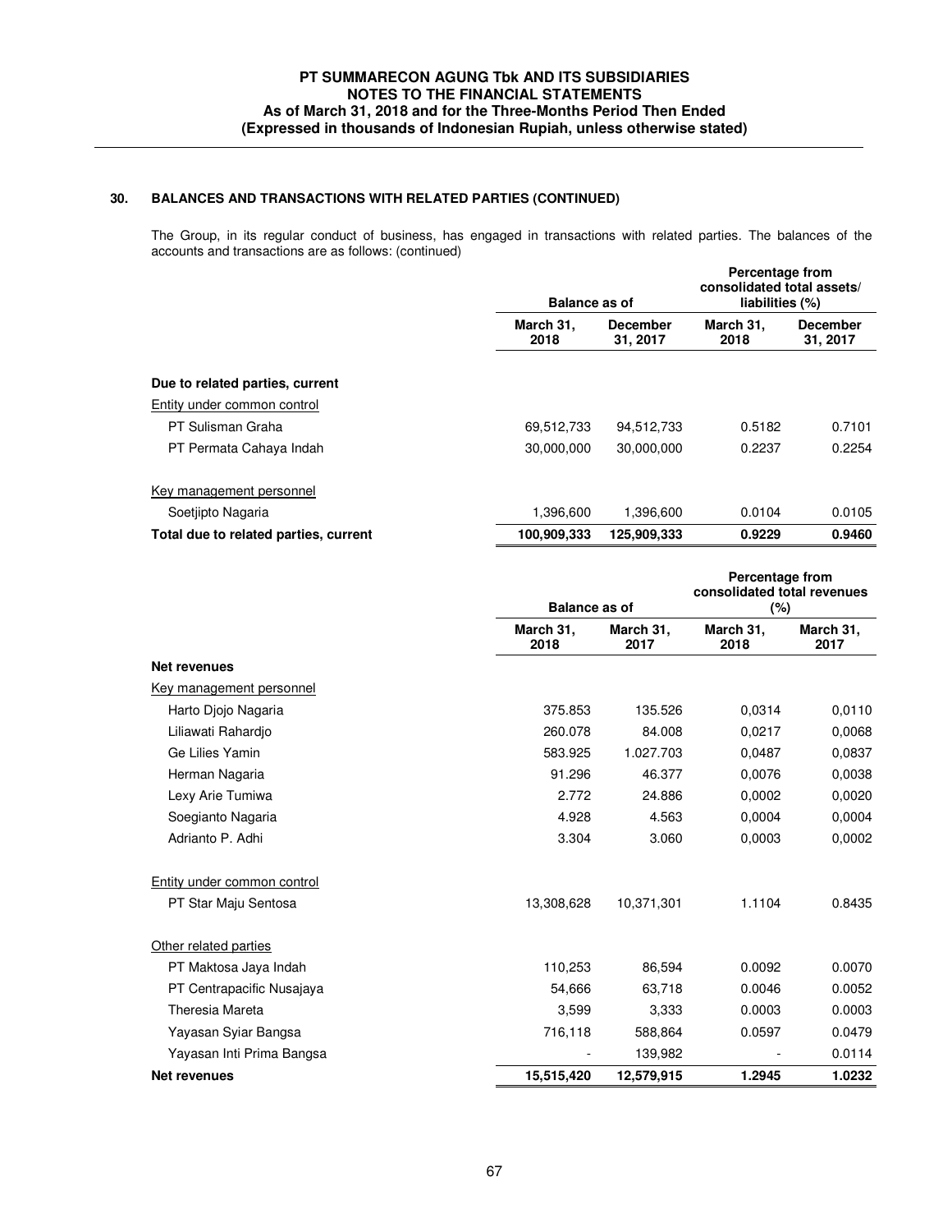## 30. BALANCES AND TRANSACTIONS WITH RELATED PARTIES (CONTINUED)

The Group, in its regular conduct of business, has engaged in transactions with related parties. The balances of the accounts and transactions are as follows: (continued)

| | Balance as of | | Percentage from consolidated total assets/ liabilities (%) | |
|---|---|---|---|---|
| | March 31, 2018 | December 31, 2017 | March 31, 2018 | December 31, 2017 |
| **Due to related parties, current** | | | | |
| Entity under common control | | | | |
| PT Sulisman Graha | 69,512,733 | 94,512,733 | 0.5182 | 0.7101 |
| PT Permata Cahaya Indah | 30,000,000 | 30,000,000 | 0.2237 | 0.2254 |
| Key management personnel | | | | |
| Soetjipto Nagaria | 1,396,600 | 1,396,600 | 0.0104 | 0.0105 |
| **Total due to related parties, current** | **100,909,333** | **125,909,333** | **0.9229** | **0.9460** |

| | Balance as of | | Percentage from consolidated total revenues (%) | |
|---|---|---|---|---|
| | March 31, 2018 | March 31, 2017 | March 31, 2018 | March 31, 2017 |
| **Net revenues** | | | | |
| Key management personnel | | | | |
| Harto Djojo Nagaria | 375.853 | 135.526 | 0,0314 | 0,0110 |
| Liliawati Rahardjo | 260.078 | 84.008 | 0,0217 | 0,0068 |
| Ge Lilies Yamin | 583.925 | 1.027.703 | 0,0487 | 0,0837 |
| Herman Nagaria | 91.296 | 46.377 | 0,0076 | 0,0038 |
| Lexy Arie Tumiwa | 2.772 | 24.886 | 0,0002 | 0,0020 |
| Soegianto Nagaria | 4.928 | 4.563 | 0,0004 | 0,0004 |
| Adrianto P. Adhi | 3.304 | 3.060 | 0,0003 | 0,0002 |
| Entity under common control | | | | |
| PT Star Maju Sentosa | 13,308,628 | 10,371,301 | 1.1104 | 0.8435 |
| Other related parties | | | | |
| PT Maktosa Jaya Indah | 110,253 | 86,594 | 0.0092 | 0.0070 |
| PT Centrapacific Nusajaya | 54,666 | 63,718 | 0.0046 | 0.0052 |
| Theresia Mareta | 3,599 | 3,333 | 0.0003 | 0.0003 |
| Yayasan Syiar Bangsa | 716,118 | 588,864 | 0.0597 | 0.0479 |
| Yayasan Inti Prima Bangsa | - | 139,982 | - | 0.0114 |
| **Net revenues** | **15,515,420** | **12,579,915** | **1.2945** | **1.0232** |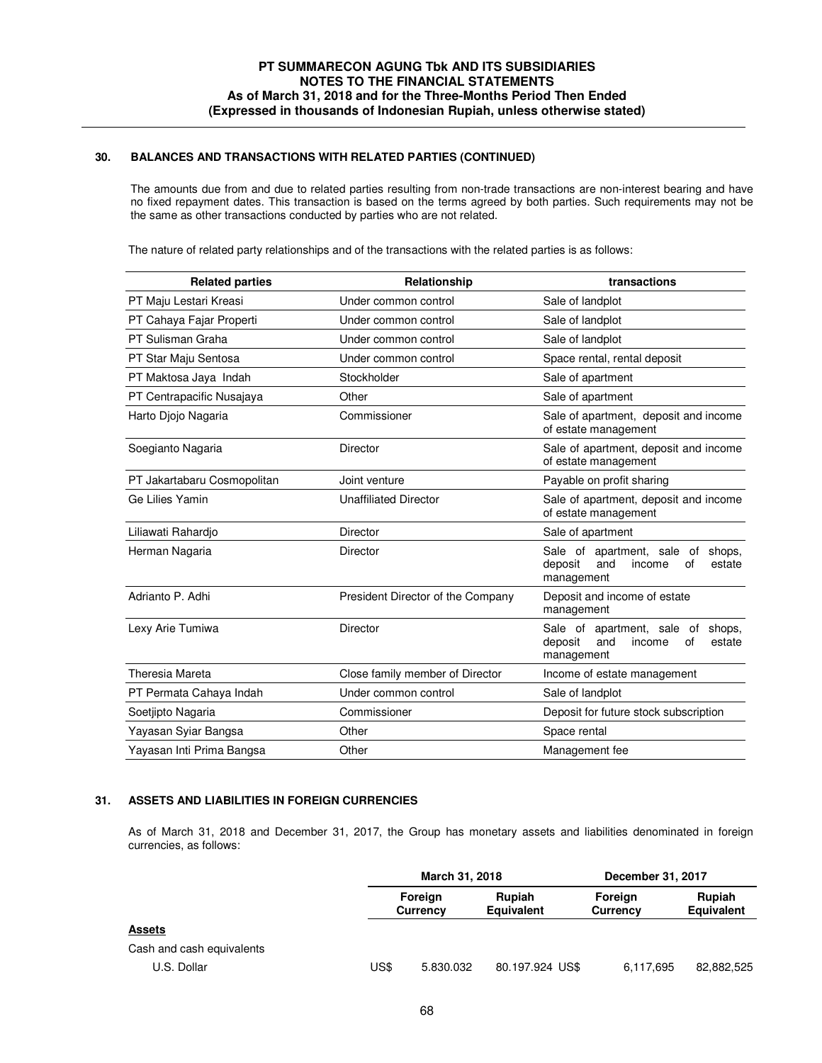## 30. BALANCES AND TRANSACTIONS WITH RELATED PARTIES (CONTINUED)

The amounts due from and due to related parties resulting from non-trade transactions are non-interest bearing and have no fixed repayment dates. This transaction is based on the terms agreed by both parties. Such requirements may not be the same as other transactions conducted by parties who are not related.

The nature of related party relationships and of the transactions with the related parties is as follows:

| Related parties | Relationship | transactions |
|---|---|---|
| PT Maju Lestari Kreasi | Under common control | Sale of landplot |
| PT Cahaya Fajar Properti | Under common control | Sale of landplot |
| PT Sulisman Graha | Under common control | Sale of landplot |
| PT Star Maju Sentosa | Under common control | Space rental, rental deposit |
| PT Maktosa Jaya Indah | Stockholder | Sale of apartment |
| PT Centrapacific Nusajaya | Other | Sale of apartment |
| Harto Djojo Nagaria | Commissioner | Sale of apartment, deposit and income of estate management |
| Soegianto Nagaria | Director | Sale of apartment, deposit and income of estate management |
| PT Jakartabaru Cosmopolitan | Joint venture | Payable on profit sharing |
| Ge Lilies Yamin | Unaffiliated Director | Sale of apartment, deposit and income of estate management |
| Liliawati Rahardjo | Director | Sale of apartment |
| Herman Nagaria | Director | Sale of apartment, sale of shops, deposit and income of estate management |
| Adrianto P. Adhi | President Director of the Company | Deposit and income of estate management |
| Lexy Arie Tumiwa | Director | Sale of apartment, sale of shops, deposit and income of estate management |
| Theresia Mareta | Close family member of Director | Income of estate management |
| PT Permata Cahaya Indah | Under common control | Sale of landplot |
| Soetjipto Nagaria | Commissioner | Deposit for future stock subscription |
| Yayasan Syiar Bangsa | Other | Space rental |
| Yayasan Inti Prima Bangsa | Other | Management fee |

## 31. ASSETS AND LIABILITIES IN FOREIGN CURRENCIES

As of March 31, 2018 and December 31, 2017, the Group has monetary assets and liabilities denominated in foreign currencies, as follows:

| | March 31, 2018 | | | December 31, 2017 | | |
|---|---|---|---|---|---|---|
| | | Foreign Currency | Rupiah Equivalent | | Foreign Currency | Rupiah Equivalent |
| **Assets** | | | | | | |
| Cash and cash equivalents | | | | | | |
| U.S. Dollar | US$ | 5.830.032 | 80.197.924 | US$ | 6,117,695 | 82,882,525 |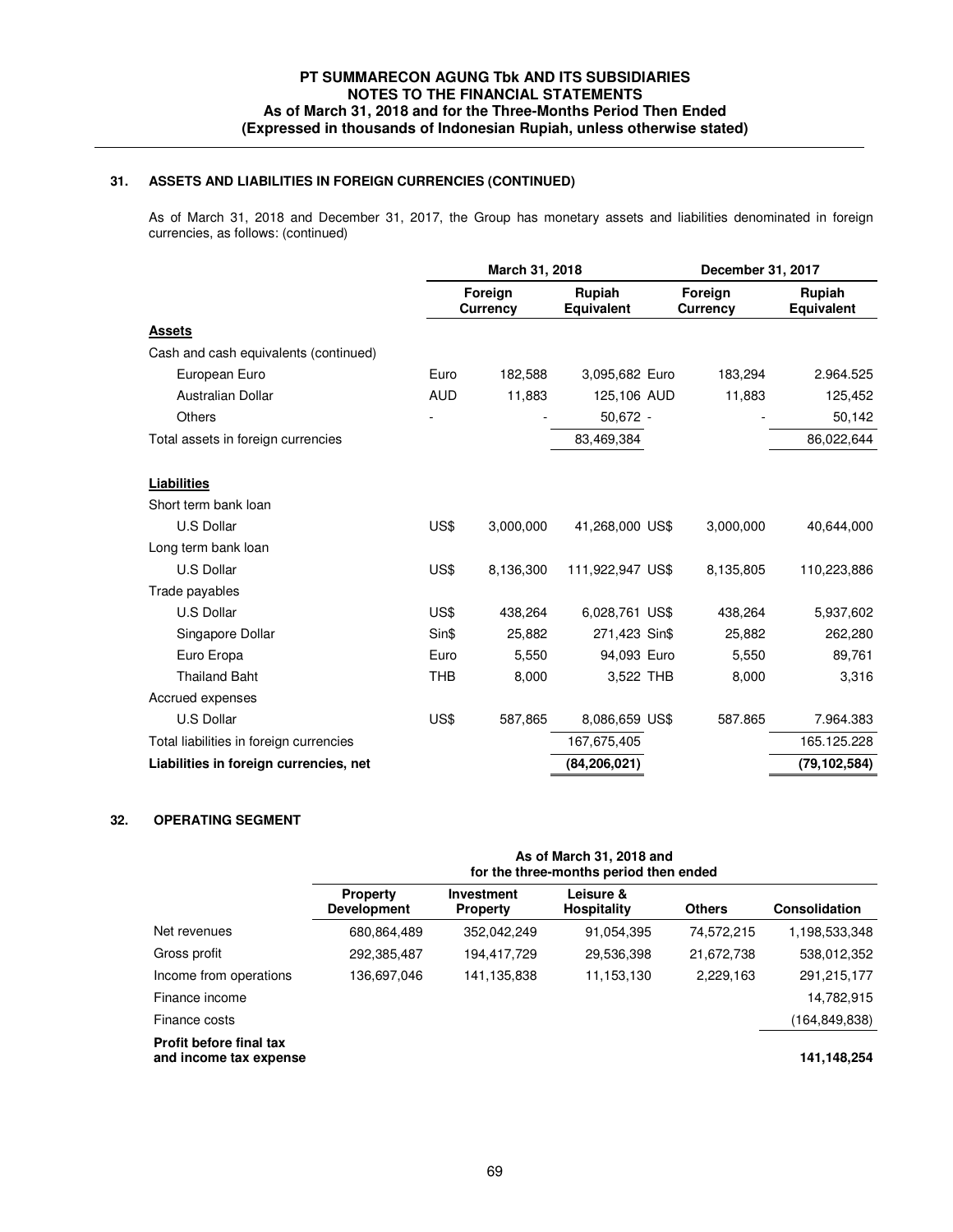## 31. ASSETS AND LIABILITIES IN FOREIGN CURRENCIES (CONTINUED)

As of March 31, 2018 and December 31, 2017, the Group has monetary assets and liabilities denominated in foreign currencies, as follows: (continued)

| | March 31, 2018 | | | December 31, 2017 | | |
|---|---|---|---|---|---|---|
| | | Foreign Currency | Rupiah Equivalent | | Foreign Currency | Rupiah Equivalent |
| **Assets** | | | | | | |
| Cash and cash equivalents (continued) | | | | | | |
| European Euro | Euro | 182,588 | 3,095,682 | Euro | 183,294 | 2.964.525 |
| Australian Dollar | AUD | 11,883 | 125,106 | AUD | 11,883 | 125,452 |
| Others | - | - | 50,672 | - | - | 50,142 |
| Total assets in foreign currencies | | | 83,469,384 | | | 86,022,644 |
| **Liabilities** | | | | | | |
| Short term bank loan | | | | | | |
| U.S Dollar | US$ | 3,000,000 | 41,268,000 | US$ | 3,000,000 | 40,644,000 |
| Long term bank loan | | | | | | |
| U.S Dollar | US$ | 8,136,300 | 111,922,947 | US$ | 8,135,805 | 110,223,886 |
| Trade payables | | | | | | |
| U.S Dollar | US$ | 438,264 | 6,028,761 | US$ | 438,264 | 5,937,602 |
| Singapore Dollar | Sin$ | 25,882 | 271,423 | Sin$ | 25,882 | 262,280 |
| Euro Eropa | Euro | 5,550 | 94,093 | Euro | 5,550 | 89,761 |
| Thailand Baht | THB | 8,000 | 3,522 | THB | 8,000 | 3,316 |
| Accrued expenses | | | | | | |
| U.S Dollar | US$ | 587,865 | 8,086,659 | US$ | 587.865 | 7.964.383 |
| Total liabilities in foreign currencies | | | 167,675,405 | | | 165.125.228 |
| **Liabilities in foreign currencies, net** | | | **(84,206,021)** | | | **(79,102,584)** |

## 32. OPERATING SEGMENT

| | As of March 31, 2018 and for the three-months period then ended | | | | |
|---|---|---|---|---|---|
| | Property Development | Investment Property | Leisure & Hospitality | Others | Consolidation |
| Net revenues | 680,864,489 | 352,042,249 | 91,054,395 | 74,572,215 | 1,198,533,348 |
| Gross profit | 292,385,487 | 194,417,729 | 29,536,398 | 21,672,738 | 538,012,352 |
| Income from operations | 136,697,046 | 141,135,838 | 11,153,130 | 2,229,163 | 291,215,177 |
| Finance income | | | | | 14,782,915 |
| Finance costs | | | | | (164,849,838) |
| **Profit before final tax and income tax expense** | | | | | **141,148,254** |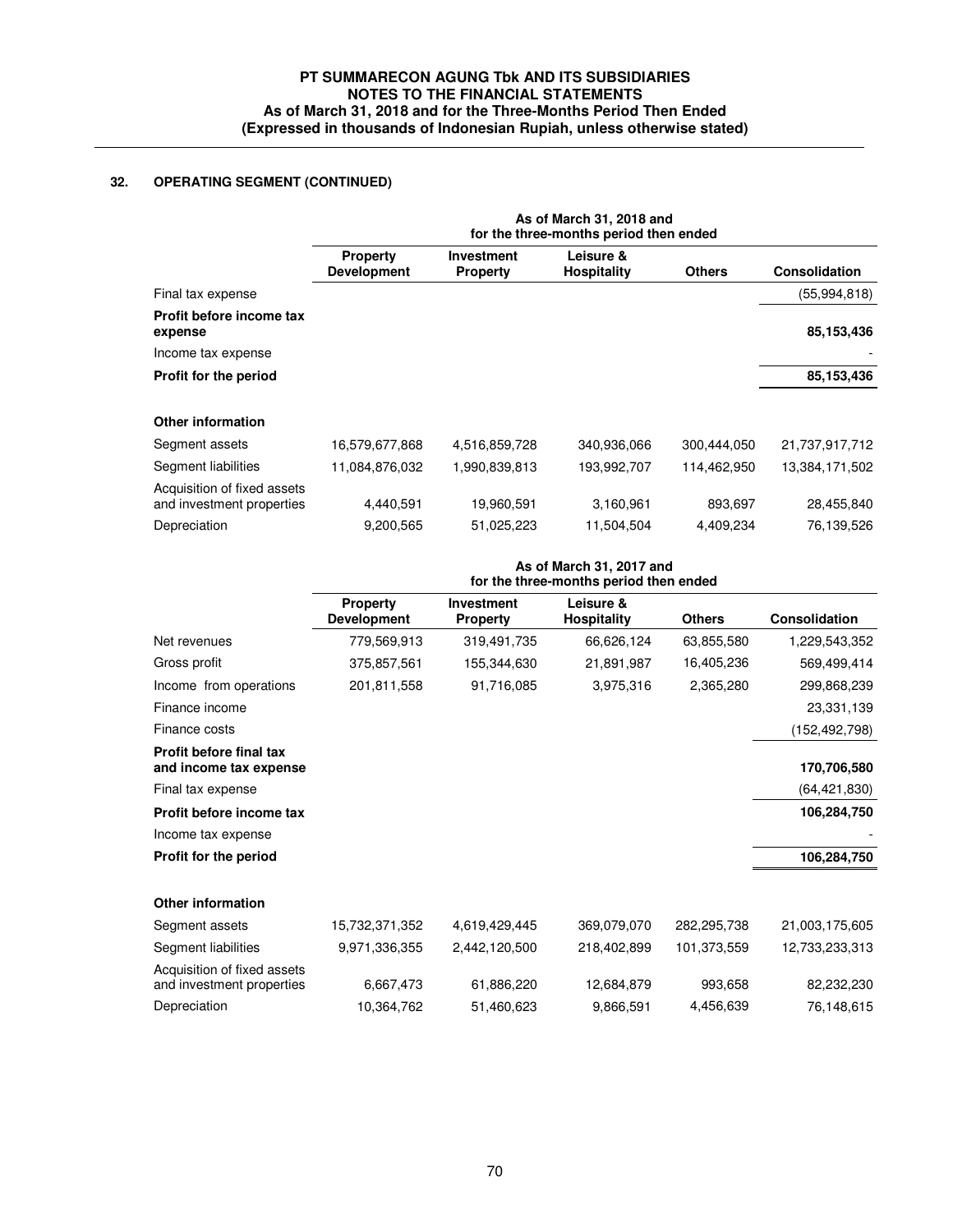## 32. OPERATING SEGMENT (CONTINUED)

| | As of March 31, 2018 and for the three-months period then ended | | | | |
|---|---|---|---|---|---|
| | Property Development | Investment Property | Leisure & Hospitality | Others | Consolidation |
| Final tax expense | | | | | (55,994,818) |
| **Profit before income tax expense** | | | | | **85,153,436** |
| Income tax expense | | | | | - |
| **Profit for the period** | | | | | **85,153,436** |
| **Other information** | | | | | |
| Segment assets | 16,579,677,868 | 4,516,859,728 | 340,936,066 | 300,444,050 | 21,737,917,712 |
| Segment liabilities | 11,084,876,032 | 1,990,839,813 | 193,992,707 | 114,462,950 | 13,384,171,502 |
| Acquisition of fixed assets and investment properties | 4,440,591 | 19,960,591 | 3,160,961 | 893,697 | 28,455,840 |
| Depreciation | 9,200,565 | 51,025,223 | 11,504,504 | 4,409,234 | 76,139,526 |

| | As of March 31, 2017 and for the three-months period then ended | | | | |
|---|---|---|---|---|---|
| | Property Development | Investment Property | Leisure & Hospitality | Others | Consolidation |
| Net revenues | 779,569,913 | 319,491,735 | 66,626,124 | 63,855,580 | 1,229,543,352 |
| Gross profit | 375,857,561 | 155,344,630 | 21,891,987 | 16,405,236 | 569,499,414 |
| Income from operations | 201,811,558 | 91,716,085 | 3,975,316 | 2,365,280 | 299,868,239 |
| Finance income | | | | | 23,331,139 |
| Finance costs | | | | | (152,492,798) |
| **Profit before final tax and income tax expense** | | | | | **170,706,580** |
| Final tax expense | | | | | (64,421,830) |
| **Profit before income tax** | | | | | **106,284,750** |
| Income tax expense | | | | | - |
| **Profit for the period** | | | | | **106,284,750** |
| **Other information** | | | | | |
| Segment assets | 15,732,371,352 | 4,619,429,445 | 369,079,070 | 282,295,738 | 21,003,175,605 |
| Segment liabilities | 9,971,336,355 | 2,442,120,500 | 218,402,899 | 101,373,559 | 12,733,233,313 |
| Acquisition of fixed assets and investment properties | 6,667,473 | 61,886,220 | 12,684,879 | 993,658 | 82,232,230 |
| Depreciation | 10,364,762 | 51,460,623 | 9,866,591 | 4,456,639 | 76,148,615 |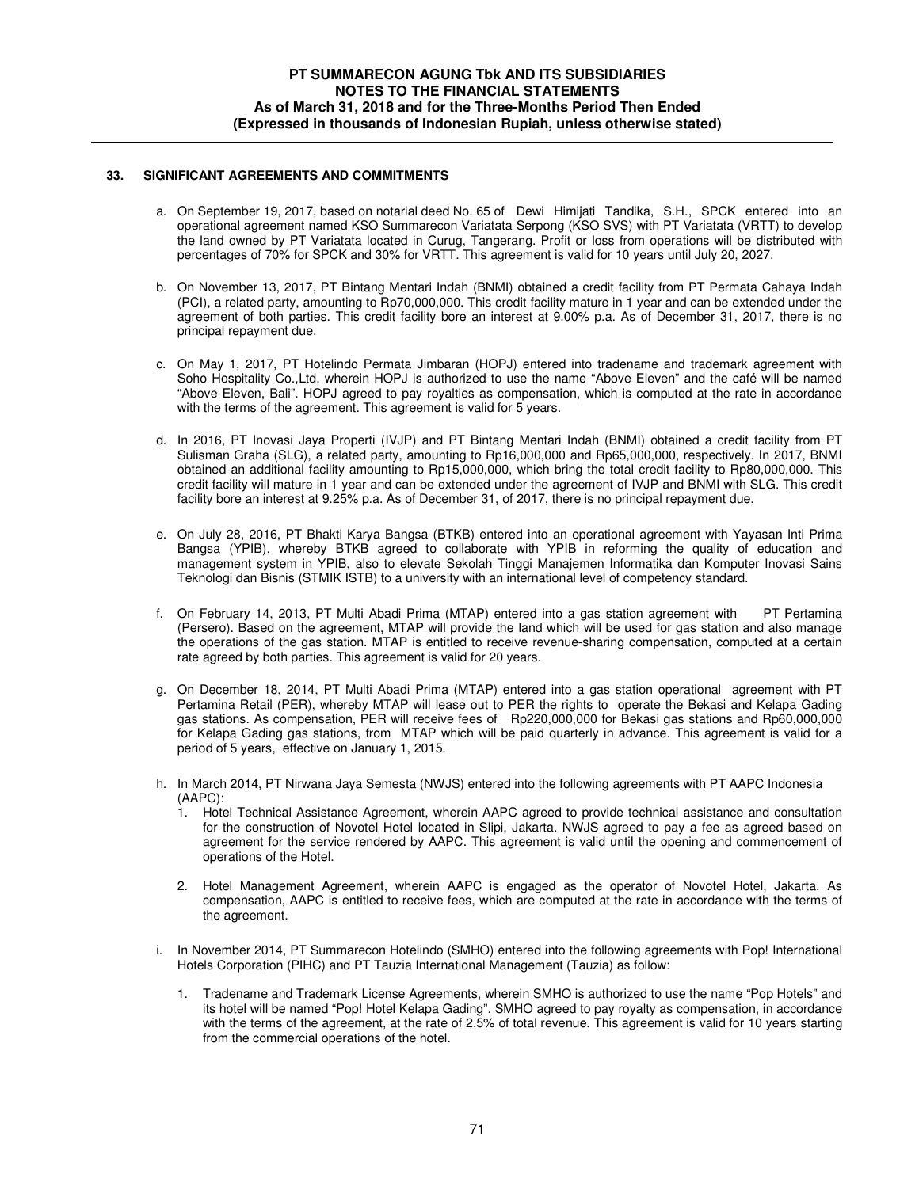## 33. SIGNIFICANT AGREEMENTS AND COMMITMENTS

a. On September 19, 2017, based on notarial deed No. 65 of Dewi Himijati Tandika, S.H., SPCK entered into an operational agreement named KSO Summarecon Variatata Serpong (KSO SVS) with PT Variatata (VRTT) to develop the land owned by PT Variatata located in Curug, Tangerang. Profit or loss from operations will be distributed with percentages of 70% for SPCK and 30% for VRTT. This agreement is valid for 10 years until July 20, 2027.

b. On November 13, 2017, PT Bintang Mentari Indah (BNMI) obtained a credit facility from PT Permata Cahaya Indah (PCI), a related party, amounting to Rp70,000,000. This credit facility mature in 1 year and can be extended under the agreement of both parties. This credit facility bore an interest at 9.00% p.a. As of December 31, 2017, there is no principal repayment due.

c. On May 1, 2017, PT Hotelindo Permata Jimbaran (HOPJ) entered into tradename and trademark agreement with Soho Hospitality Co.,Ltd, wherein HOPJ is authorized to use the name "Above Eleven" and the café will be named "Above Eleven, Bali". HOPJ agreed to pay royalties as compensation, which is computed at the rate in accordance with the terms of the agreement. This agreement is valid for 5 years.

d. In 2016, PT Inovasi Jaya Properti (IVJP) and PT Bintang Mentari Indah (BNMI) obtained a credit facility from PT Sulisman Graha (SLG), a related party, amounting to Rp16,000,000 and Rp65,000,000, respectively. In 2017, BNMI obtained an additional facility amounting to Rp15,000,000, which bring the total credit facility to Rp80,000,000. This credit facility will mature in 1 year and can be extended under the agreement of IVJP and BNMI with SLG. This credit facility bore an interest at 9.25% p.a. As of December 31, of 2017, there is no principal repayment due.

e. On July 28, 2016, PT Bhakti Karya Bangsa (BTKB) entered into an operational agreement with Yayasan Inti Prima Bangsa (YPIB), whereby BTKB agreed to collaborate with YPIB in reforming the quality of education and management system in YPIB, also to elevate Sekolah Tinggi Manajemen Informatika dan Komputer Inovasi Sains Teknologi dan Bisnis (STMIK ISTB) to a university with an international level of competency standard.

f. On February 14, 2013, PT Multi Abadi Prima (MTAP) entered into a gas station agreement with PT Pertamina (Persero). Based on the agreement, MTAP will provide the land which will be used for gas station and also manage the operations of the gas station. MTAP is entitled to receive revenue-sharing compensation, computed at a certain rate agreed by both parties. This agreement is valid for 20 years.

g. On December 18, 2014, PT Multi Abadi Prima (MTAP) entered into a gas station operational agreement with PT Pertamina Retail (PER), whereby MTAP will lease out to PER the rights to operate the Bekasi and Kelapa Gading gas stations. As compensation, PER will receive fees of Rp220,000,000 for Bekasi gas stations and Rp60,000,000 for Kelapa Gading gas stations, from MTAP which will be paid quarterly in advance. This agreement is valid for a period of 5 years, effective on January 1, 2015.

h. In March 2014, PT Nirwana Jaya Semesta (NWJS) entered into the following agreements with PT AAPC Indonesia (AAPC):

   1. Hotel Technical Assistance Agreement, wherein AAPC agreed to provide technical assistance and consultation for the construction of Novotel Hotel located in Slipi, Jakarta. NWJS agreed to pay a fee as agreed based on agreement for the service rendered by AAPC. This agreement is valid until the opening and commencement of operations of the Hotel.

   2. Hotel Management Agreement, wherein AAPC is engaged as the operator of Novotel Hotel, Jakarta. As compensation, AAPC is entitled to receive fees, which are computed at the rate in accordance with the terms of the agreement.

i. In November 2014, PT Summarecon Hotelindo (SMHO) entered into the following agreements with Pop! International Hotels Corporation (PIHC) and PT Tauzia International Management (Tauzia) as follow:

   1. Tradename and Trademark License Agreements, wherein SMHO is authorized to use the name "Pop Hotels" and its hotel will be named "Pop! Hotel Kelapa Gading". SMHO agreed to pay royalty as compensation, in accordance with the terms of the agreement, at the rate of 2.5% of total revenue. This agreement is valid for 10 years starting from the commercial operations of the hotel.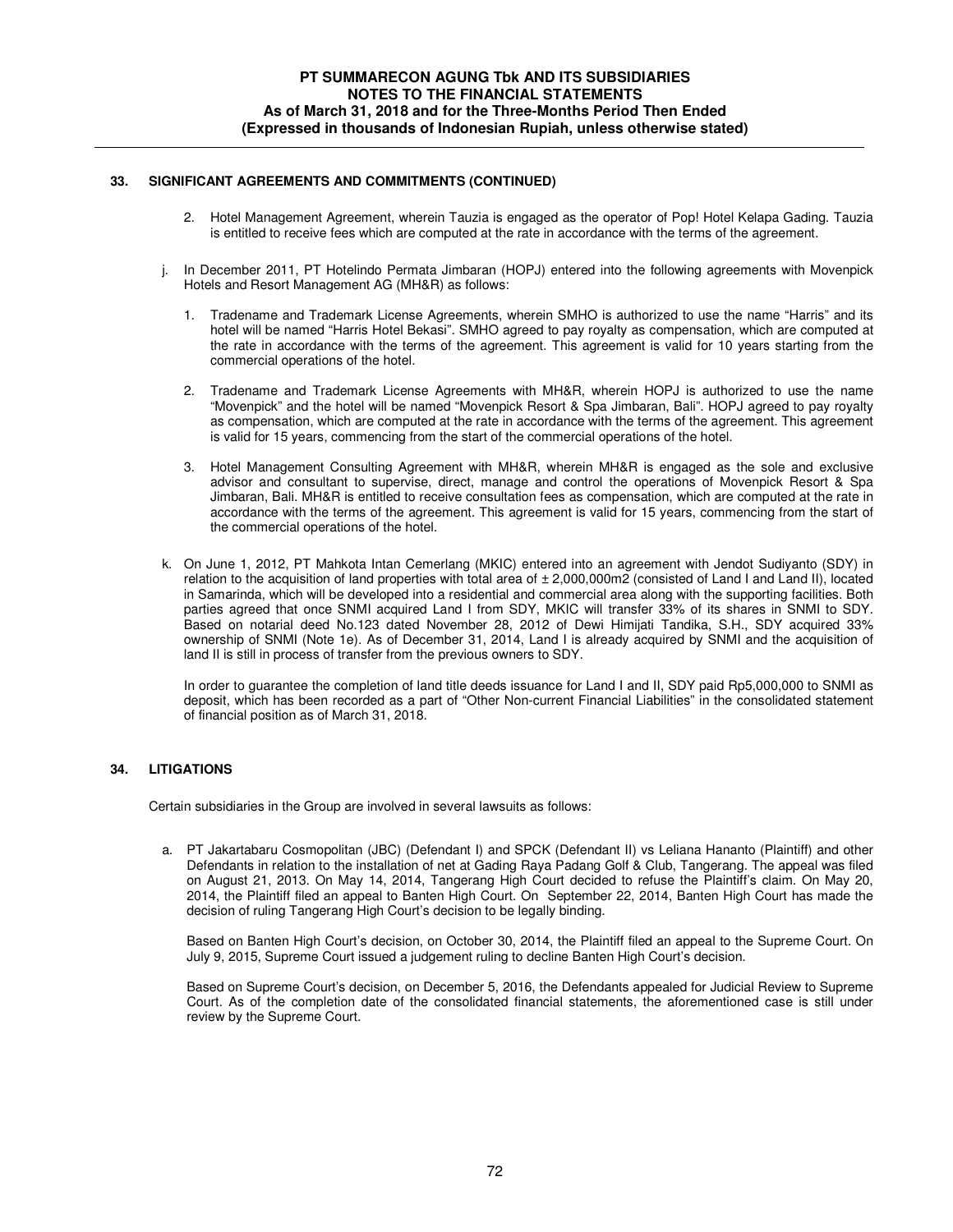## 33. SIGNIFICANT AGREEMENTS AND COMMITMENTS (CONTINUED)

2. Hotel Management Agreement, wherein Tauzia is engaged as the operator of Pop! Hotel Kelapa Gading. Tauzia is entitled to receive fees which are computed at the rate in accordance with the terms of the agreement.

j. In December 2011, PT Hotelindo Permata Jimbaran (HOPJ) entered into the following agreements with Movenpick Hotels and Resort Management AG (MH&R) as follows:

   1. Tradename and Trademark License Agreements, wherein SMHO is authorized to use the name "Harris" and its hotel will be named "Harris Hotel Bekasi". SMHO agreed to pay royalty as compensation, which are computed at the rate in accordance with the terms of the agreement. This agreement is valid for 10 years starting from the commercial operations of the hotel.

   2. Tradename and Trademark License Agreements with MH&R, wherein HOPJ is authorized to use the name "Movenpick" and the hotel will be named "Movenpick Resort & Spa Jimbaran, Bali". HOPJ agreed to pay royalty as compensation, which are computed at the rate in accordance with the terms of the agreement. This agreement is valid for 15 years, commencing from the start of the commercial operations of the hotel.

   3. Hotel Management Consulting Agreement with MH&R, wherein MH&R is engaged as the sole and exclusive advisor and consultant to supervise, direct, manage and control the operations of Movenpick Resort & Spa Jimbaran, Bali. MH&R is entitled to receive consultation fees as compensation, which are computed at the rate in accordance with the terms of the agreement. This agreement is valid for 15 years, commencing from the start of the commercial operations of the hotel.

k. On June 1, 2012, PT Mahkota Intan Cemerlang (MKIC) entered into an agreement with Jendot Sudiyanto (SDY) in relation to the acquisition of land properties with total area of ± 2,000,000m2 (consisted of Land I and Land II), located in Samarinda, which will be developed into a residential and commercial area along with the supporting facilities. Both parties agreed that once SNMI acquired Land I from SDY, MKIC will transfer 33% of its shares in SNMI to SDY. Based on notarial deed No.123 dated November 28, 2012 of Dewi Himijati Tandika, S.H., SDY acquired 33% ownership of SNMI (Note 1e). As of December 31, 2014, Land I is already acquired by SNMI and the acquisition of land II is still in process of transfer from the previous owners to SDY.

   In order to guarantee the completion of land title deeds issuance for Land I and II, SDY paid Rp5,000,000 to SNMI as deposit, which has been recorded as a part of "Other Non-current Financial Liabilities" in the consolidated statement of financial position as of March 31, 2018.

## 34. LITIGATIONS

Certain subsidiaries in the Group are involved in several lawsuits as follows:

a. PT Jakartabaru Cosmopolitan (JBC) (Defendant I) and SPCK (Defendant II) vs Leliana Hananto (Plaintiff) and other Defendants in relation to the installation of net at Gading Raya Padang Golf & Club, Tangerang. The appeal was filed on August 21, 2013. On May 14, 2014, Tangerang High Court decided to refuse the Plaintiff's claim. On May 20, 2014, the Plaintiff filed an appeal to Banten High Court. On September 22, 2014, Banten High Court has made the decision of ruling Tangerang High Court's decision to be legally binding.

   Based on Banten High Court's decision, on October 30, 2014, the Plaintiff filed an appeal to the Supreme Court. On July 9, 2015, Supreme Court issued a judgement ruling to decline Banten High Court's decision.

   Based on Supreme Court's decision, on December 5, 2016, the Defendants appealed for Judicial Review to Supreme Court. As of the completion date of the consolidated financial statements, the aforementioned case is still under review by the Supreme Court.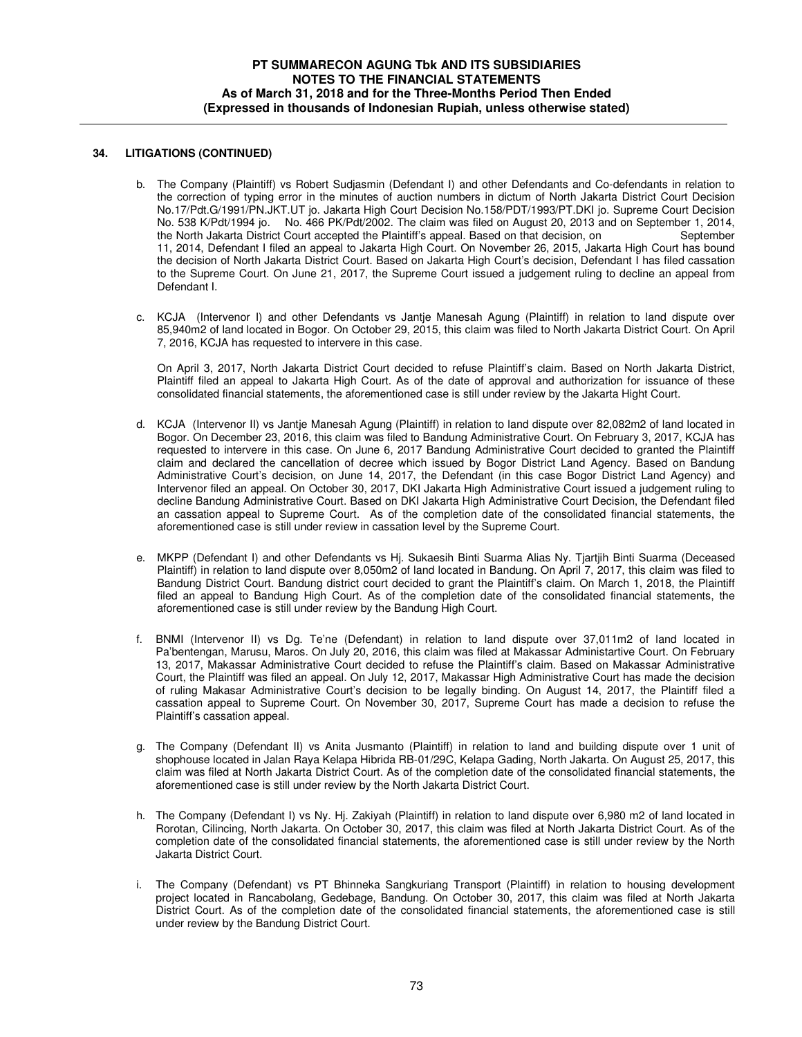## 34. LITIGATIONS (CONTINUED)

b. The Company (Plaintiff) vs Robert Sudjasmin (Defendant I) and other Defendants and Co-defendants in relation to the correction of typing error in the minutes of auction numbers in dictum of North Jakarta District Court Decision No.17/Pdt.G/1991/PN.JKT.UT jo. Jakarta High Court Decision No.158/PDT/1993/PT.DKI jo. Supreme Court Decision No. 538 K/Pdt/1994 jo. No. 466 PK/Pdt/2002. The claim was filed on August 20, 2013 and on September 1, 2014, the North Jakarta District Court accepted the Plaintiff's appeal. Based on that decision, on September 11, 2014, Defendant I filed an appeal to Jakarta High Court. On November 26, 2015, Jakarta High Court has bound the decision of North Jakarta District Court. Based on Jakarta High Court's decision, Defendant I has filed cassation to the Supreme Court. On June 21, 2017, the Supreme Court issued a judgement ruling to decline an appeal from Defendant I.

c. KCJA (Intervenor I) and other Defendants vs Jantje Manesah Agung (Plaintiff) in relation to land dispute over 85,940m2 of land located in Bogor. On October 29, 2015, this claim was filed to North Jakarta District Court. On April 7, 2016, KCJA has requested to intervere in this case.

   On April 3, 2017, North Jakarta District Court decided to refuse Plaintiff's claim. Based on North Jakarta District, Plaintiff filed an appeal to Jakarta High Court. As of the date of approval and authorization for issuance of these consolidated financial statements, the aforementioned case is still under review by the Jakarta Hight Court.

d. KCJA (Intervenor II) vs Jantje Manesah Agung (Plaintiff) in relation to land dispute over 82,082m2 of land located in Bogor. On December 23, 2016, this claim was filed to Bandung Administrative Court. On February 3, 2017, KCJA has requested to intervere in this case. On June 6, 2017 Bandung Administrative Court decided to granted the Plaintiff claim and declared the cancellation of decree which issued by Bogor District Land Agency. Based on Bandung Administrative Court's decision, on June 14, 2017, the Defendant (in this case Bogor District Land Agency) and Intervenor filed an appeal. On October 30, 2017, DKI Jakarta High Administrative Court issued a judgement ruling to decline Bandung Administrative Court. Based on DKI Jakarta High Administrative Court Decision, the Defendant filed an cassation appeal to Supreme Court. As of the completion date of the consolidated financial statements, the aforementioned case is still under review in cassation level by the Supreme Court.

e. MKPP (Defendant I) and other Defendants vs Hj. Sukaesih Binti Suarma Alias Ny. Tjartjih Binti Suarma (Deceased Plaintiff) in relation to land dispute over 8,050m2 of land located in Bandung. On April 7, 2017, this claim was filed to Bandung District Court. Bandung district court decided to grant the Plaintiff's claim. On March 1, 2018, the Plaintiff filed an appeal to Bandung High Court. As of the completion date of the consolidated financial statements, the aforementioned case is still under review by the Bandung High Court.

f. BNMI (Intervenor II) vs Dg. Te'ne (Defendant) in relation to land dispute over 37,011m2 of land located in Pa'bentengan, Marusu, Maros. On July 20, 2016, this claim was filed at Makassar Administartive Court. On February 13, 2017, Makassar Administrative Court decided to refuse the Plaintiff's claim. Based on Makassar Administrative Court, the Plaintiff was filed an appeal. On July 12, 2017, Makassar High Administrative Court has made the decision of ruling Makasar Administrative Court's decision to be legally binding. On August 14, 2017, the Plaintiff filed a cassation appeal to Supreme Court. On November 30, 2017, Supreme Court has made a decision to refuse the Plaintiff's cassation appeal.

g. The Company (Defendant II) vs Anita Jusmanto (Plaintiff) in relation to land and building dispute over 1 unit of shophouse located in Jalan Raya Kelapa Hibrida RB-01/29C, Kelapa Gading, North Jakarta. On August 25, 2017, this claim was filed at North Jakarta District Court. As of the completion date of the consolidated financial statements, the aforementioned case is still under review by the North Jakarta District Court.

h. The Company (Defendant I) vs Ny. Hj. Zakiyah (Plaintiff) in relation to land dispute over 6,980 m2 of land located in Rorotan, Cilincing, North Jakarta. On October 30, 2017, this claim was filed at North Jakarta District Court. As of the completion date of the consolidated financial statements, the aforementioned case is still under review by the North Jakarta District Court.

i. The Company (Defendant) vs PT Bhinneka Sangkuriang Transport (Plaintiff) in relation to housing development project located in Rancabolang, Gedebage, Bandung. On October 30, 2017, this claim was filed at North Jakarta District Court. As of the completion date of the consolidated financial statements, the aforementioned case is still under review by the Bandung District Court.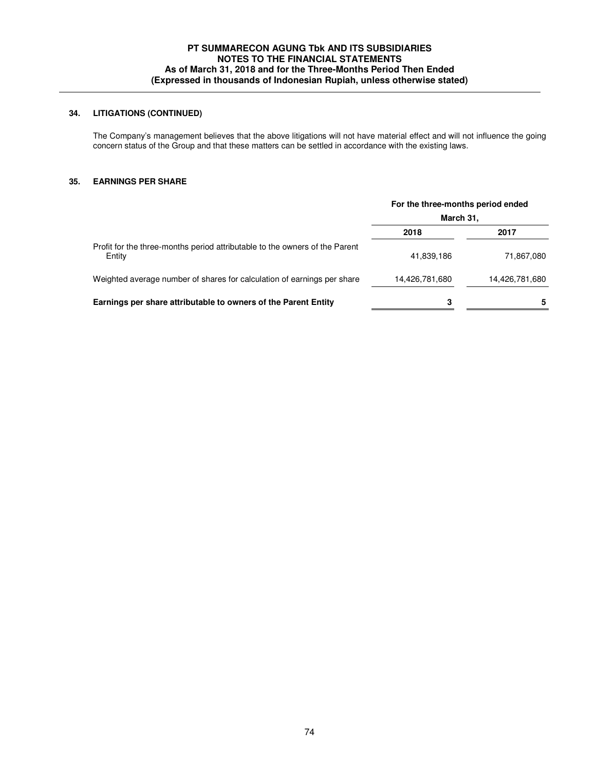## 34. LITIGATIONS (CONTINUED)

The Company's management believes that the above litigations will not have material effect and will not influence the going concern status of the Group and that these matters can be settled in accordance with the existing laws.

## 35. EARNINGS PER SHARE

| | For the three-months period ended March 31, | |
|---|---|---|
| | 2018 | 2017 |
| Profit for the three-months period attributable to the owners of the Parent Entity | 41,839,186 | 71,867,080 |
| Weighted average number of shares for calculation of earnings per share | 14,426,781,680 | 14,426,781,680 |
| **Earnings per share attributable to owners of the Parent Entity** | **3** | **5** |